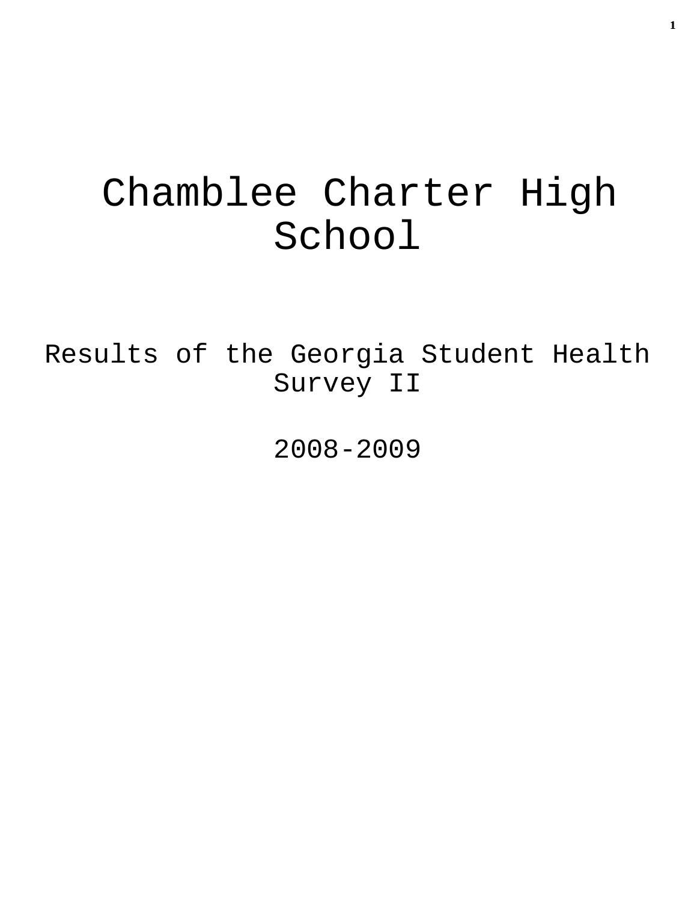# Chamblee Charter High School

## Results of the Georgia Student Health Survey II

## 2008-2009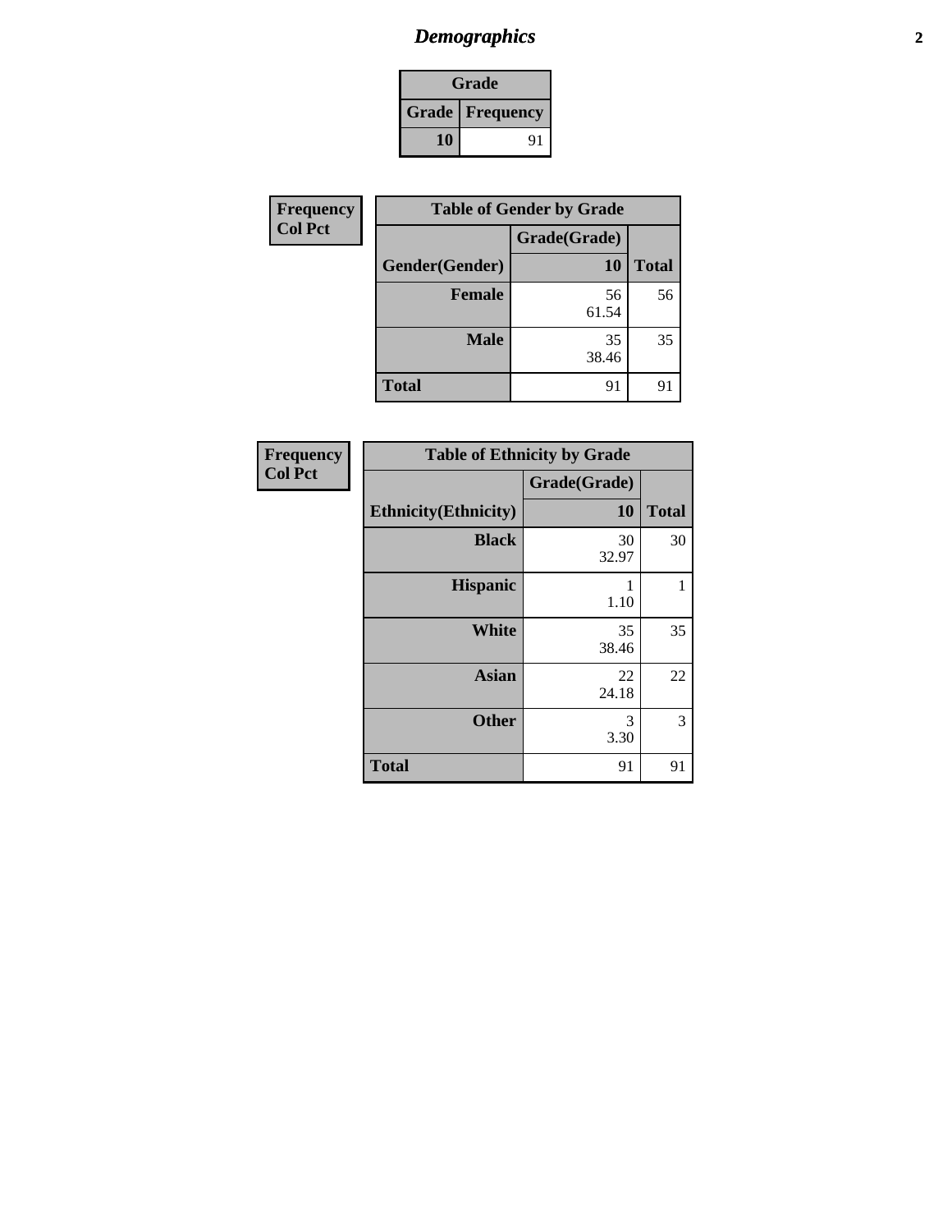## *Demographics*

| Grade | |
|---|---|
| **Grade** | **Frequency** |
| **10** | 91 |

**Frequency**
**Col Pct**

| Table of Gender by Grade | | |
|---|---|---|
| | Grade(Grade) | |
| **Gender(Gender)** | **10** | **Total** |
| **Female** | 56<br>61.54 | 56 |
| **Male** | 35<br>38.46 | 35 |
| **Total** | 91 | 91 |

**Frequency**
**Col Pct**

| Table of Ethnicity by Grade | | |
|---|---|---|
| | Grade(Grade) | |
| **Ethnicity(Ethnicity)** | **10** | **Total** |
| **Black** | 30<br>32.97 | 30 |
| **Hispanic** | 1<br>1.10 | 1 |
| **White** | 35<br>38.46 | 35 |
| **Asian** | 22<br>24.18 | 22 |
| **Other** | 3<br>3.30 | 3 |
| **Total** | 91 | 91 |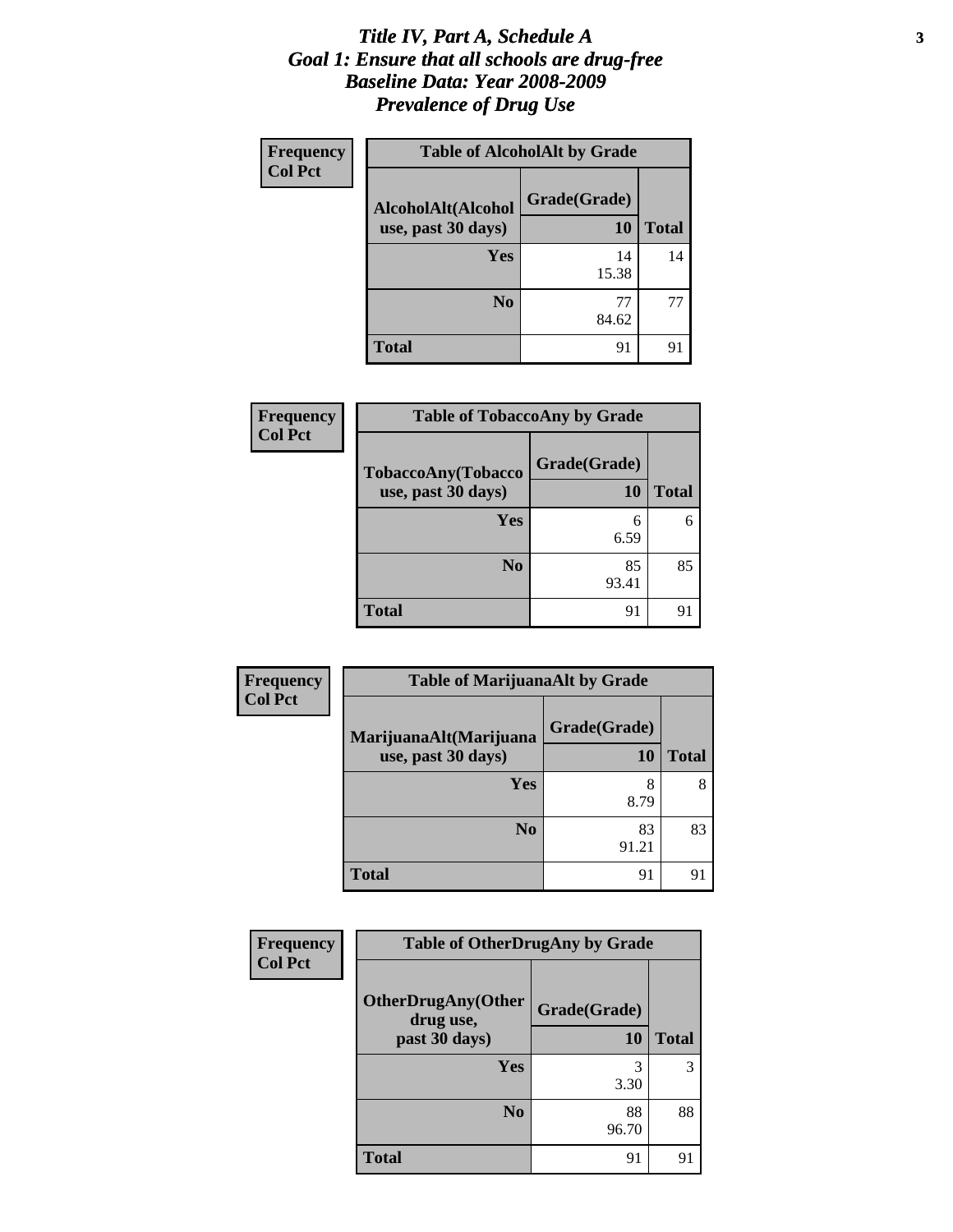# *Title IV, Part A, Schedule A*
# *Goal 1: Ensure that all schools are drug-free*
# *Baseline Data: Year 2008-2009*
# *Prevalence of Drug Use*

**Frequency**
**Col Pct**

**Table of AlcoholAlt by Grade**

| AlcoholAlt(Alcohol use, past 30 days) | Grade(Grade) 10 | Total |
|---|---|---|
| Yes | 14<br>15.38 | 14 |
| No | 77<br>84.62 | 77 |
| Total | 91 | 91 |

**Frequency**
**Col Pct**

**Table of TobaccoAny by Grade**

| TobaccoAny(Tobacco use, past 30 days) | Grade(Grade) 10 | Total |
|---|---|---|
| Yes | 6<br>6.59 | 6 |
| No | 85<br>93.41 | 85 |
| Total | 91 | 91 |

**Frequency**
**Col Pct**

**Table of MarijuanaAlt by Grade**

| MarijuanaAlt(Marijuana use, past 30 days) | Grade(Grade) 10 | Total |
|---|---|---|
| Yes | 8<br>8.79 | 8 |
| No | 83<br>91.21 | 83 |
| Total | 91 | 91 |

**Frequency**
**Col Pct**

**Table of OtherDrugAny by Grade**

| OtherDrugAny(Other drug use, past 30 days) | Grade(Grade) 10 | Total |
|---|---|---|
| Yes | 3<br>3.30 | 3 |
| No | 88<br>96.70 | 88 |
| Total | 91 | 91 |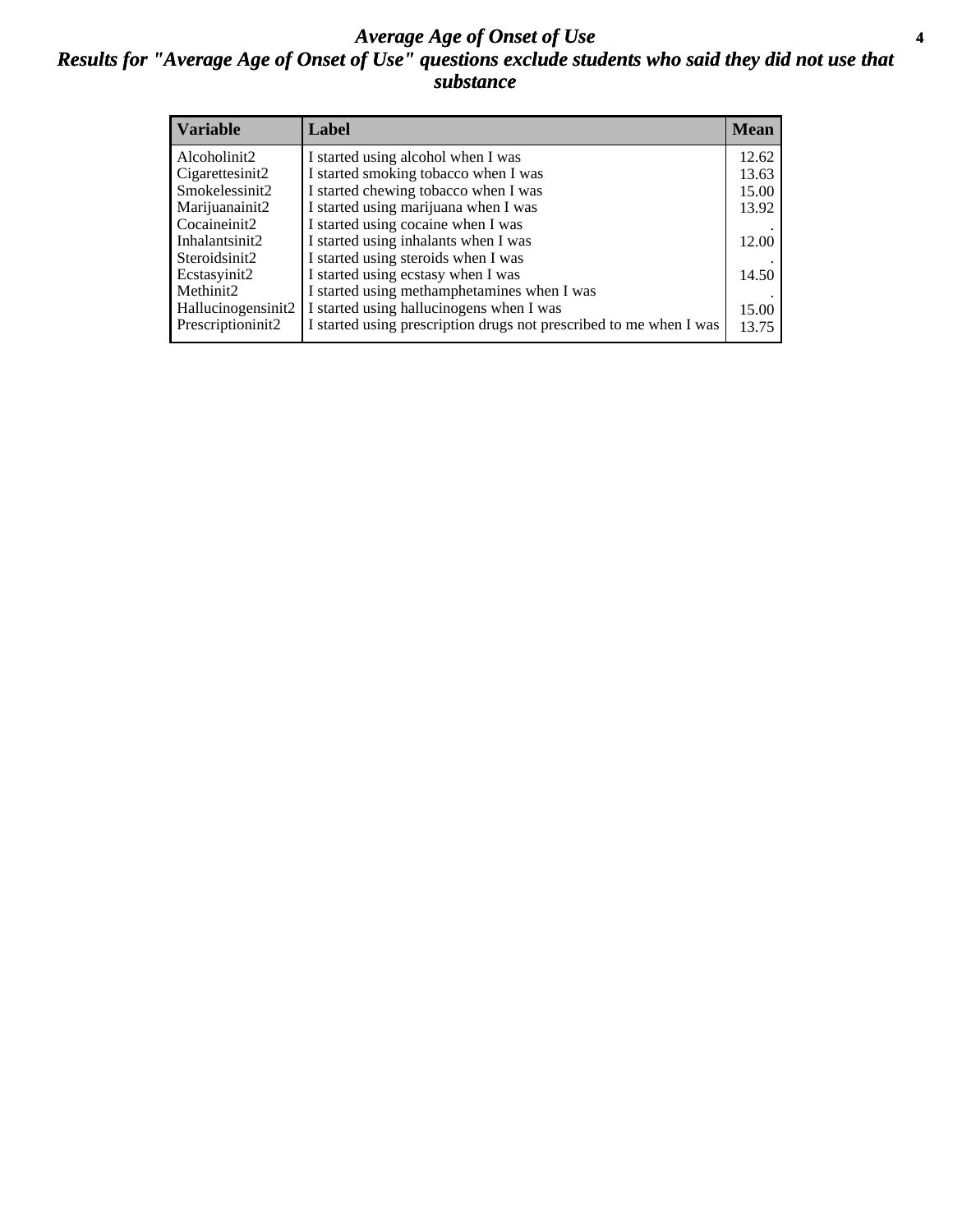# *Average Age of Onset of Use*

## *Results for "Average Age of Onset of Use" questions exclude students who said they did not use that substance*

| Variable | Label | Mean |
|---|---|---|
| Alcoholinit2 | I started using alcohol when I was | 12.62 |
| Cigarettesinit2 | I started smoking tobacco when I was | 13.63 |
| Smokelessinit2 | I started chewing tobacco when I was | 15.00 |
| Marijuanainit2 | I started using marijuana when I was | 13.92 |
| Cocaineinit2 | I started using cocaine when I was | . |
| Inhalantsinit2 | I started using inhalants when I was | 12.00 |
| Steroidsinit2 | I started using steroids when I was | . |
| Ecstasyinit2 | I started using ecstasy when I was | 14.50 |
| Methinit2 | I started using methamphetamines when I was | . |
| Hallucinogensinit2 | I started using hallucinogens when I was | 15.00 |
| Prescriptioninit2 | I started using prescription drugs not prescribed to me when I was | 13.75 |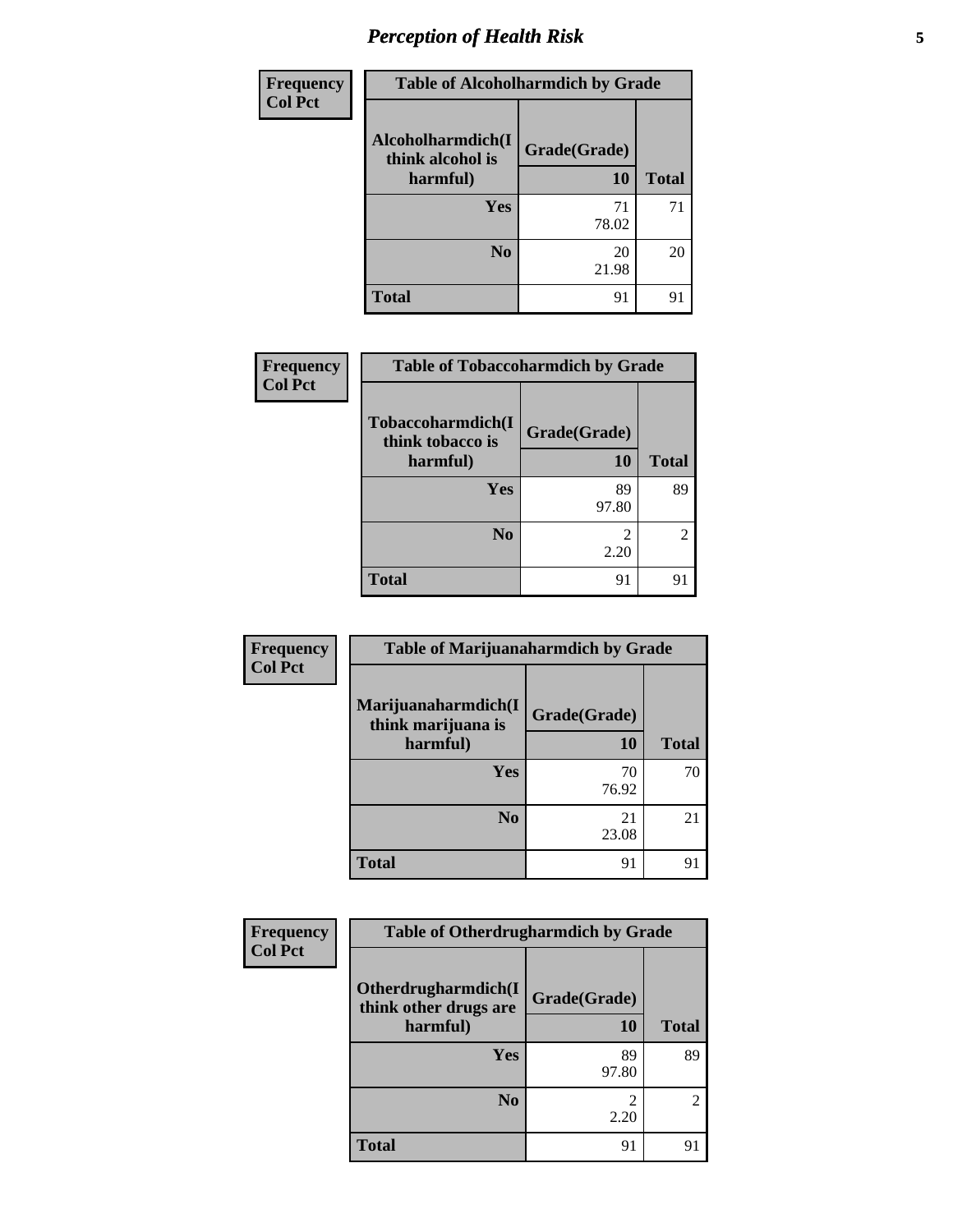## Perception of Health Risk

**Frequency / Col Pct**

**Table of Alcoholharmdich by Grade**

| Alcoholharmdich(I think alcohol is harmful) | Grade(Grade) 10 | Total |
|---|---|---|
| **Yes** | 71<br>78.02 | 71 |
| **No** | 20<br>21.98 | 20 |
| **Total** | 91 | 91 |

**Frequency / Col Pct**

**Table of Tobaccoharmdich by Grade**

| Tobaccoharmdich(I think tobacco is harmful) | Grade(Grade) 10 | Total |
|---|---|---|
| **Yes** | 89<br>97.80 | 89 |
| **No** | 2<br>2.20 | 2 |
| **Total** | 91 | 91 |

**Frequency / Col Pct**

**Table of Marijuanaharmdich by Grade**

| Marijuanaharmdich(I think marijuana is harmful) | Grade(Grade) 10 | Total |
|---|---|---|
| **Yes** | 70<br>76.92 | 70 |
| **No** | 21<br>23.08 | 21 |
| **Total** | 91 | 91 |

**Frequency / Col Pct**

**Table of Otherdrugharmdich by Grade**

| Otherdrugharmdich(I think other drugs are harmful) | Grade(Grade) 10 | Total |
|---|---|---|
| **Yes** | 89<br>97.80 | 89 |
| **No** | 2<br>2.20 | 2 |
| **Total** | 91 | 91 |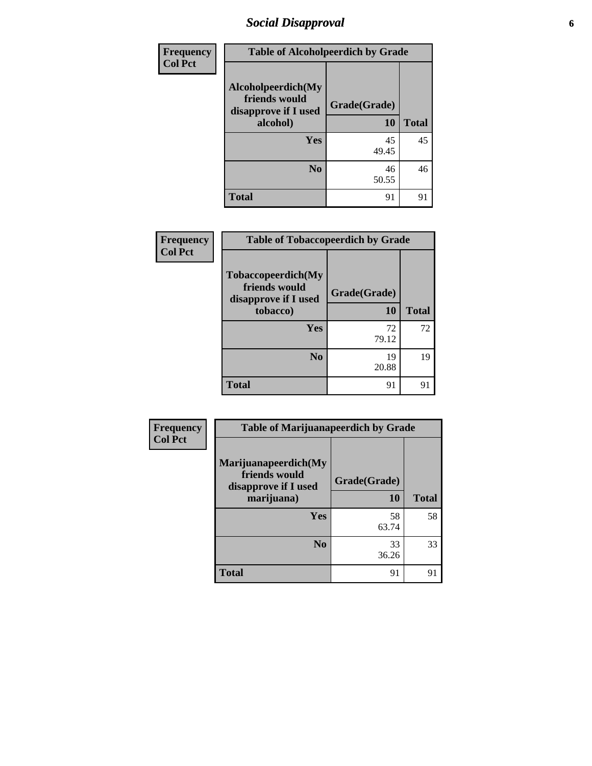## Social Disapproval

| Frequency Col Pct | Table of Alcoholpeerdich by Grade | |
|---|---|---|
| **Alcoholpeerdich(My friends would disapprove if I used alcohol)** | **Grade(Grade)** **10** | **Total** |
| **Yes** | 45 49.45 | 45 |
| **No** | 46 50.55 | 46 |
| **Total** | 91 | 91 |

| Frequency Col Pct | Table of Tobaccopeerdich by Grade | |
|---|---|---|
| **Tobaccopeerdich(My friends would disapprove if I used tobacco)** | **Grade(Grade)** **10** | **Total** |
| **Yes** | 72 79.12 | 72 |
| **No** | 19 20.88 | 19 |
| **Total** | 91 | 91 |

| Frequency Col Pct | Table of Marijuanapeerdich by Grade | |
|---|---|---|
| **Marijuanapeerdich(My friends would disapprove if I used marijuana)** | **Grade(Grade)** **10** | **Total** |
| **Yes** | 58 63.74 | 58 |
| **No** | 33 36.26 | 33 |
| **Total** | 91 | 91 |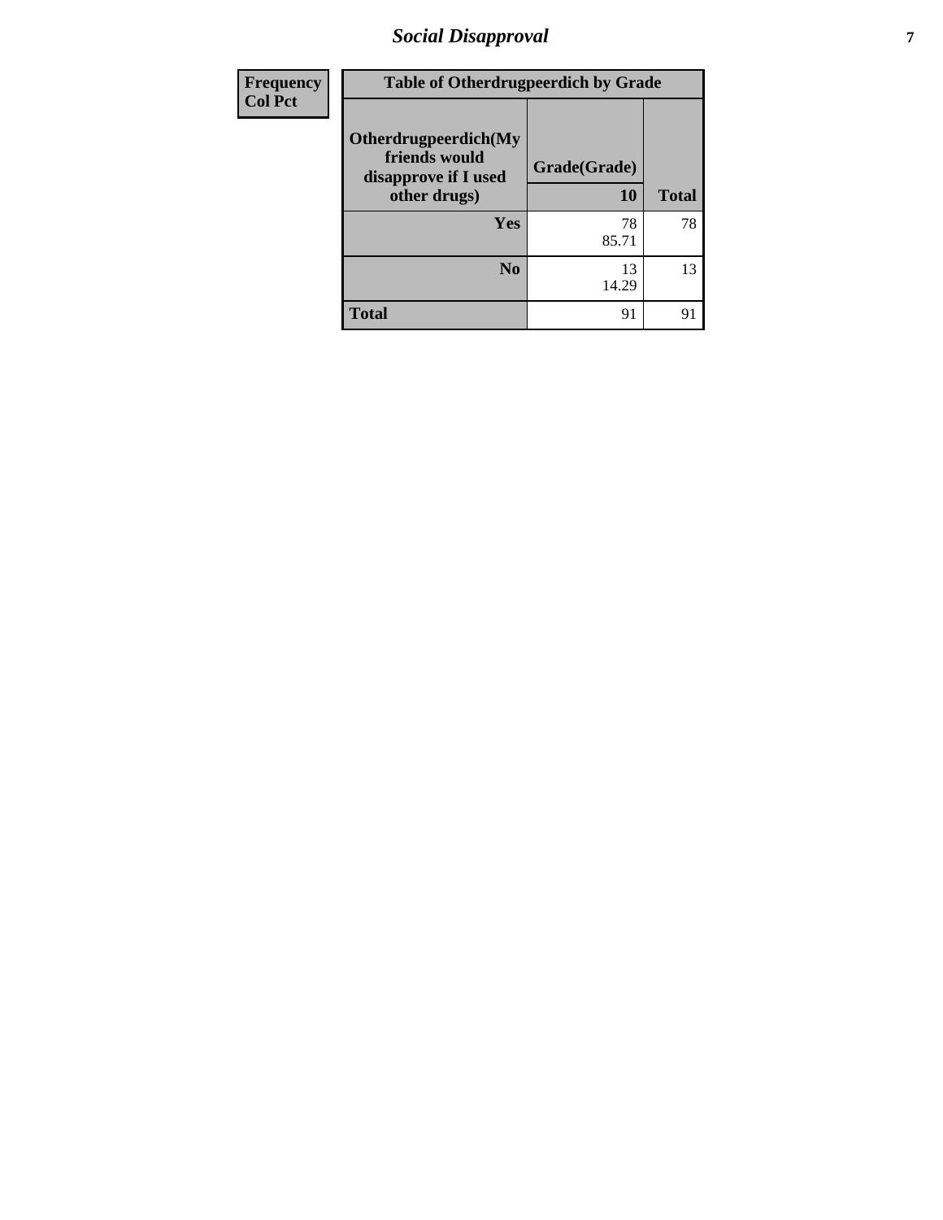## Social Disapproval

| Frequency<br>Col Pct |
|---|

| Table of Otherdrugpeerdich by Grade | | |
|---|---|---|
| **Otherdrugpeerdich(My friends would disapprove if I used other drugs)** | **Grade(Grade)** | |
| | **10** | **Total** |
| **Yes** | 78<br>85.71 | 78 |
| **No** | 13<br>14.29 | 13 |
| **Total** | 91 | 91 |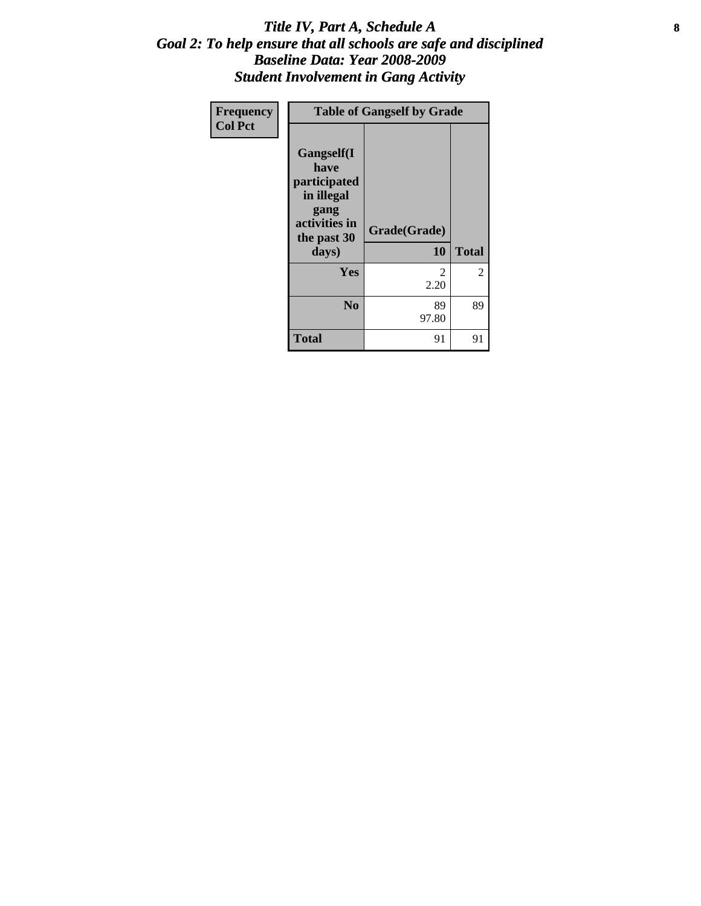# *Title IV, Part A, Schedule A*
## *Goal 2: To help ensure that all schools are safe and disciplined*
## *Baseline Data: Year 2008-2009*
## *Student Involvement in Gang Activity*

| Frequency<br>Col Pct | Table of Gangself by Grade | | |
|---|---|---|---|
| | Gangself(I have participated in illegal gang activities in the past 30 days) | Grade(Grade)<br>10 | Total |
| | Yes | 2<br>2.20 | 2 |
| | No | 89<br>97.80 | 89 |
| | Total | 91 | 91 |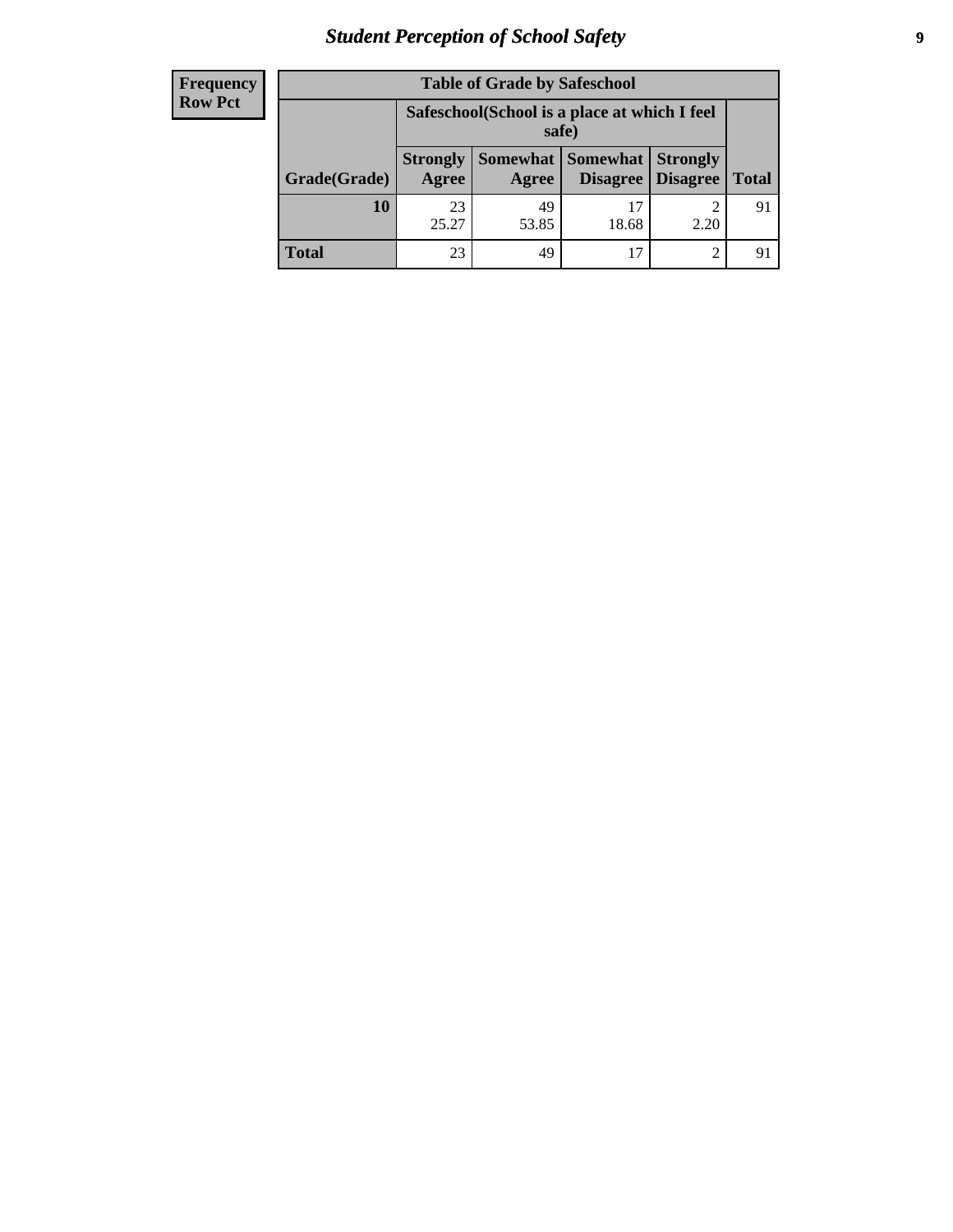| Frequency<br>Row Pct |
|---|

| Table of Grade by Safeschool | | | | | |
|---|---|---|---|---|---|
| | Safeschool(School is a place at which I feel safe) | | | | |
| Grade(Grade) | Strongly Agree | Somewhat Agree | Somewhat Disagree | Strongly Disagree | Total |
| 10 | 23<br>25.27 | 49<br>53.85 | 17<br>18.68 | 2<br>2.20 | 91 |
| Total | 23 | 49 | 17 | 2 | 91 |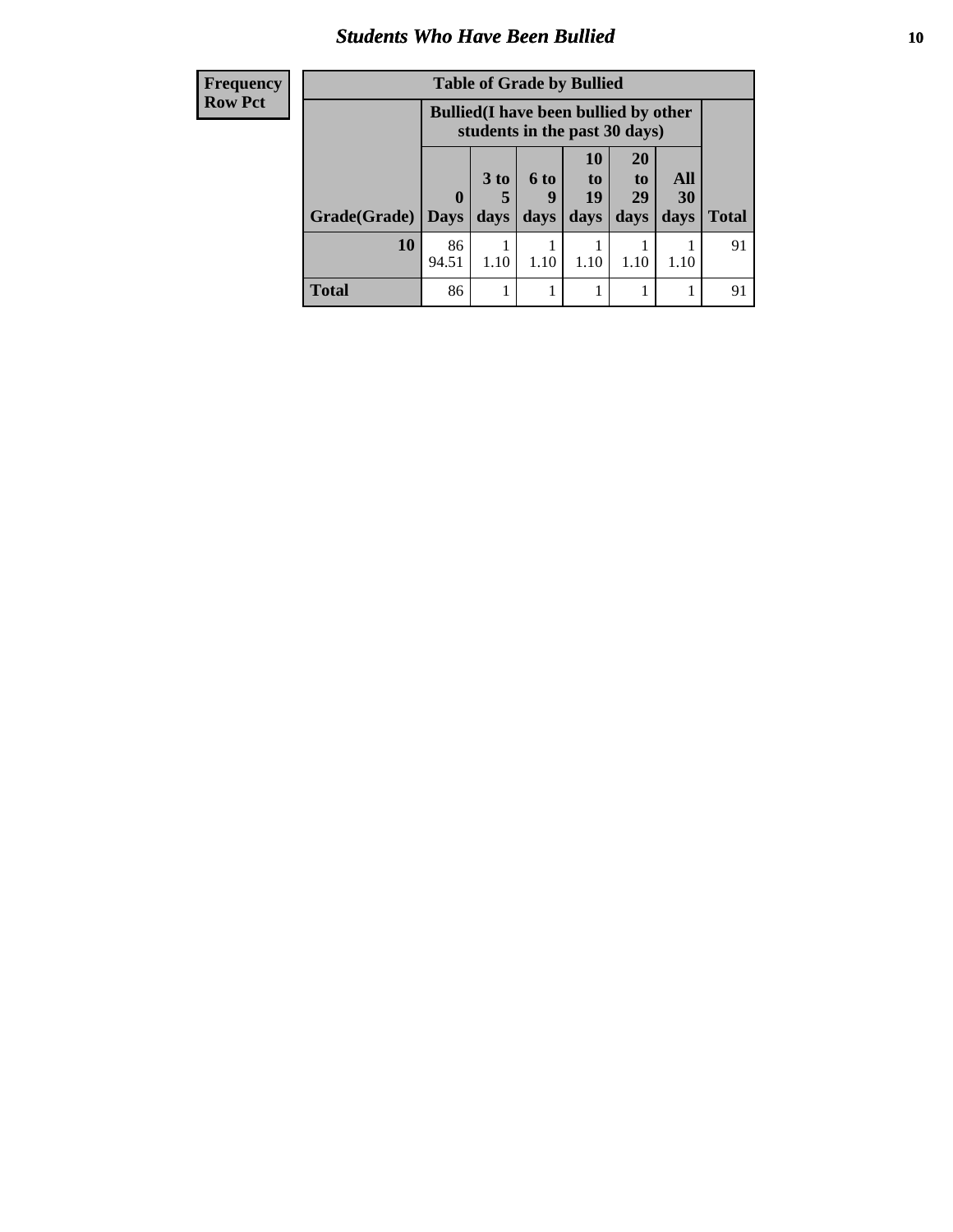# Students Who Have Been Bullied

| Frequency<br>Row Pct |
|---|

**Table of Grade by Bullied**

| Grade(Grade) | Bullied(I have been bullied by other students in the past 30 days) | | | | | | Total |
|---|---|---|---|---|---|---|---|
| | 0 Days | 3 to 5 days | 6 to 9 days | 10 to 19 days | 20 to 29 days | All 30 days | |
| **10** | 86<br>94.51 | 1<br>1.10 | 1<br>1.10 | 1<br>1.10 | 1<br>1.10 | 1<br>1.10 | 91 |
| **Total** | 86 | 1 | 1 | 1 | 1 | 1 | 91 |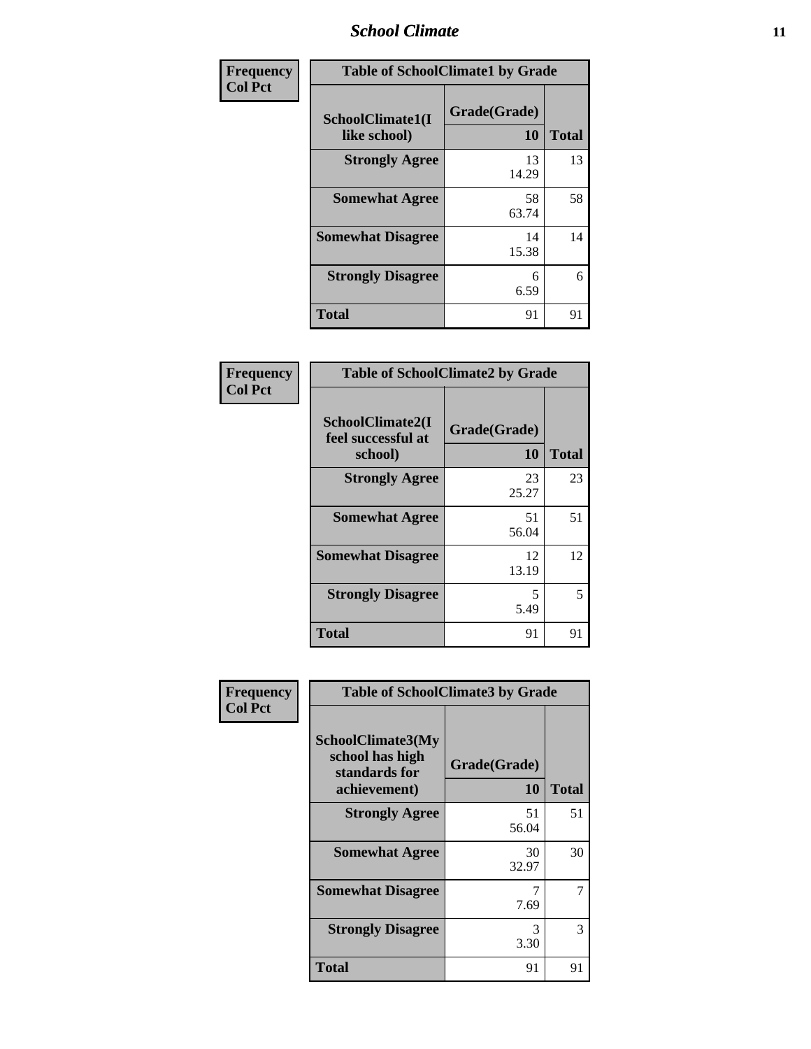| Frequency<br>Col Pct | Table of SchoolClimate1 by Grade | | |
|---|---|---|---|
| | SchoolClimate1(I like school) | Grade(Grade)<br>10 | Total |
| | Strongly Agree | 13<br>14.29 | 13 |
| | Somewhat Agree | 58<br>63.74 | 58 |
| | Somewhat Disagree | 14<br>15.38 | 14 |
| | Strongly Disagree | 6<br>6.59 | 6 |
| | Total | 91 | 91 |

| Frequency<br>Col Pct | Table of SchoolClimate2 by Grade | | |
|---|---|---|---|
| | SchoolClimate2(I feel successful at school) | Grade(Grade)<br>10 | Total |
| | Strongly Agree | 23<br>25.27 | 23 |
| | Somewhat Agree | 51<br>56.04 | 51 |
| | Somewhat Disagree | 12<br>13.19 | 12 |
| | Strongly Disagree | 5<br>5.49 | 5 |
| | Total | 91 | 91 |

| Frequency<br>Col Pct | Table of SchoolClimate3 by Grade | | |
|---|---|---|---|
| | SchoolClimate3(My school has high standards for achievement) | Grade(Grade)<br>10 | Total |
| | Strongly Agree | 51<br>56.04 | 51 |
| | Somewhat Agree | 30<br>32.97 | 30 |
| | Somewhat Disagree | 7<br>7.69 | 7 |
| | Strongly Disagree | 3<br>3.30 | 3 |
| | Total | 91 | 91 |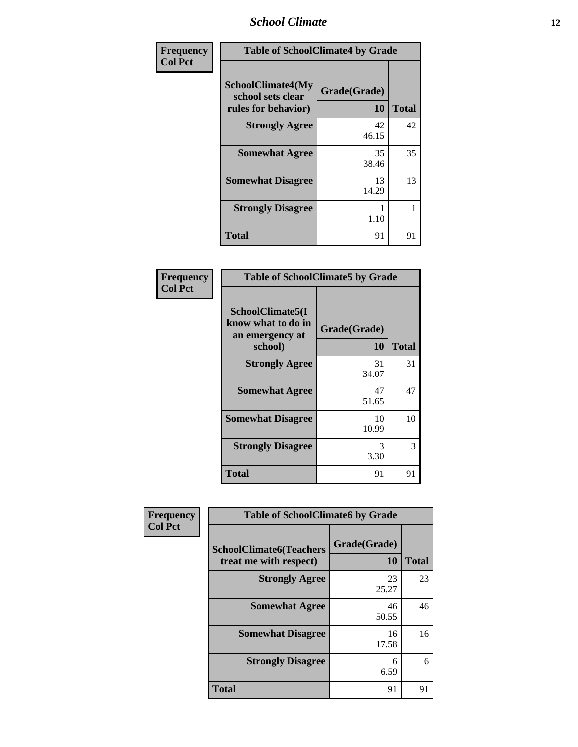| Frequency Col Pct | Table of SchoolClimate4 by Grade | |
|---|---|---|
| SchoolClimate4(My school sets clear rules for behavior) | Grade(Grade) 10 | Total |
| Strongly Agree | 42 46.15 | 42 |
| Somewhat Agree | 35 38.46 | 35 |
| Somewhat Disagree | 13 14.29 | 13 |
| Strongly Disagree | 1 1.10 | 1 |
| Total | 91 | 91 |

| Frequency Col Pct | Table of SchoolClimate5 by Grade | |
|---|---|---|
| SchoolClimate5(I know what to do in an emergency at school) | Grade(Grade) 10 | Total |
| Strongly Agree | 31 34.07 | 31 |
| Somewhat Agree | 47 51.65 | 47 |
| Somewhat Disagree | 10 10.99 | 10 |
| Strongly Disagree | 3 3.30 | 3 |
| Total | 91 | 91 |

| Frequency Col Pct | Table of SchoolClimate6 by Grade | |
|---|---|---|
| SchoolClimate6(Teachers treat me with respect) | Grade(Grade) 10 | Total |
| Strongly Agree | 23 25.27 | 23 |
| Somewhat Agree | 46 50.55 | 46 |
| Somewhat Disagree | 16 17.58 | 16 |
| Strongly Disagree | 6 6.59 | 6 |
| Total | 91 | 91 |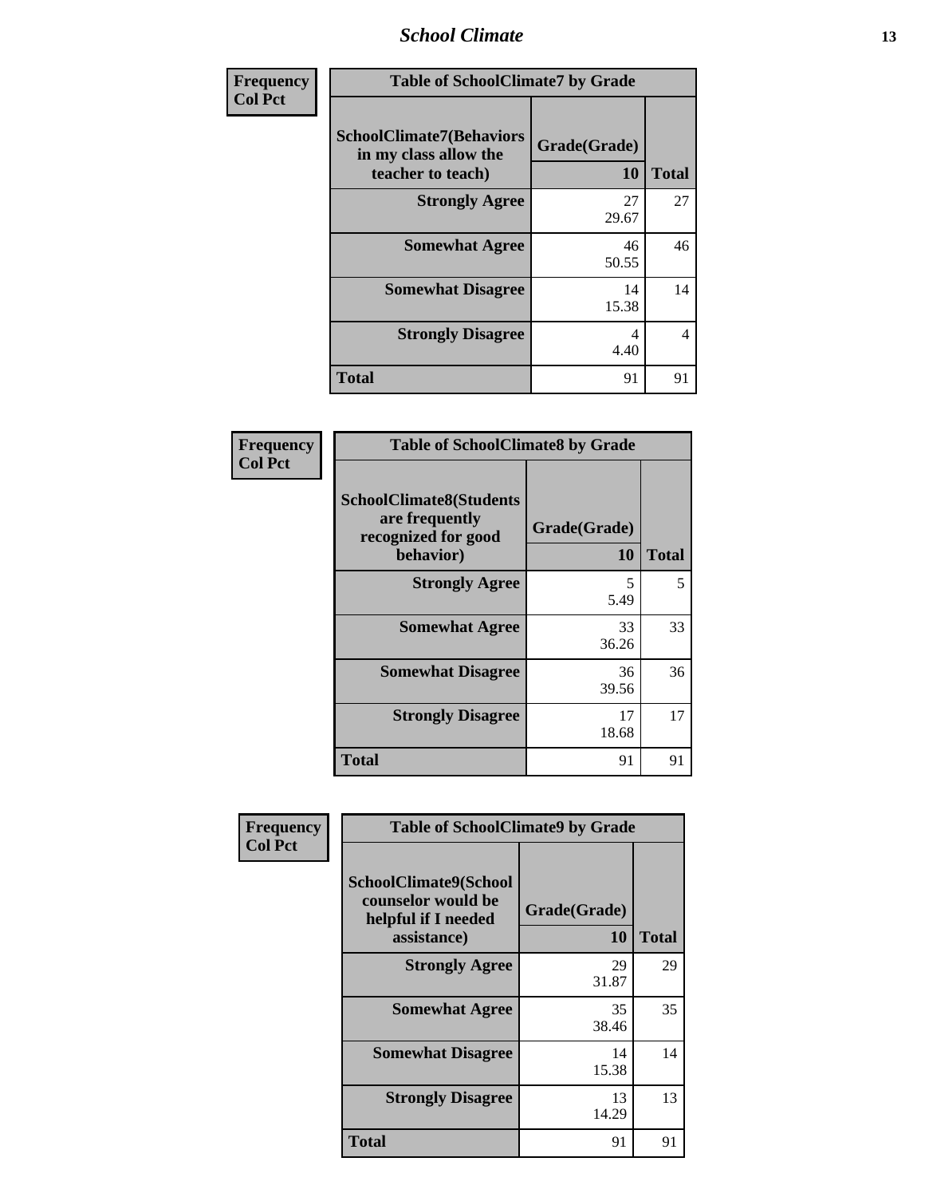| Frequency<br>Col Pct | Table of SchoolClimate7 by Grade | |
|---|---|---|
| SchoolClimate7(Behaviors in my class allow the teacher to teach) | Grade(Grade)<br>10 | Total |
| Strongly Agree | 27<br>29.67 | 27 |
| Somewhat Agree | 46<br>50.55 | 46 |
| Somewhat Disagree | 14<br>15.38 | 14 |
| Strongly Disagree | 4<br>4.40 | 4 |
| Total | 91 | 91 |

| Frequency<br>Col Pct | Table of SchoolClimate8 by Grade | |
|---|---|---|
| SchoolClimate8(Students are frequently recognized for good behavior) | Grade(Grade)<br>10 | Total |
| Strongly Agree | 5<br>5.49 | 5 |
| Somewhat Agree | 33<br>36.26 | 33 |
| Somewhat Disagree | 36<br>39.56 | 36 |
| Strongly Disagree | 17<br>18.68 | 17 |
| Total | 91 | 91 |

| Frequency<br>Col Pct | Table of SchoolClimate9 by Grade | |
|---|---|---|
| SchoolClimate9(School counselor would be helpful if I needed assistance) | Grade(Grade)<br>10 | Total |
| Strongly Agree | 29<br>31.87 | 29 |
| Somewhat Agree | 35<br>38.46 | 35 |
| Somewhat Disagree | 14<br>15.38 | 14 |
| Strongly Disagree | 13<br>14.29 | 13 |
| Total | 91 | 91 |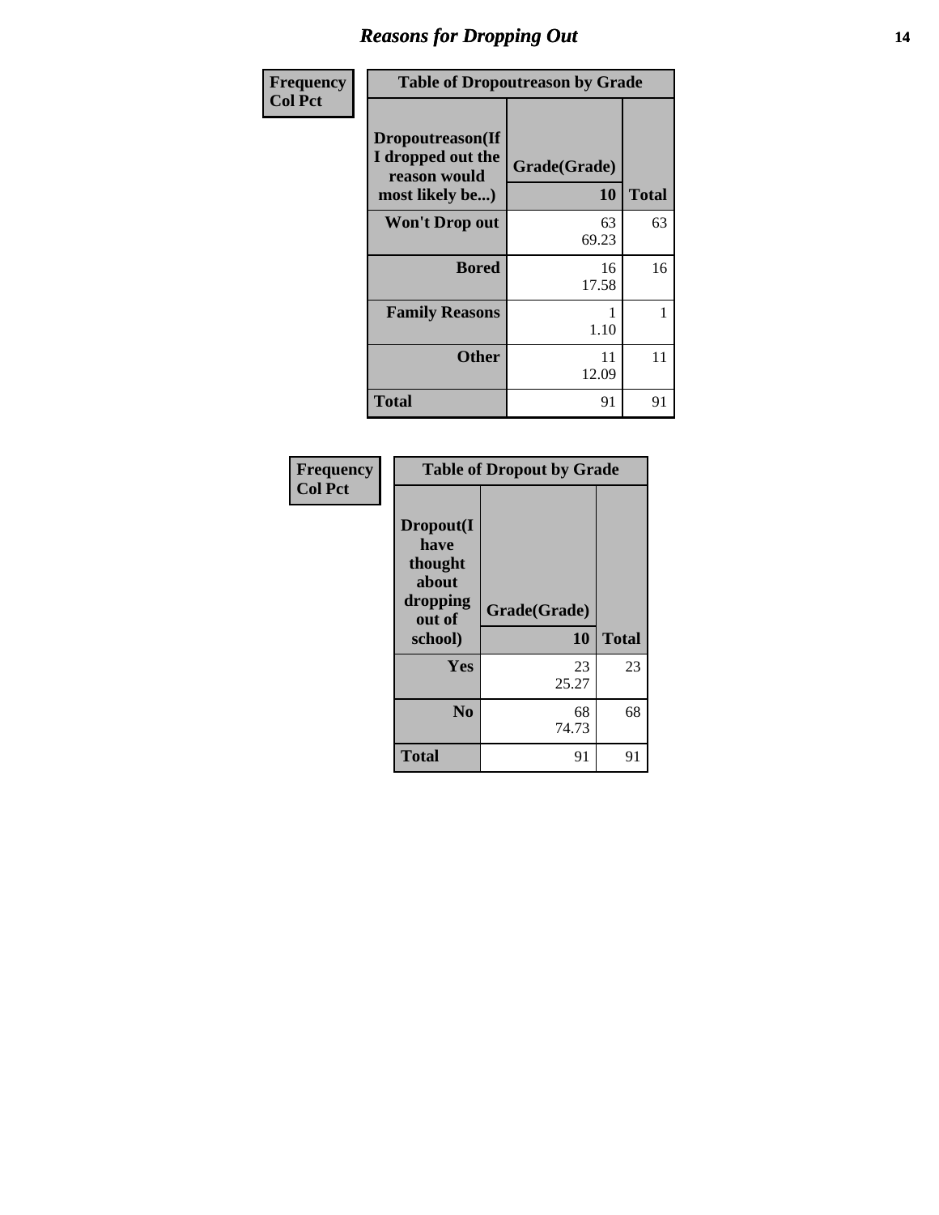## Reasons for Dropping Out

**Frequency**
**Col Pct**

| Table of Dropoutreason by Grade | | |
|---|---|---|
| Dropoutreason(If I dropped out the reason would most likely be...) | Grade(Grade) 10 | Total |
| **Won't Drop out** | 63<br>69.23 | 63 |
| **Bored** | 16<br>17.58 | 16 |
| **Family Reasons** | 1<br>1.10 | 1 |
| **Other** | 11<br>12.09 | 11 |
| **Total** | 91 | 91 |

**Frequency**
**Col Pct**

| Table of Dropout by Grade | | |
|---|---|---|
| Dropout(I have thought about dropping out of school) | Grade(Grade) 10 | Total |
| **Yes** | 23<br>25.27 | 23 |
| **No** | 68<br>74.73 | 68 |
| **Total** | 91 | 91 |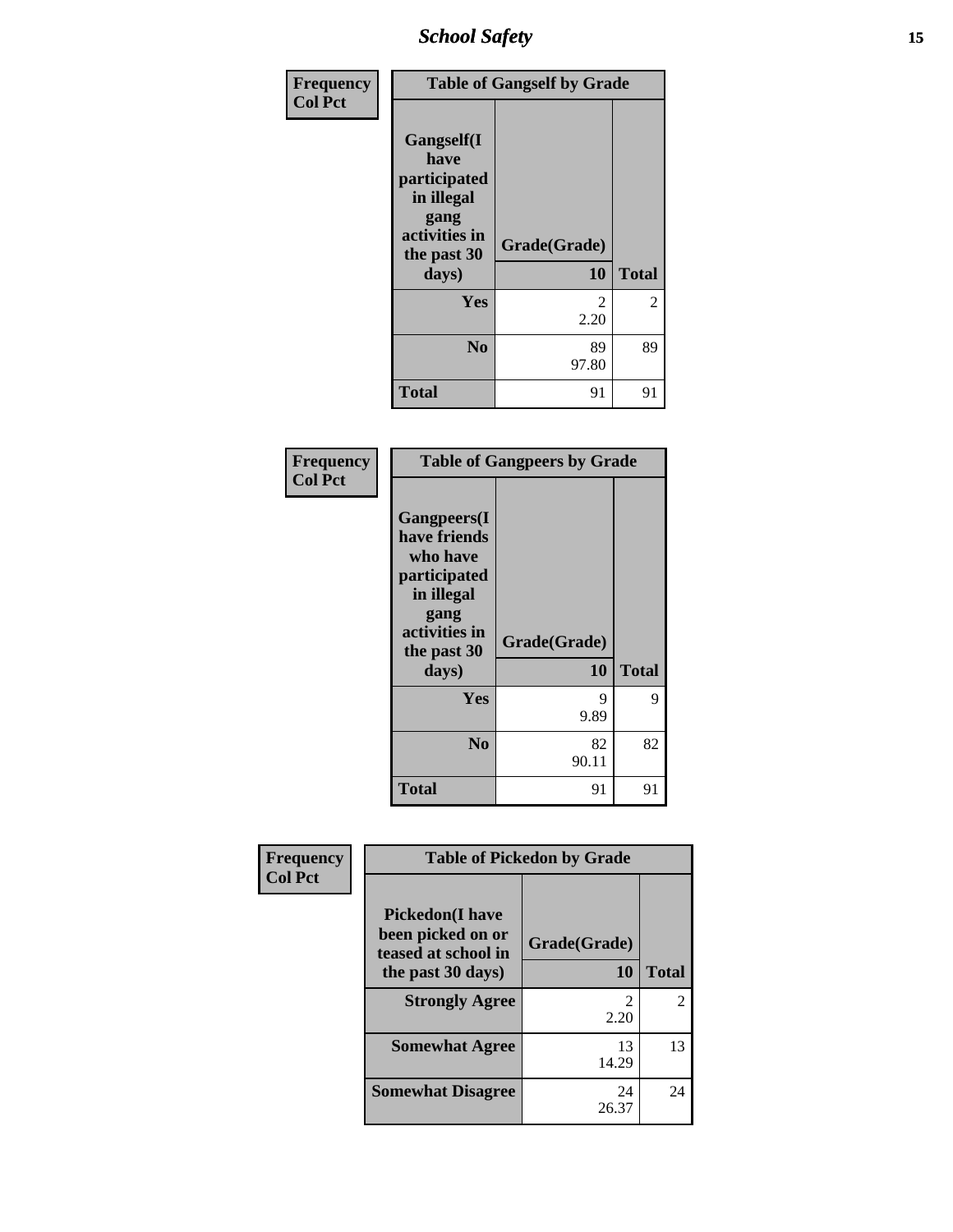| Frequency<br>Col Pct | Table of Gangself by Grade | |
|---|---|---|
| Gangself(I have participated in illegal gang activities in the past 30 days) | Grade(Grade)<br>10 | Total |
| Yes | 2<br>2.20 | 2 |
| No | 89<br>97.80 | 89 |
| Total | 91 | 91 |

| Frequency<br>Col Pct | Table of Gangpeers by Grade | |
|---|---|---|
| Gangpeers(I have friends who have participated in illegal gang activities in the past 30 days) | Grade(Grade)<br>10 | Total |
| Yes | 9<br>9.89 | 9 |
| No | 82<br>90.11 | 82 |
| Total | 91 | 91 |

| Frequency<br>Col Pct | Table of Pickedon by Grade | |
|---|---|---|
| Pickedon(I have been picked on or teased at school in the past 30 days) | Grade(Grade)<br>10 | Total |
| Strongly Agree | 2<br>2.20 | 2 |
| Somewhat Agree | 13<br>14.29 | 13 |
| Somewhat Disagree | 24<br>26.37 | 24 |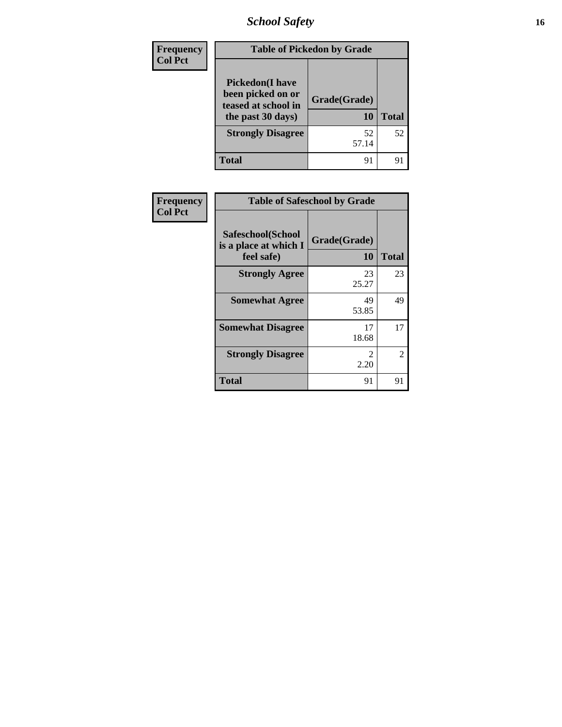# School Safety

| Frequency Col Pct | Table of Pickedon by Grade | | |
|---|---|---|---|
| | Pickedon(I have been picked on or teased at school in the past 30 days) | Grade(Grade) 10 | Total |
| | Strongly Disagree | 52<br>57.14 | 52 |
| | Total | 91 | 91 |

| Frequency Col Pct | Table of Safeschool by Grade | | |
|---|---|---|---|
| | Safeschool(School is a place at which I feel safe) | Grade(Grade) 10 | Total |
| | Strongly Agree | 23<br>25.27 | 23 |
| | Somewhat Agree | 49<br>53.85 | 49 |
| | Somewhat Disagree | 17<br>18.68 | 17 |
| | Strongly Disagree | 2<br>2.20 | 2 |
| | Total | 91 | 91 |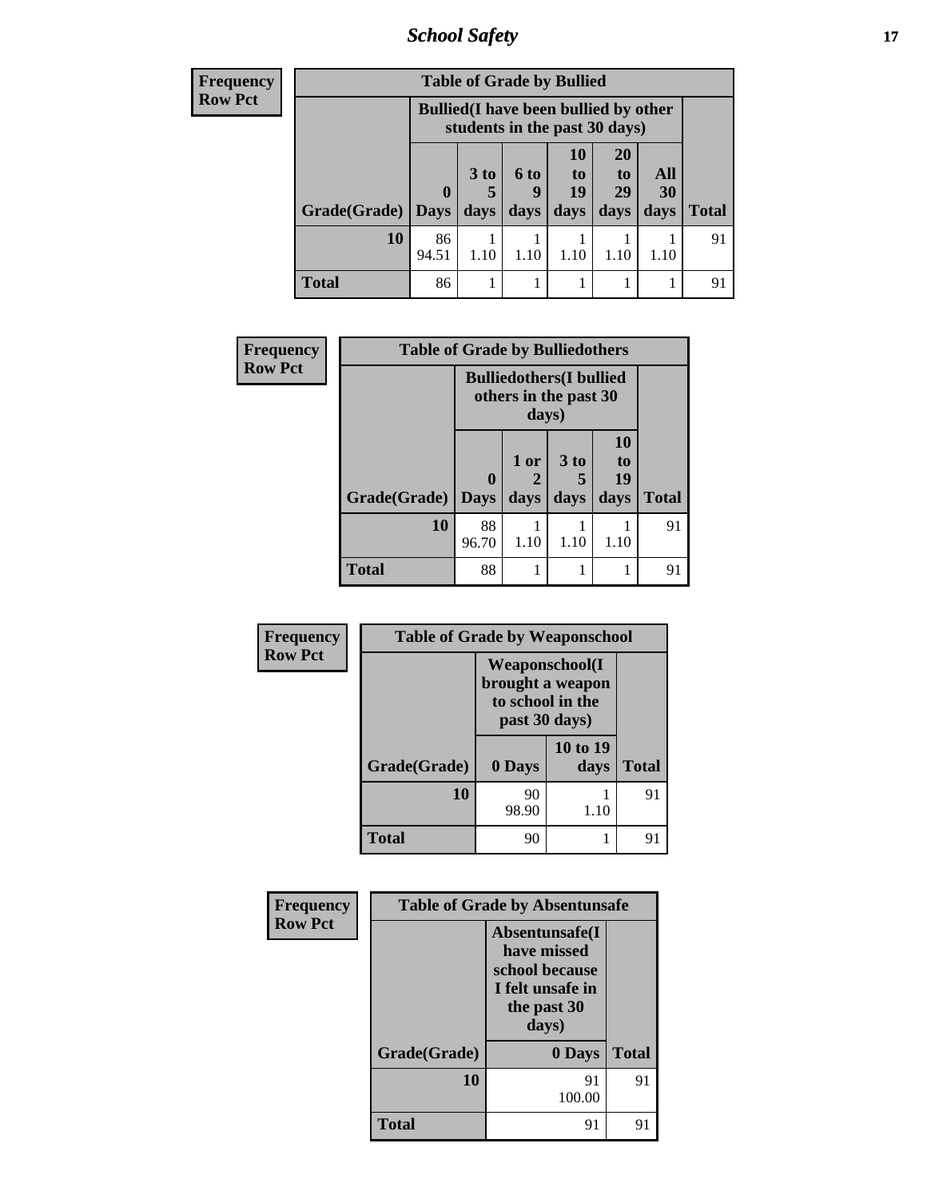# School Safety

| Frequency<br>Row Pct |
|---|

| Table of Grade by Bullied | | | | | | | |
|---|---|---|---|---|---|---|---|
| | Bullied(I have been bullied by other students in the past 30 days) | | | | | | |
| Grade(Grade) | 0 Days | 3 to 5 days | 6 to 9 days | 10 to 19 days | 20 to 29 days | All 30 days | Total |
| **10** | 86<br>94.51 | 1<br>1.10 | 1<br>1.10 | 1<br>1.10 | 1<br>1.10 | 1<br>1.10 | 91 |
| **Total** | 86 | 1 | 1 | 1 | 1 | 1 | 91 |

| Frequency<br>Row Pct |
|---|

| Table of Grade by Bulliedothers | | | | | |
|---|---|---|---|---|---|
| | Bulliedothers(I bullied others in the past 30 days) | | | | |
| Grade(Grade) | 0 Days | 1 or 2 days | 3 to 5 days | 10 to 19 days | Total |
| **10** | 88<br>96.70 | 1<br>1.10 | 1<br>1.10 | 1<br>1.10 | 91 |
| **Total** | 88 | 1 | 1 | 1 | 91 |

| Frequency<br>Row Pct |
|---|

| Table of Grade by Weaponschool | | | |
|---|---|---|---|
| | Weaponschool(I brought a weapon to school in the past 30 days) | | |
| Grade(Grade) | 0 Days | 10 to 19 days | Total |
| **10** | 90<br>98.90 | 1<br>1.10 | 91 |
| **Total** | 90 | 1 | 91 |

| Frequency<br>Row Pct |
|---|

| Table of Grade by Absentunsafe | | |
|---|---|---|
| | Absentunsafe(I have missed school because I felt unsafe in the past 30 days) | |
| Grade(Grade) | 0 Days | Total |
| **10** | 91<br>100.00 | 91 |
| **Total** | 91 | 91 |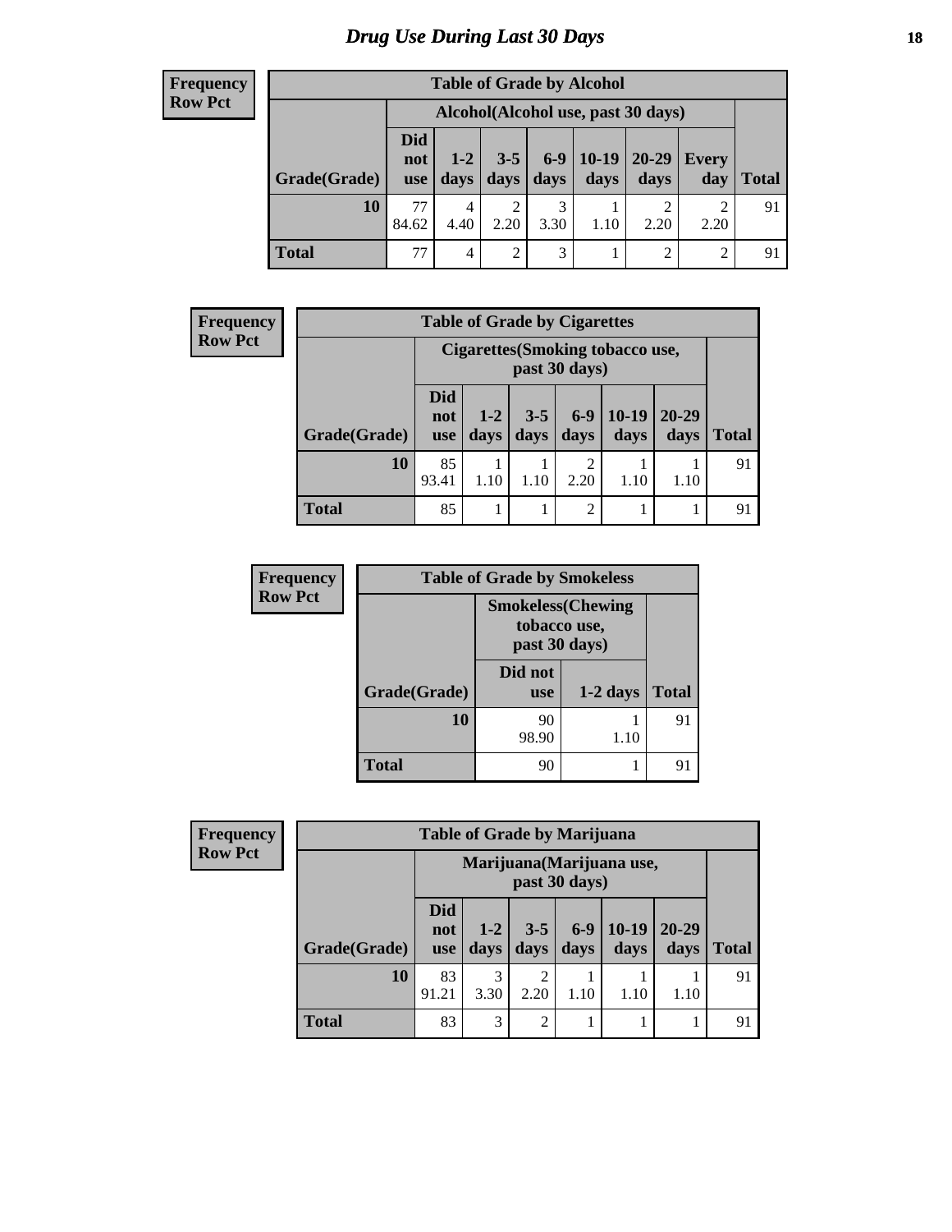# Drug Use During Last 30 Days

**Frequency**
**Row Pct**

| Table of Grade by Alcohol | | | | | | | | |
|---|---|---|---|---|---|---|---|---|
| | Alcohol(Alcohol use, past 30 days) | | | | | | | |
| Grade(Grade) | Did not use | 1-2 days | 3-5 days | 6-9 days | 10-19 days | 20-29 days | Every day | Total |
| 10 | 77<br>84.62 | 4<br>4.40 | 2<br>2.20 | 3<br>3.30 | 1<br>1.10 | 2<br>2.20 | 2<br>2.20 | 91 |
| Total | 77 | 4 | 2 | 3 | 1 | 2 | 2 | 91 |

**Frequency**
**Row Pct**

| Table of Grade by Cigarettes | | | | | | | |
|---|---|---|---|---|---|---|---|
| | Cigarettes(Smoking tobacco use, past 30 days) | | | | | | |
| Grade(Grade) | Did not use | 1-2 days | 3-5 days | 6-9 days | 10-19 days | 20-29 days | Total |
| 10 | 85<br>93.41 | 1<br>1.10 | 1<br>1.10 | 2<br>2.20 | 1<br>1.10 | 1<br>1.10 | 91 |
| Total | 85 | 1 | 1 | 2 | 1 | 1 | 91 |

**Frequency**
**Row Pct**

| Table of Grade by Smokeless | | | |
|---|---|---|---|
| | Smokeless(Chewing tobacco use, past 30 days) | | |
| Grade(Grade) | Did not use | 1-2 days | Total |
| 10 | 90<br>98.90 | 1<br>1.10 | 91 |
| Total | 90 | 1 | 91 |

**Frequency**
**Row Pct**

| Table of Grade by Marijuana | | | | | | | |
|---|---|---|---|---|---|---|---|
| | Marijuana(Marijuana use, past 30 days) | | | | | | |
| Grade(Grade) | Did not use | 1-2 days | 3-5 days | 6-9 days | 10-19 days | 20-29 days | Total |
| 10 | 83<br>91.21 | 3<br>3.30 | 2<br>2.20 | 1<br>1.10 | 1<br>1.10 | 1<br>1.10 | 91 |
| Total | 83 | 3 | 2 | 1 | 1 | 1 | 91 |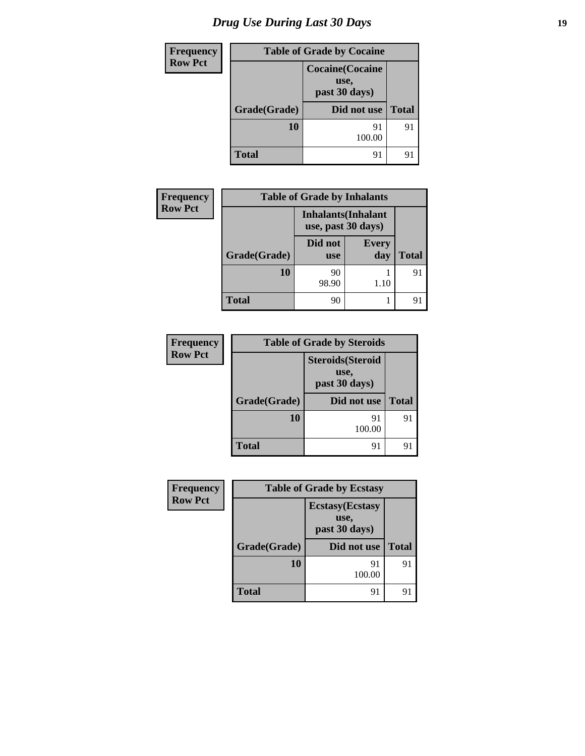# Drug Use During Last 30 Days

| Frequency<br>Row Pct |
|---|

**Table of Grade by Cocaine**

| | Cocaine(Cocaine use, past 30 days) | |
|---|---|---|
| Grade(Grade) | Did not use | Total |
| 10 | 91<br>100.00 | 91 |
| Total | 91 | 91 |

| Frequency<br>Row Pct |
|---|

**Table of Grade by Inhalants**

| | Inhalants(Inhalant use, past 30 days) | | |
|---|---|---|---|
| Grade(Grade) | Did not use | Every day | Total |
| 10 | 90<br>98.90 | 1<br>1.10 | 91 |
| Total | 90 | 1 | 91 |

| Frequency<br>Row Pct |
|---|

**Table of Grade by Steroids**

| | Steroids(Steroid use, past 30 days) | |
|---|---|---|
| Grade(Grade) | Did not use | Total |
| 10 | 91<br>100.00 | 91 |
| Total | 91 | 91 |

| Frequency<br>Row Pct |
|---|

**Table of Grade by Ecstasy**

| | Ecstasy(Ecstasy use, past 30 days) | |
|---|---|---|
| Grade(Grade) | Did not use | Total |
| 10 | 91<br>100.00 | 91 |
| Total | 91 | 91 |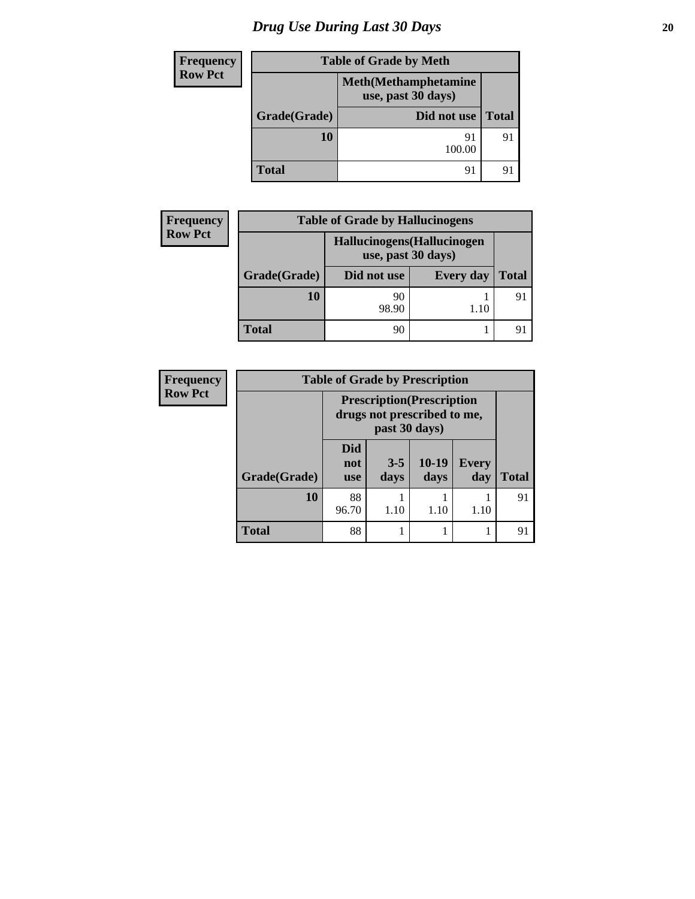# Drug Use During Last 30 Days

| Frequency<br>Row Pct |
|---|

**Table of Grade by Meth**

| | Meth(Methamphetamine use, past 30 days) | |
|---|---|---|
| Grade(Grade) | Did not use | Total |
| 10 | 91<br>100.00 | 91 |
| Total | 91 | 91 |

| Frequency<br>Row Pct |
|---|

**Table of Grade by Hallucinogens**

| | Hallucinogens(Hallucinogen use, past 30 days) | | |
|---|---|---|---|
| Grade(Grade) | Did not use | Every day | Total |
| 10 | 90<br>98.90 | 1<br>1.10 | 91 |
| Total | 90 | 1 | 91 |

| Frequency<br>Row Pct |
|---|

**Table of Grade by Prescription**

| | Prescription(Prescription drugs not prescribed to me, past 30 days) | | | | |
|---|---|---|---|---|---|
| Grade(Grade) | Did not use | 3-5 days | 10-19 days | Every day | Total |
| 10 | 88<br>96.70 | 1<br>1.10 | 1<br>1.10 | 1<br>1.10 | 91 |
| Total | 88 | 1 | 1 | 1 | 91 |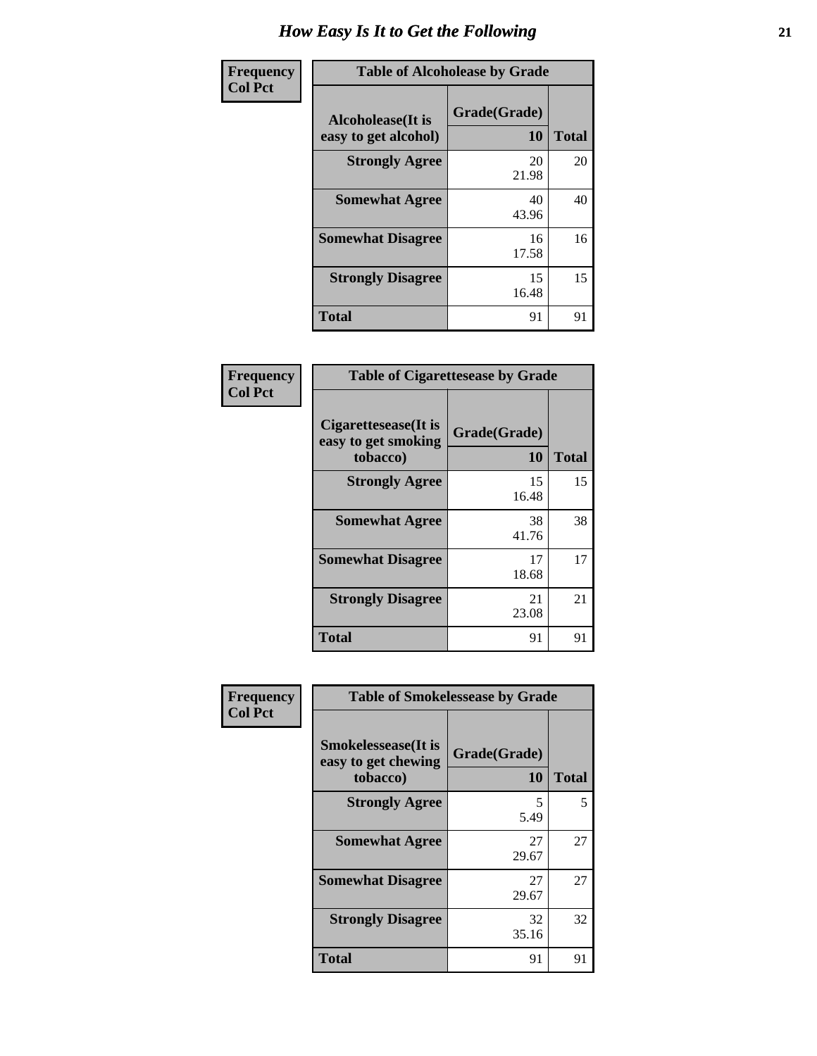# How Easy Is It to Get the Following

**Frequency**
**Col Pct**

**Table of Alcoholease by Grade**

| Alcoholease(It is easy to get alcohol) | Grade(Grade) 10 | Total |
|---|---|---|
| **Strongly Agree** | 20<br>21.98 | 20 |
| **Somewhat Agree** | 40<br>43.96 | 40 |
| **Somewhat Disagree** | 16<br>17.58 | 16 |
| **Strongly Disagree** | 15<br>16.48 | 15 |
| **Total** | 91 | 91 |

**Frequency**
**Col Pct**

**Table of Cigarettesease by Grade**

| Cigarettesease(It is easy to get smoking tobacco) | Grade(Grade) 10 | Total |
|---|---|---|
| **Strongly Agree** | 15<br>16.48 | 15 |
| **Somewhat Agree** | 38<br>41.76 | 38 |
| **Somewhat Disagree** | 17<br>18.68 | 17 |
| **Strongly Disagree** | 21<br>23.08 | 21 |
| **Total** | 91 | 91 |

**Frequency**
**Col Pct**

**Table of Smokelessease by Grade**

| Smokelessease(It is easy to get chewing tobacco) | Grade(Grade) 10 | Total |
|---|---|---|
| **Strongly Agree** | 5<br>5.49 | 5 |
| **Somewhat Agree** | 27<br>29.67 | 27 |
| **Somewhat Disagree** | 27<br>29.67 | 27 |
| **Strongly Disagree** | 32<br>35.16 | 32 |
| **Total** | 91 | 91 |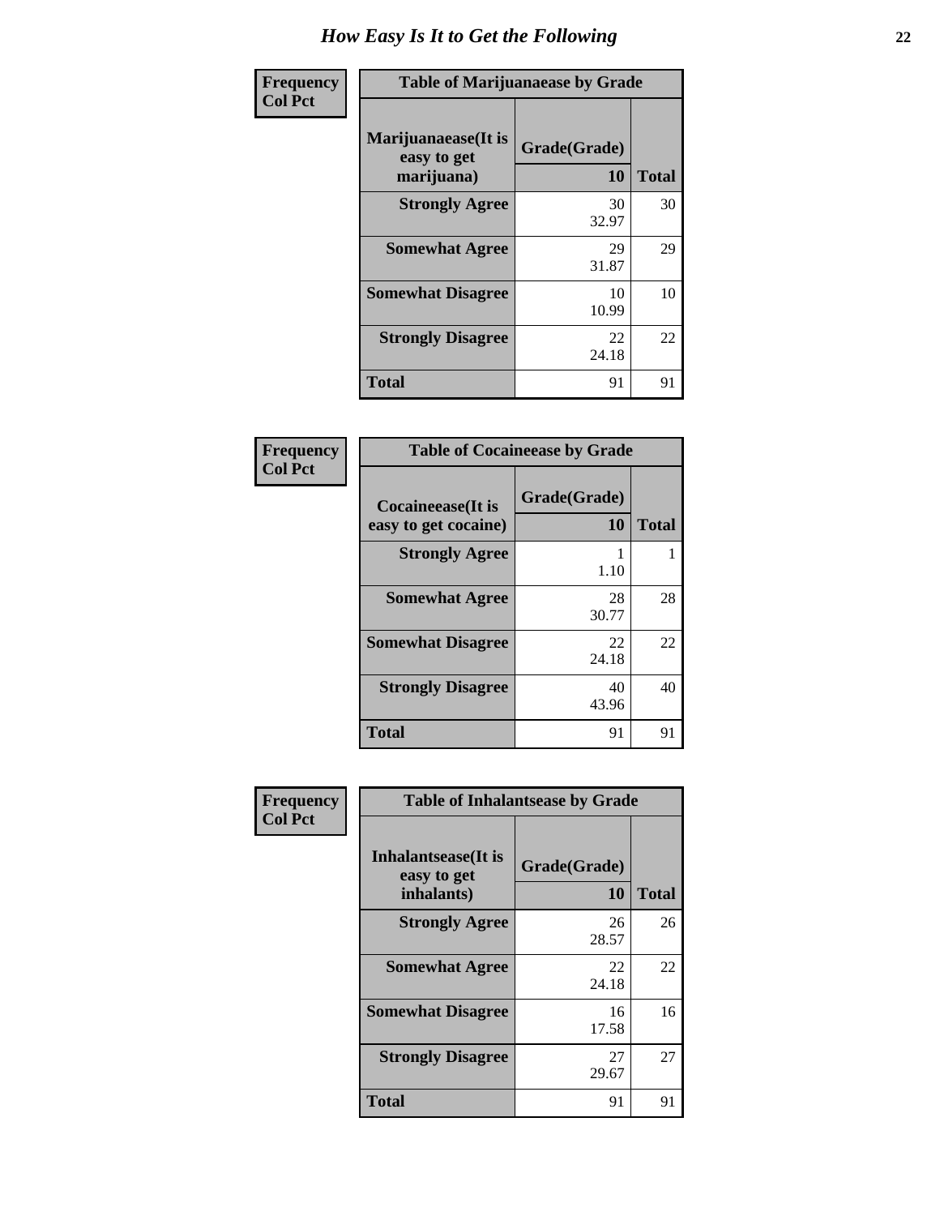# How Easy Is It to Get the Following

| Frequency<br>Col Pct | Table of Marijuanaease by Grade | |
|---|---|---|
| **Marijuanaease(It is easy to get marijuana)** | **Grade(Grade)**<br>**10** | **Total** |
| **Strongly Agree** | 30<br>32.97 | 30 |
| **Somewhat Agree** | 29<br>31.87 | 29 |
| **Somewhat Disagree** | 10<br>10.99 | 10 |
| **Strongly Disagree** | 22<br>24.18 | 22 |
| **Total** | 91 | 91 |

| Frequency<br>Col Pct | Table of Cocaineease by Grade | |
|---|---|---|
| **Cocaineease(It is easy to get cocaine)** | **Grade(Grade)**<br>**10** | **Total** |
| **Strongly Agree** | 1<br>1.10 | 1 |
| **Somewhat Agree** | 28<br>30.77 | 28 |
| **Somewhat Disagree** | 22<br>24.18 | 22 |
| **Strongly Disagree** | 40<br>43.96 | 40 |
| **Total** | 91 | 91 |

| Frequency<br>Col Pct | Table of Inhalantsease by Grade | |
|---|---|---|
| **Inhalantsease(It is easy to get inhalants)** | **Grade(Grade)**<br>**10** | **Total** |
| **Strongly Agree** | 26<br>28.57 | 26 |
| **Somewhat Agree** | 22<br>24.18 | 22 |
| **Somewhat Disagree** | 16<br>17.58 | 16 |
| **Strongly Disagree** | 27<br>29.67 | 27 |
| **Total** | 91 | 91 |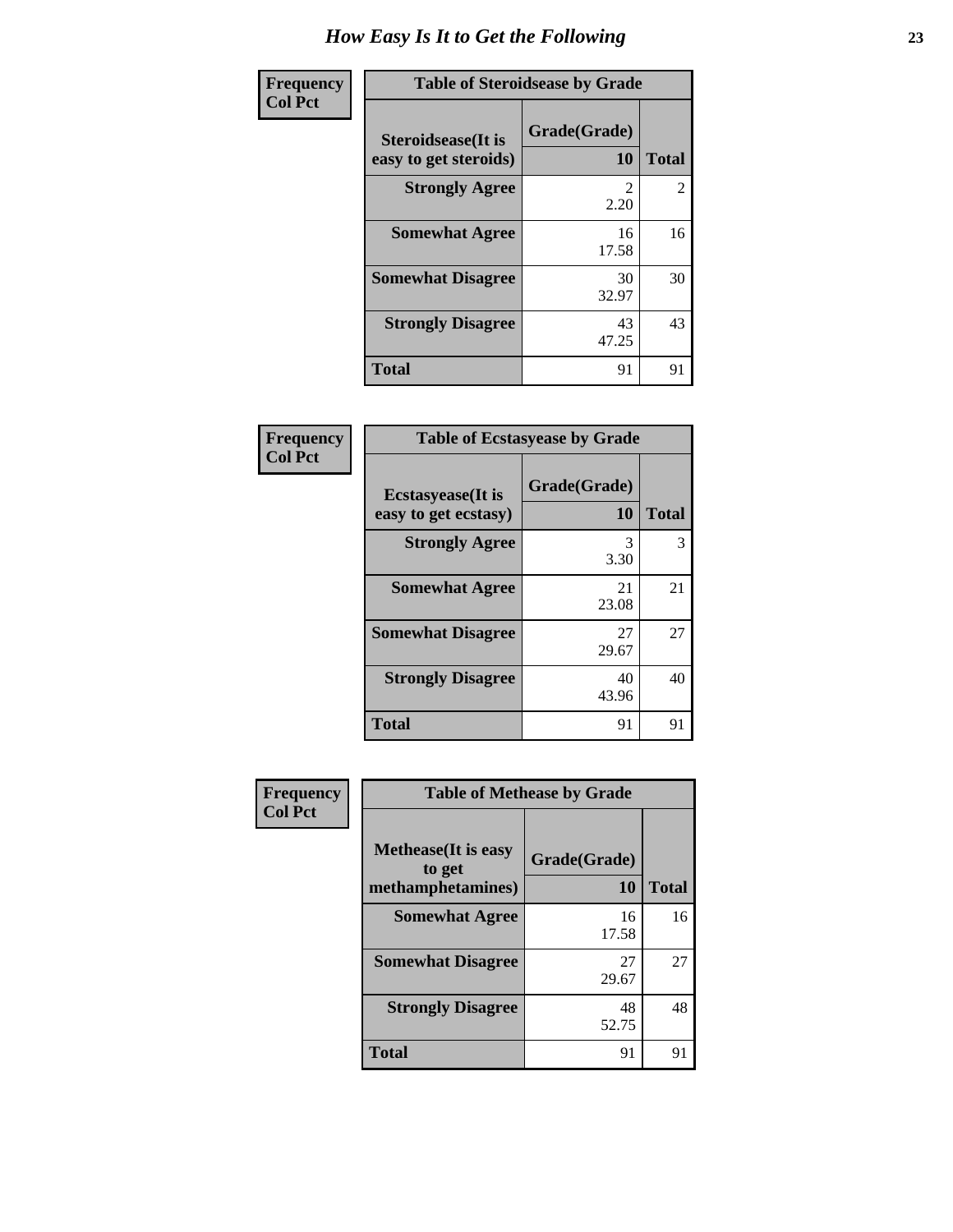# How Easy Is It to Get the Following

**Frequency**
**Col Pct**

| Table of Steroidsease by Grade | | |
|---|---|---|
| **Steroidsease(It is easy to get steroids)** | **Grade(Grade) 10** | **Total** |
| **Strongly Agree** | 2<br>2.20 | 2 |
| **Somewhat Agree** | 16<br>17.58 | 16 |
| **Somewhat Disagree** | 30<br>32.97 | 30 |
| **Strongly Disagree** | 43<br>47.25 | 43 |
| **Total** | 91 | 91 |

**Frequency**
**Col Pct**

| Table of Ecstasyease by Grade | | |
|---|---|---|
| **Ecstasyease(It is easy to get ecstasy)** | **Grade(Grade) 10** | **Total** |
| **Strongly Agree** | 3<br>3.30 | 3 |
| **Somewhat Agree** | 21<br>23.08 | 21 |
| **Somewhat Disagree** | 27<br>29.67 | 27 |
| **Strongly Disagree** | 40<br>43.96 | 40 |
| **Total** | 91 | 91 |

**Frequency**
**Col Pct**

| Table of Methease by Grade | | |
|---|---|---|
| **Methease(It is easy to get methamphetamines)** | **Grade(Grade) 10** | **Total** |
| **Somewhat Agree** | 16<br>17.58 | 16 |
| **Somewhat Disagree** | 27<br>29.67 | 27 |
| **Strongly Disagree** | 48<br>52.75 | 48 |
| **Total** | 91 | 91 |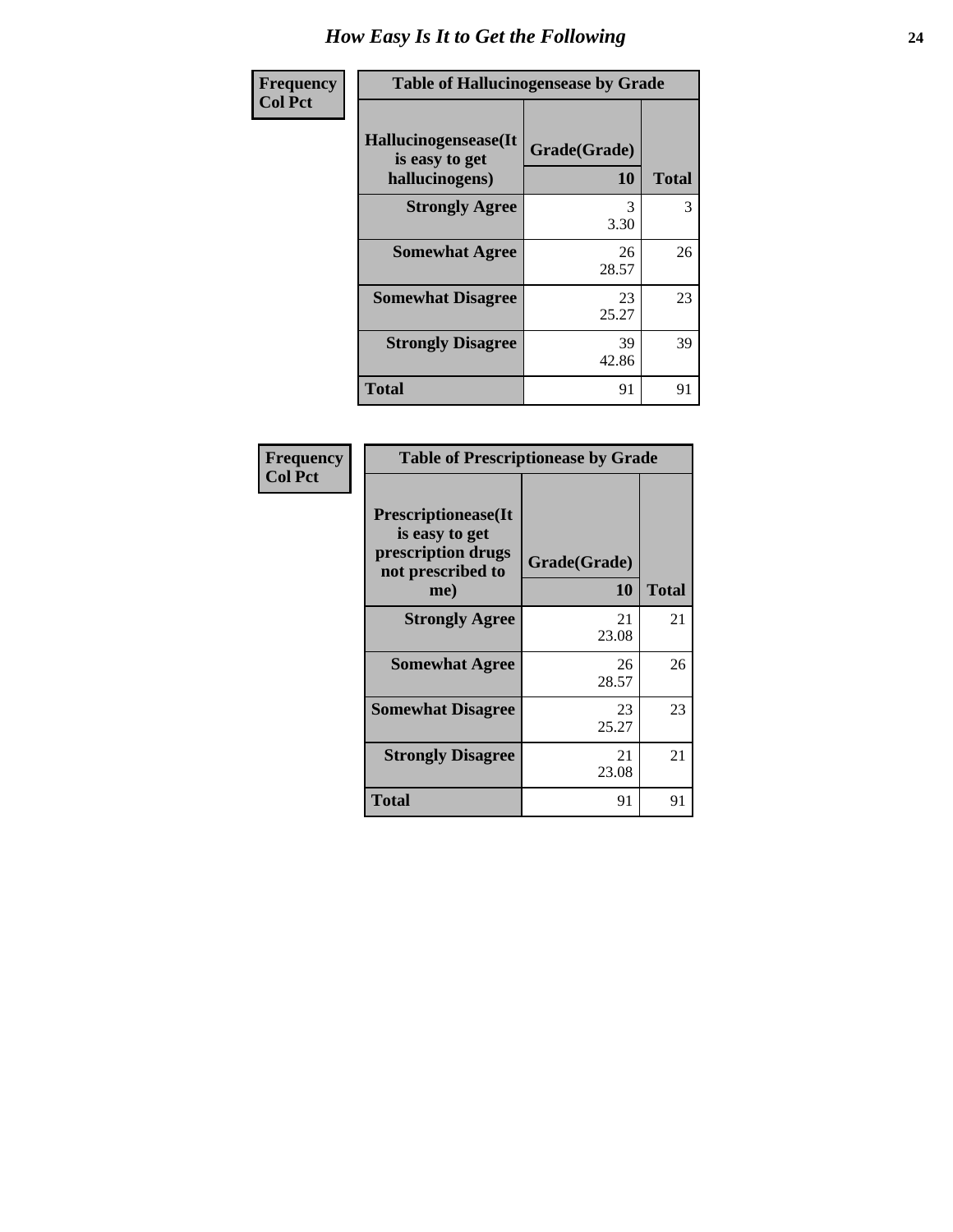# How Easy Is It to Get the Following

| Frequency<br>Col Pct | Table of Hallucinogensease by Grade | |
|---|---|---|
| **Hallucinogensease(It is easy to get hallucinogens)** | **Grade(Grade)**<br>**10** | **Total** |
| **Strongly Agree** | 3<br>3.30 | 3 |
| **Somewhat Agree** | 26<br>28.57 | 26 |
| **Somewhat Disagree** | 23<br>25.27 | 23 |
| **Strongly Disagree** | 39<br>42.86 | 39 |
| **Total** | 91 | 91 |

| Frequency<br>Col Pct | Table of Prescriptionease by Grade | |
|---|---|---|
| **Prescriptionease(It is easy to get prescription drugs not prescribed to me)** | **Grade(Grade)**<br>**10** | **Total** |
| **Strongly Agree** | 21<br>23.08 | 21 |
| **Somewhat Agree** | 26<br>28.57 | 26 |
| **Somewhat Disagree** | 23<br>25.27 | 23 |
| **Strongly Disagree** | 21<br>23.08 | 21 |
| **Total** | 91 | 91 |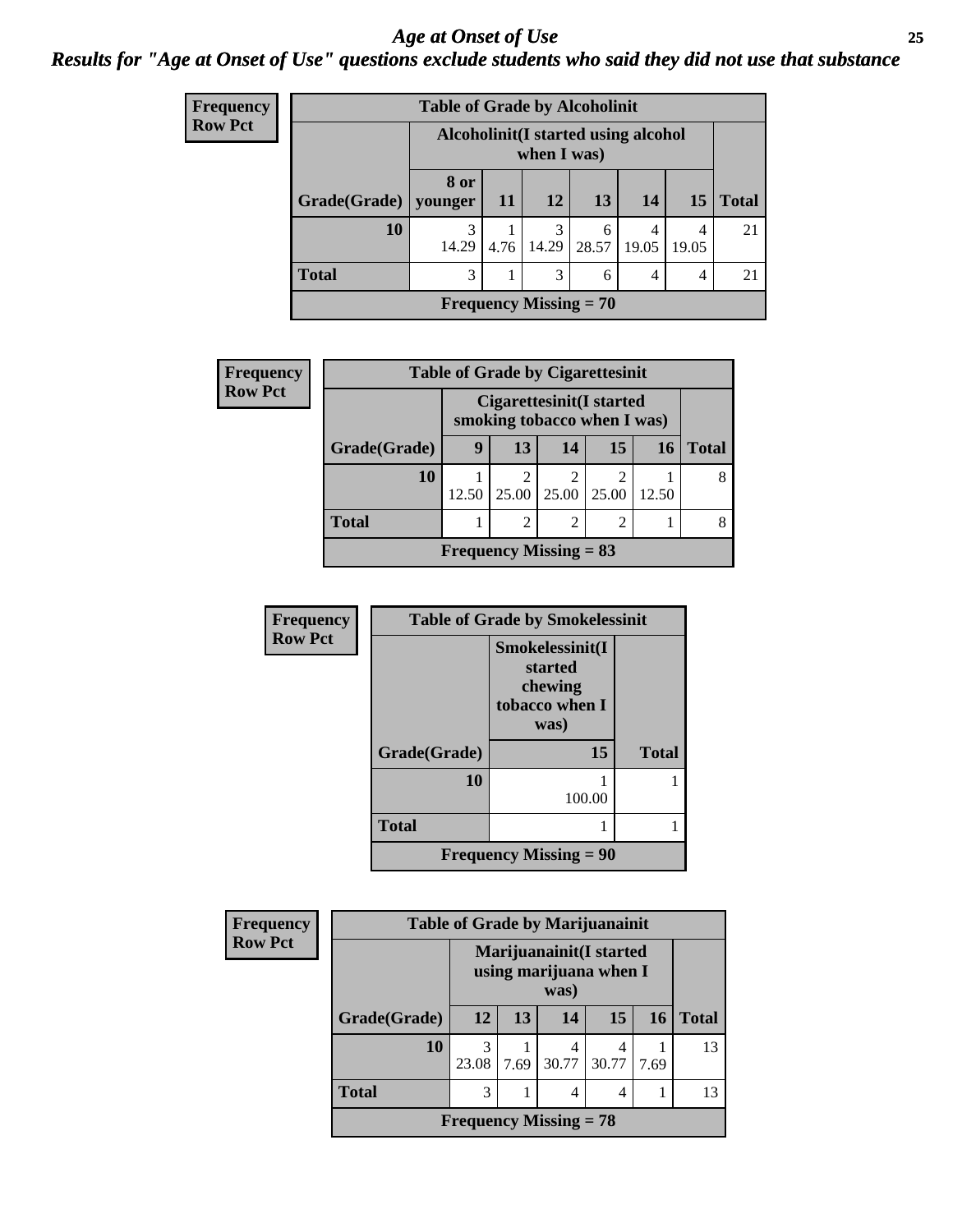# Age at Onset of Use

## Results for "Age at Onset of Use" questions exclude students who said they did not use that substance

**Frequency**
**Row Pct**

**Table of Grade by Alcoholinit**

| Grade(Grade) | Alcoholinit(I started using alcohol when I was) | | | | | | Total |
|---|---|---|---|---|---|---|---|
| | 8 or younger | 11 | 12 | 13 | 14 | 15 | |
| 10 | 3<br>14.29 | 1<br>4.76 | 3<br>14.29 | 6<br>28.57 | 4<br>19.05 | 4<br>19.05 | 21 |
| Total | 3 | 1 | 3 | 6 | 4 | 4 | 21 |

Frequency Missing = 70

**Frequency**
**Row Pct**

**Table of Grade by Cigarettesinit**

| Grade(Grade) | Cigarettesinit(I started smoking tobacco when I was) | | | | | Total |
|---|---|---|---|---|---|---|
| | 9 | 13 | 14 | 15 | 16 | |
| 10 | 1<br>12.50 | 2<br>25.00 | 2<br>25.00 | 2<br>25.00 | 1<br>12.50 | 8 |
| Total | 1 | 2 | 2 | 2 | 1 | 8 |

Frequency Missing = 83

**Frequency**
**Row Pct**

**Table of Grade by Smokelessinit**

| Grade(Grade) | Smokelessinit(I started chewing tobacco when I was) | Total |
|---|---|---|
| | 15 | |
| 10 | 1<br>100.00 | 1 |
| Total | 1 | 1 |

Frequency Missing = 90

**Frequency**
**Row Pct**

**Table of Grade by Marijuanainit**

| Grade(Grade) | Marijuanainit(I started using marijuana when I was) | | | | | Total |
|---|---|---|---|---|---|---|
| | 12 | 13 | 14 | 15 | 16 | |
| 10 | 3<br>23.08 | 1<br>7.69 | 4<br>30.77 | 4<br>30.77 | 1<br>7.69 | 13 |
| Total | 3 | 1 | 4 | 4 | 1 | 13 |

Frequency Missing = 78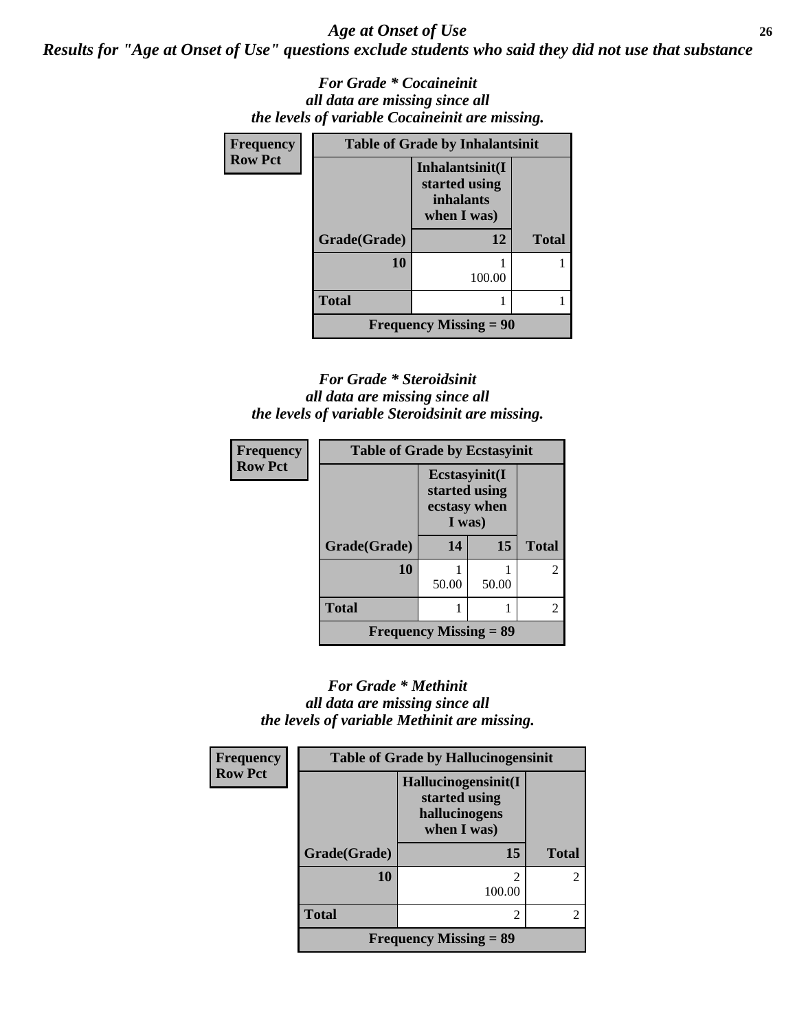## *Age at Onset of Use*

***Results for "Age at Onset of Use" questions exclude students who said they did not use that substance***

*For Grade * Cocaineinit*
*all data are missing since all*
*the levels of variable Cocaineinit are missing.*

**Frequency**
**Row Pct**

| Table of Grade by Inhalantsinit | | |
|---|---|---|
| | Inhalantsinit(I started using inhalants when I was) | |
| Grade(Grade) | 12 | Total |
| 10 | 1<br>100.00 | 1 |
| Total | 1 | 1 |
| Frequency Missing = 90 | | |

*For Grade * Steroidsinit*
*all data are missing since all*
*the levels of variable Steroidsinit are missing.*

**Frequency**
**Row Pct**

| Table of Grade by Ecstasyinit | | | |
|---|---|---|---|
| | Ecstasyinit(I started using ecstasy when I was) | | |
| Grade(Grade) | 14 | 15 | Total |
| 10 | 1<br>50.00 | 1<br>50.00 | 2 |
| Total | 1 | 1 | 2 |
| Frequency Missing = 89 | | | |

*For Grade * Methinit*
*all data are missing since all*
*the levels of variable Methinit are missing.*

**Frequency**
**Row Pct**

| Table of Grade by Hallucinogensinit | | |
|---|---|---|
| | Hallucinogensinit(I started using hallucinogens when I was) | |
| Grade(Grade) | 15 | Total |
| 10 | 2<br>100.00 | 2 |
| Total | 2 | 2 |
| Frequency Missing = 89 | | |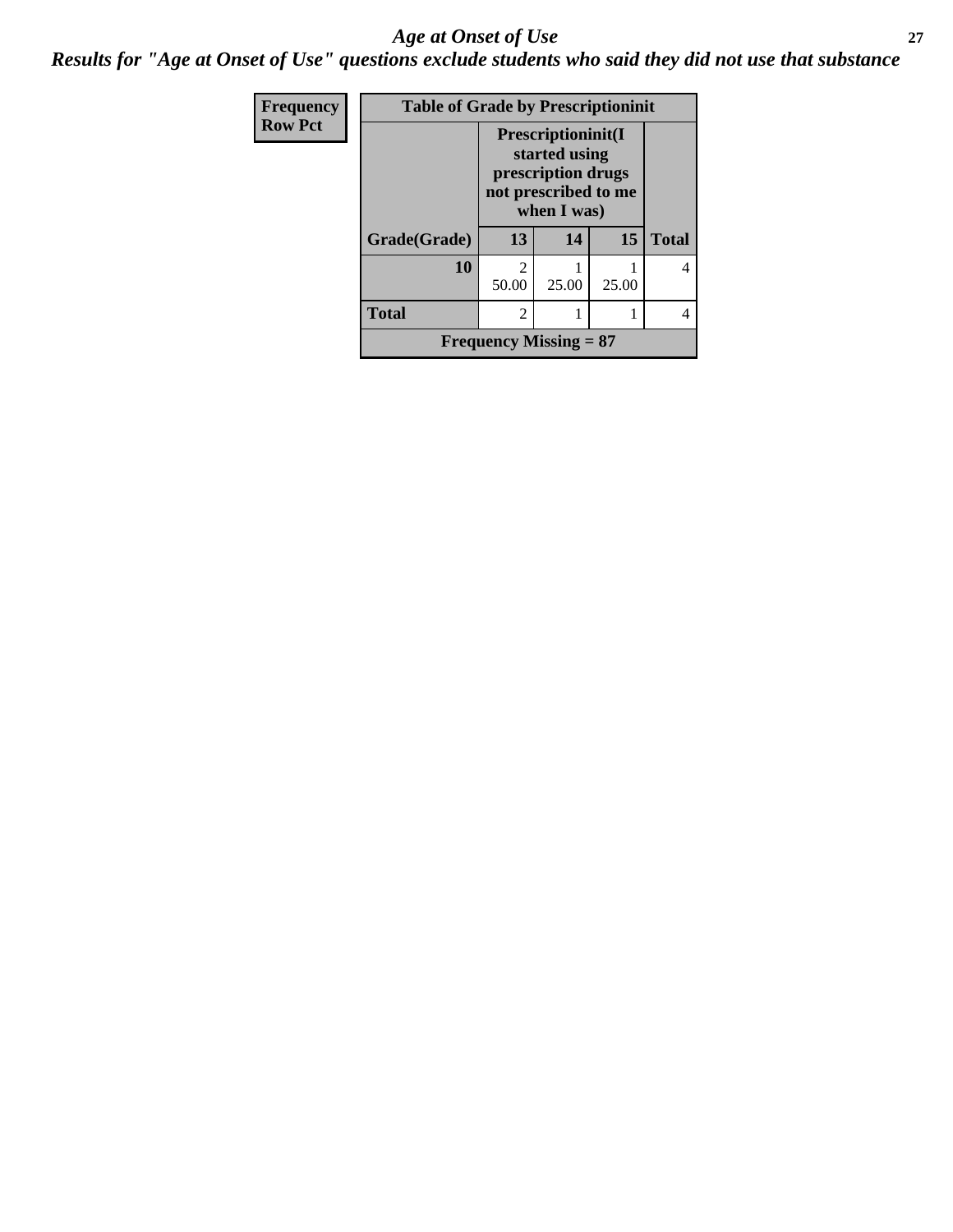# *Age at Onset of Use*

***Results for "Age at Onset of Use" questions exclude students who said they did not use that substance***

| Frequency<br>Row Pct | | | | |
|---|---|---|---|---|
| **Table of Grade by Prescriptioninit** | | | | |
| | **Prescriptioninit(I started using prescription drugs not prescribed to me when I was)** | | | |
| **Grade(Grade)** | **13** | **14** | **15** | **Total** |
| **10** | 2<br>50.00 | 1<br>25.00 | 1<br>25.00 | 4 |
| **Total** | 2 | 1 | 1 | 4 |
| **Frequency Missing = 87** | | | | |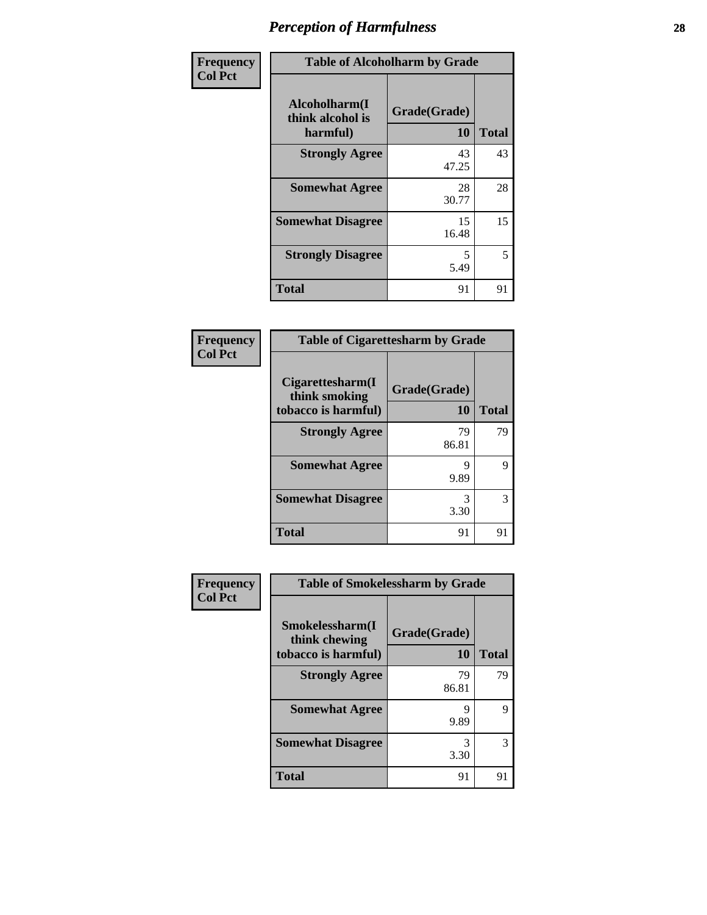# Perception of Harmfulness

**Frequency**
**Col Pct**

| Table of Alcoholharm by Grade | | |
|---|---|---|
| **Alcoholharm(I think alcohol is harmful)** | **Grade(Grade)** **10** | **Total** |
| **Strongly Agree** | 43<br>47.25 | 43 |
| **Somewhat Agree** | 28<br>30.77 | 28 |
| **Somewhat Disagree** | 15<br>16.48 | 15 |
| **Strongly Disagree** | 5<br>5.49 | 5 |
| **Total** | 91 | 91 |

**Frequency**
**Col Pct**

| Table of Cigarettesharm by Grade | | |
|---|---|---|
| **Cigarettesharm(I think smoking tobacco is harmful)** | **Grade(Grade)** **10** | **Total** |
| **Strongly Agree** | 79<br>86.81 | 79 |
| **Somewhat Agree** | 9<br>9.89 | 9 |
| **Somewhat Disagree** | 3<br>3.30 | 3 |
| **Total** | 91 | 91 |

**Frequency**
**Col Pct**

| Table of Smokelessharm by Grade | | |
|---|---|---|
| **Smokelessharm(I think chewing tobacco is harmful)** | **Grade(Grade)** **10** | **Total** |
| **Strongly Agree** | 79<br>86.81 | 79 |
| **Somewhat Agree** | 9<br>9.89 | 9 |
| **Somewhat Disagree** | 3<br>3.30 | 3 |
| **Total** | 91 | 91 |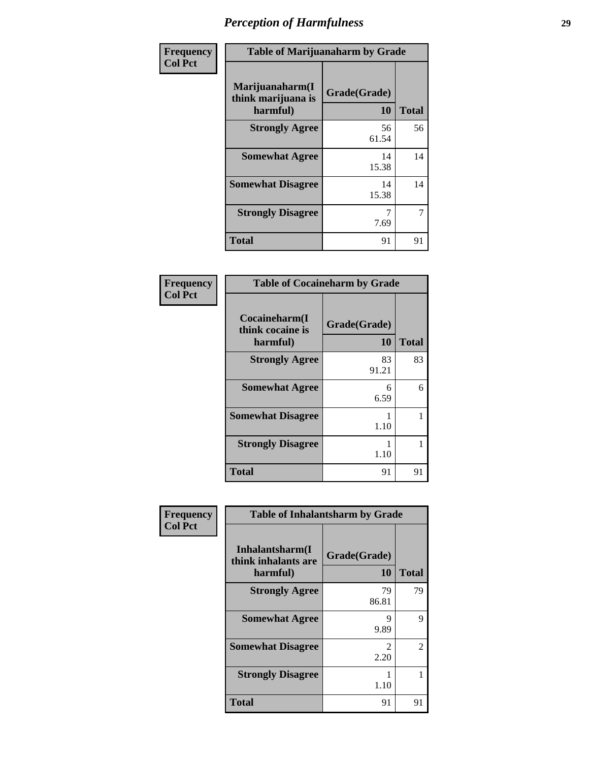# *Perception of Harmfulness*

**Frequency**
**Col Pct**

| Table of Marijuanaharm by Grade | | |
|---|---|---|
| **Marijuanaharm(I think marijuana is harmful)** | **Grade(Grade)** | |
| | **10** | **Total** |
| **Strongly Agree** | 56<br>61.54 | 56 |
| **Somewhat Agree** | 14<br>15.38 | 14 |
| **Somewhat Disagree** | 14<br>15.38 | 14 |
| **Strongly Disagree** | 7<br>7.69 | 7 |
| **Total** | 91 | 91 |

**Frequency**
**Col Pct**

| Table of Cocaineharm by Grade | | |
|---|---|---|
| **Cocaineharm(I think cocaine is harmful)** | **Grade(Grade)** | |
| | **10** | **Total** |
| **Strongly Agree** | 83<br>91.21 | 83 |
| **Somewhat Agree** | 6<br>6.59 | 6 |
| **Somewhat Disagree** | 1<br>1.10 | 1 |
| **Strongly Disagree** | 1<br>1.10 | 1 |
| **Total** | 91 | 91 |

**Frequency**
**Col Pct**

| Table of Inhalantsharm by Grade | | |
|---|---|---|
| **Inhalantsharm(I think inhalants are harmful)** | **Grade(Grade)** | |
| | **10** | **Total** |
| **Strongly Agree** | 79<br>86.81 | 79 |
| **Somewhat Agree** | 9<br>9.89 | 9 |
| **Somewhat Disagree** | 2<br>2.20 | 2 |
| **Strongly Disagree** | 1<br>1.10 | 1 |
| **Total** | 91 | 91 |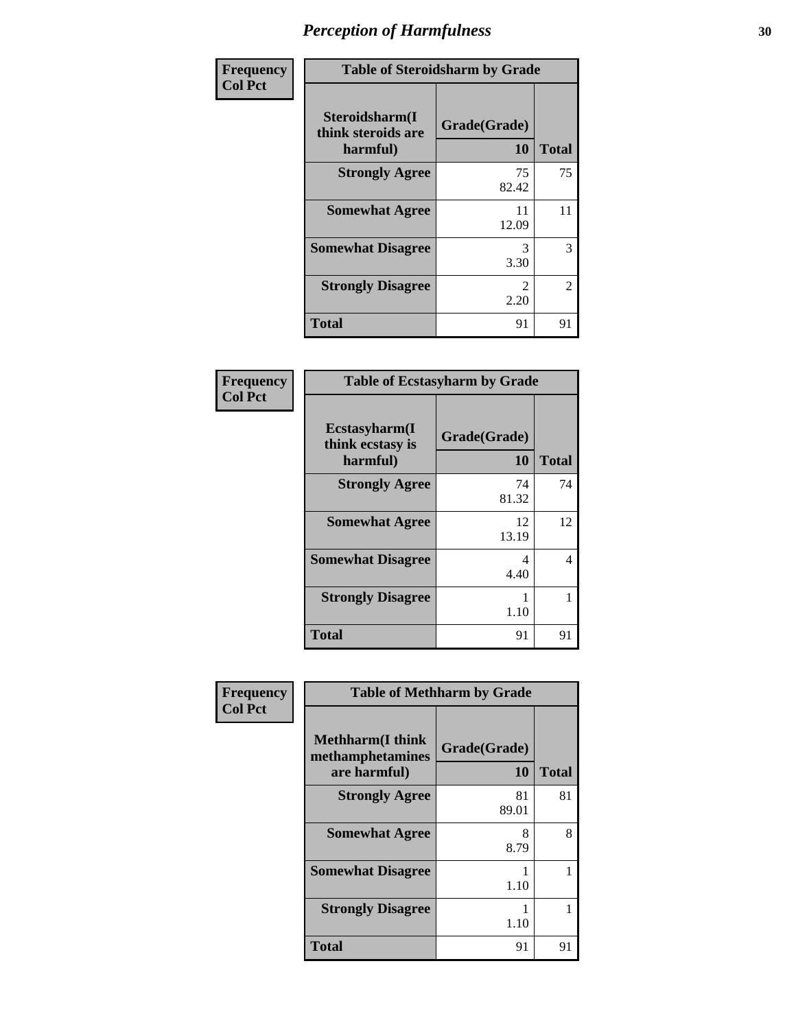# *Perception of Harmfulness*

| Frequency<br>Col Pct |
|---|

| Table of Steroidsharm by Grade | | |
|---|---|---|
| Steroidsharm(I think steroids are harmful) | Grade(Grade) 10 | Total |
| **Strongly Agree** | 75<br>82.42 | 75 |
| **Somewhat Agree** | 11<br>12.09 | 11 |
| **Somewhat Disagree** | 3<br>3.30 | 3 |
| **Strongly Disagree** | 2<br>2.20 | 2 |
| **Total** | 91 | 91 |

| Frequency<br>Col Pct |
|---|

| Table of Ecstasyharm by Grade | | |
|---|---|---|
| Ecstasyharm(I think ecstasy is harmful) | Grade(Grade) 10 | Total |
| **Strongly Agree** | 74<br>81.32 | 74 |
| **Somewhat Agree** | 12<br>13.19 | 12 |
| **Somewhat Disagree** | 4<br>4.40 | 4 |
| **Strongly Disagree** | 1<br>1.10 | 1 |
| **Total** | 91 | 91 |

| Frequency<br>Col Pct |
|---|

| Table of Methharm by Grade | | |
|---|---|---|
| Methharm(I think methamphetamines are harmful) | Grade(Grade) 10 | Total |
| **Strongly Agree** | 81<br>89.01 | 81 |
| **Somewhat Agree** | 8<br>8.79 | 8 |
| **Somewhat Disagree** | 1<br>1.10 | 1 |
| **Strongly Disagree** | 1<br>1.10 | 1 |
| **Total** | 91 | 91 |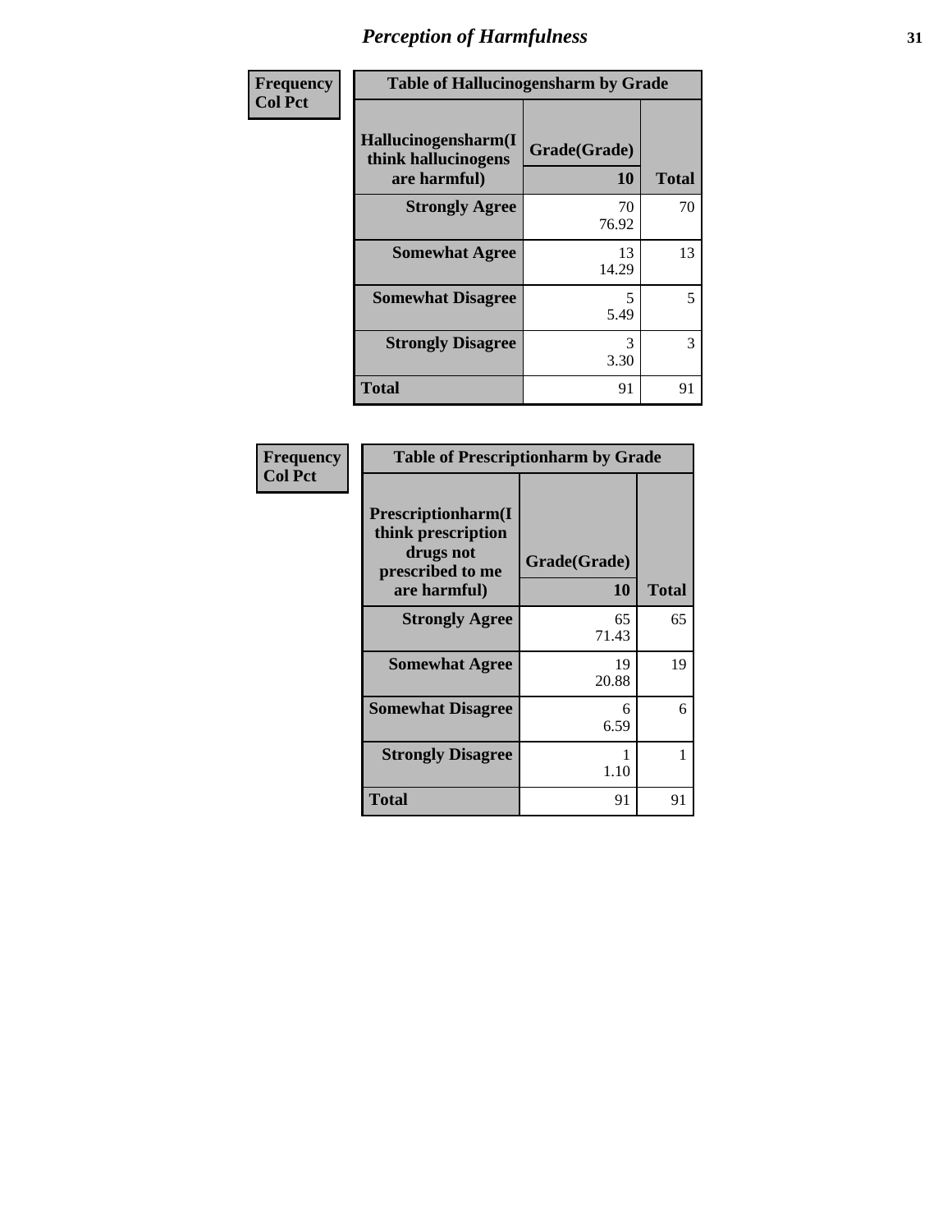# Perception of Harmfulness

| Frequency Col Pct | Table of Hallucinogensharm by Grade | |
|---|---|---|
| Hallucinogensharm(I think hallucinogens are harmful) | Grade(Grade) 10 | Total |
| Strongly Agree | 70<br>76.92 | 70 |
| Somewhat Agree | 13<br>14.29 | 13 |
| Somewhat Disagree | 5<br>5.49 | 5 |
| Strongly Disagree | 3<br>3.30 | 3 |
| Total | 91 | 91 |

| Frequency Col Pct | Table of Prescriptionharm by Grade | |
|---|---|---|
| Prescriptionharm(I think prescription drugs not prescribed to me are harmful) | Grade(Grade) 10 | Total |
| Strongly Agree | 65<br>71.43 | 65 |
| Somewhat Agree | 19<br>20.88 | 19 |
| Somewhat Disagree | 6<br>6.59 | 6 |
| Strongly Disagree | 1<br>1.10 | 1 |
| Total | 91 | 91 |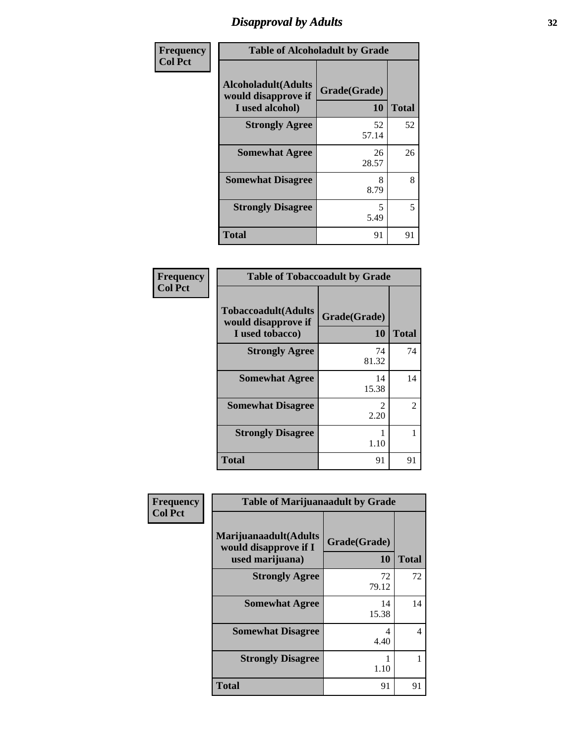# Disapproval by Adults

| Frequency<br>Col Pct |
|---|

**Table of Alcoholadult by Grade**

| Alcoholadult(Adults would disapprove if I used alcohol) | Grade(Grade) 10 | Total |
|---|---|---|
| Strongly Agree | 52<br>57.14 | 52 |
| Somewhat Agree | 26<br>28.57 | 26 |
| Somewhat Disagree | 8<br>8.79 | 8 |
| Strongly Disagree | 5<br>5.49 | 5 |
| Total | 91 | 91 |

| Frequency<br>Col Pct |
|---|

**Table of Tobaccoadult by Grade**

| Tobaccoadult(Adults would disapprove if I used tobacco) | Grade(Grade) 10 | Total |
|---|---|---|
| Strongly Agree | 74<br>81.32 | 74 |
| Somewhat Agree | 14<br>15.38 | 14 |
| Somewhat Disagree | 2<br>2.20 | 2 |
| Strongly Disagree | 1<br>1.10 | 1 |
| Total | 91 | 91 |

| Frequency<br>Col Pct |
|---|

**Table of Marijuanaadult by Grade**

| Marijuanaadult(Adults would disapprove if I used marijuana) | Grade(Grade) 10 | Total |
|---|---|---|
| Strongly Agree | 72<br>79.12 | 72 |
| Somewhat Agree | 14<br>15.38 | 14 |
| Somewhat Disagree | 4<br>4.40 | 4 |
| Strongly Disagree | 1<br>1.10 | 1 |
| Total | 91 | 91 |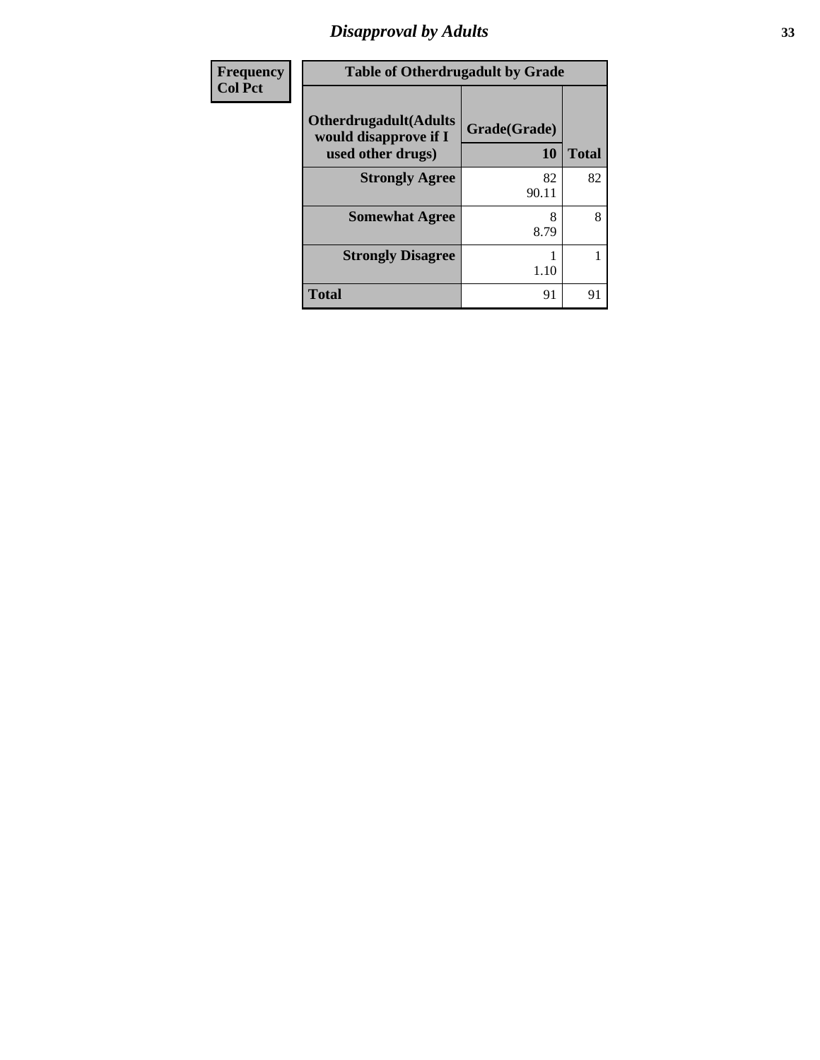# Disapproval by Adults

| Frequency Col Pct |
|---|

| Table of Otherdrugadult by Grade | | |
|---|---|---|
| Otherdrugadult(Adults would disapprove if I used other drugs) | Grade(Grade) 10 | Total |
| Strongly Agree | 82 90.11 | 82 |
| Somewhat Agree | 8 8.79 | 8 |
| Strongly Disagree | 1 1.10 | 1 |
| Total | 91 | 91 |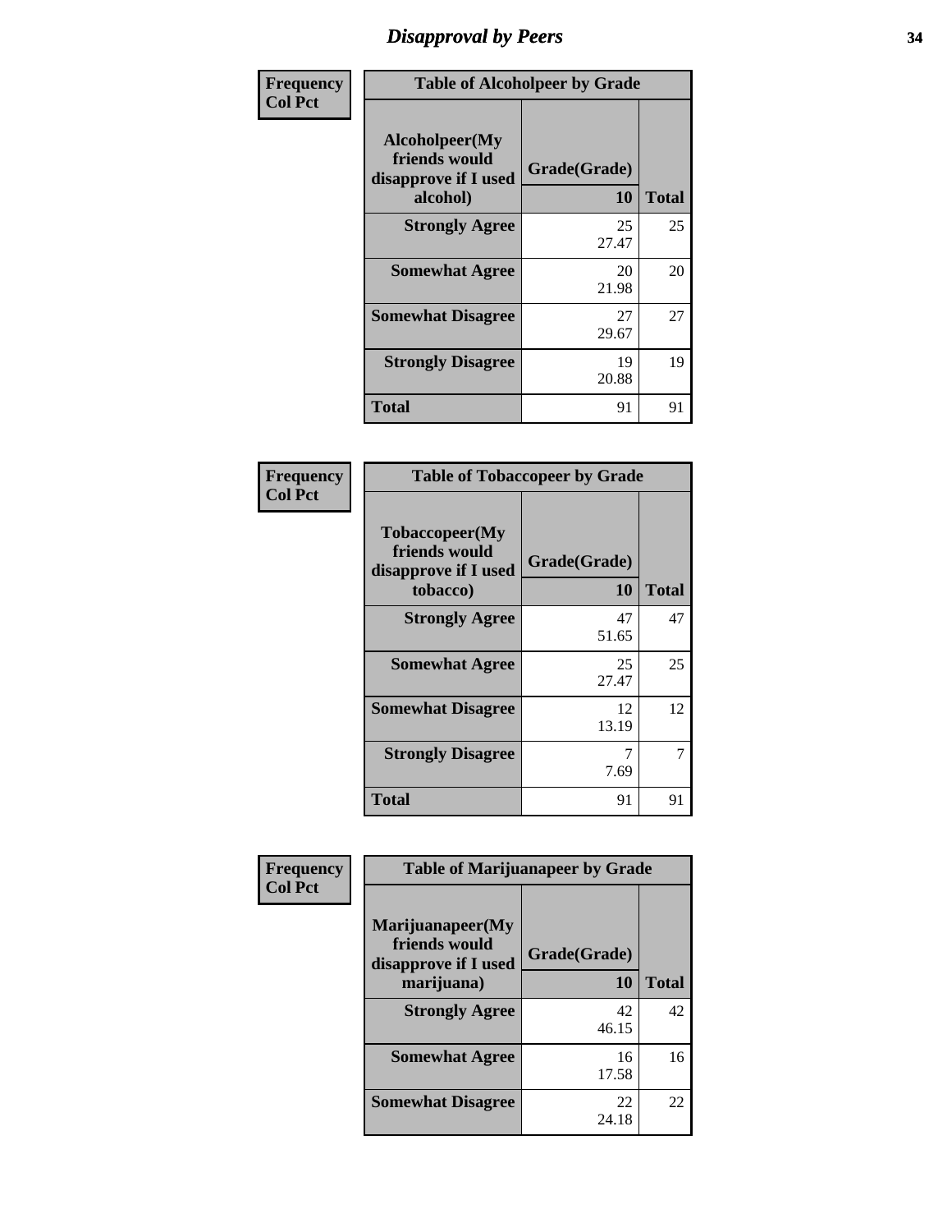# Disapproval by Peers

| Frequency<br>Col Pct | | |
|---|---|---|

**Table of Alcoholpeer by Grade**

| Alcoholpeer(My friends would disapprove if I used alcohol) | Grade(Grade) 10 | Total |
|---|---|---|
| Strongly Agree | 25<br>27.47 | 25 |
| Somewhat Agree | 20<br>21.98 | 20 |
| Somewhat Disagree | 27<br>29.67 | 27 |
| Strongly Disagree | 19<br>20.88 | 19 |
| Total | 91 | 91 |

| Frequency<br>Col Pct | | |
|---|---|---|

**Table of Tobaccopeer by Grade**

| Tobaccopeer(My friends would disapprove if I used tobacco) | Grade(Grade) 10 | Total |
|---|---|---|
| Strongly Agree | 47<br>51.65 | 47 |
| Somewhat Agree | 25<br>27.47 | 25 |
| Somewhat Disagree | 12<br>13.19 | 12 |
| Strongly Disagree | 7<br>7.69 | 7 |
| Total | 91 | 91 |

| Frequency<br>Col Pct | | |
|---|---|---|

**Table of Marijuanapeer by Grade**

| Marijuanapeer(My friends would disapprove if I used marijuana) | Grade(Grade) 10 | Total |
|---|---|---|
| Strongly Agree | 42<br>46.15 | 42 |
| Somewhat Agree | 16<br>17.58 | 16 |
| Somewhat Disagree | 22<br>24.18 | 22 |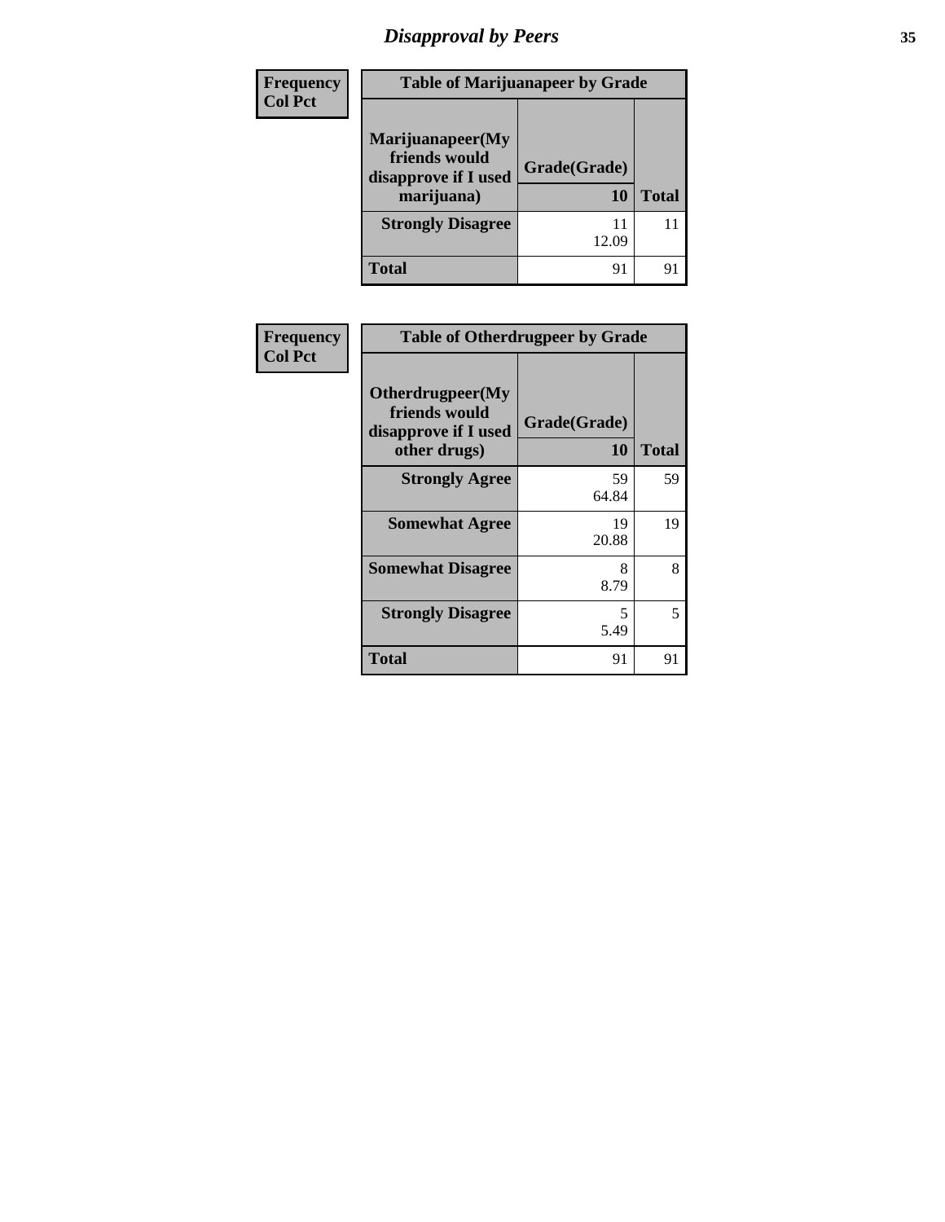# *Disapproval by Peers*

| Frequency<br>Col Pct | Table of Marijuanapeer by Grade | |
|---|---|---|
| Marijuanapeer(My friends would disapprove if I used marijuana) | Grade(Grade)<br>10 | Total |
| Strongly Disagree | 11<br>12.09 | 11 |
| Total | 91 | 91 |

| Frequency<br>Col Pct | Table of Otherdrugpeer by Grade | |
|---|---|---|
| Otherdrugpeer(My friends would disapprove if I used other drugs) | Grade(Grade)<br>10 | Total |
| Strongly Agree | 59<br>64.84 | 59 |
| Somewhat Agree | 19<br>20.88 | 19 |
| Somewhat Disagree | 8<br>8.79 | 8 |
| Strongly Disagree | 5<br>5.49 | 5 |
| Total | 91 | 91 |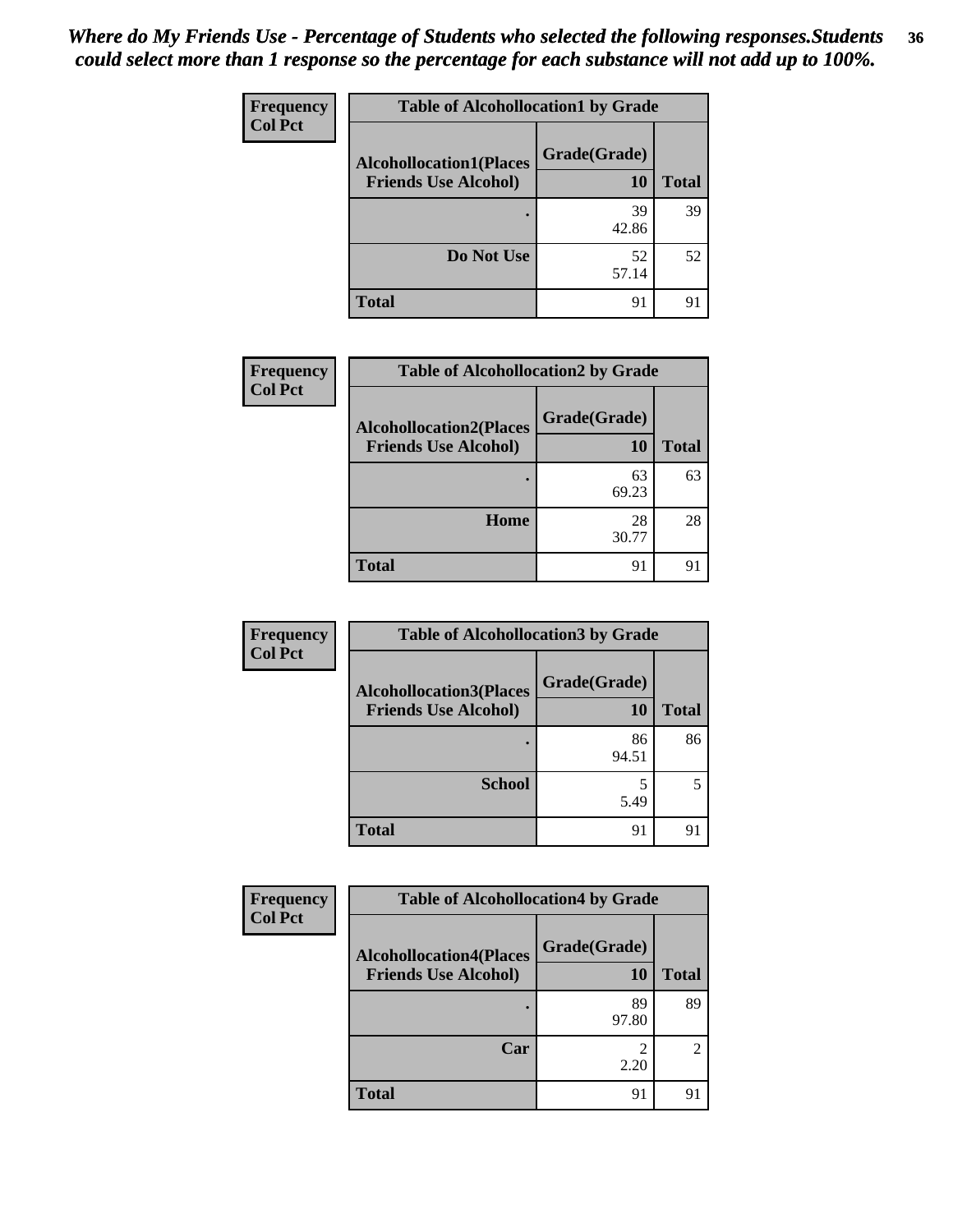*Where do My Friends Use - Percentage of Students who selected the following responses.Students could select more than 1 response so the percentage for each substance will not add up to 100%.*

**Frequency**
**Col Pct**

| Table of Alcohollocation1 by Grade | | |
|---|---|---|
| **Alcohollocation1(Places Friends Use Alcohol)** | **Grade(Grade)** | |
| | **10** | **Total** |
| **.** | 39<br>42.86 | 39 |
| **Do Not Use** | 52<br>57.14 | 52 |
| **Total** | 91 | 91 |

**Frequency**
**Col Pct**

| Table of Alcohollocation2 by Grade | | |
|---|---|---|
| **Alcohollocation2(Places Friends Use Alcohol)** | **Grade(Grade)** | |
| | **10** | **Total** |
| **.** | 63<br>69.23 | 63 |
| **Home** | 28<br>30.77 | 28 |
| **Total** | 91 | 91 |

**Frequency**
**Col Pct**

| Table of Alcohollocation3 by Grade | | |
|---|---|---|
| **Alcohollocation3(Places Friends Use Alcohol)** | **Grade(Grade)** | |
| | **10** | **Total** |
| **.** | 86<br>94.51 | 86 |
| **School** | 5<br>5.49 | 5 |
| **Total** | 91 | 91 |

**Frequency**
**Col Pct**

| Table of Alcohollocation4 by Grade | | |
|---|---|---|
| **Alcohollocation4(Places Friends Use Alcohol)** | **Grade(Grade)** | |
| | **10** | **Total** |
| **.** | 89<br>97.80 | 89 |
| **Car** | 2<br>2.20 | 2 |
| **Total** | 91 | 91 |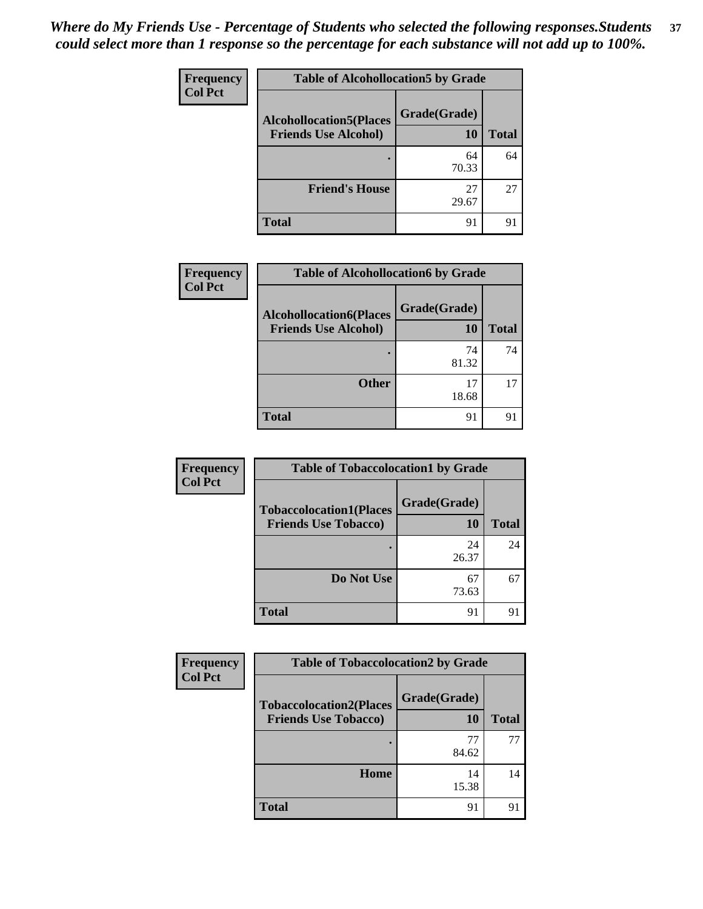*Where do My Friends Use - Percentage of Students who selected the following responses.Students could select more than 1 response so the percentage for each substance will not add up to 100%.*

| Frequency Col Pct | Table of Alcohollocation5 by Grade | |
|---|---|---|
| Alcohollocation5(Places Friends Use Alcohol) | Grade(Grade) 10 | Total |
| . | 64<br>70.33 | 64 |
| Friend's House | 27<br>29.67 | 27 |
| Total | 91 | 91 |

| Frequency Col Pct | Table of Alcohollocation6 by Grade | |
|---|---|---|
| Alcohollocation6(Places Friends Use Alcohol) | Grade(Grade) 10 | Total |
| . | 74<br>81.32 | 74 |
| Other | 17<br>18.68 | 17 |
| Total | 91 | 91 |

| Frequency Col Pct | Table of Tobaccolocation1 by Grade | |
|---|---|---|
| Tobaccolocation1(Places Friends Use Tobacco) | Grade(Grade) 10 | Total |
| . | 24<br>26.37 | 24 |
| Do Not Use | 67<br>73.63 | 67 |
| Total | 91 | 91 |

| Frequency Col Pct | Table of Tobaccolocation2 by Grade | |
|---|---|---|
| Tobaccolocation2(Places Friends Use Tobacco) | Grade(Grade) 10 | Total |
| . | 77<br>84.62 | 77 |
| Home | 14<br>15.38 | 14 |
| Total | 91 | 91 |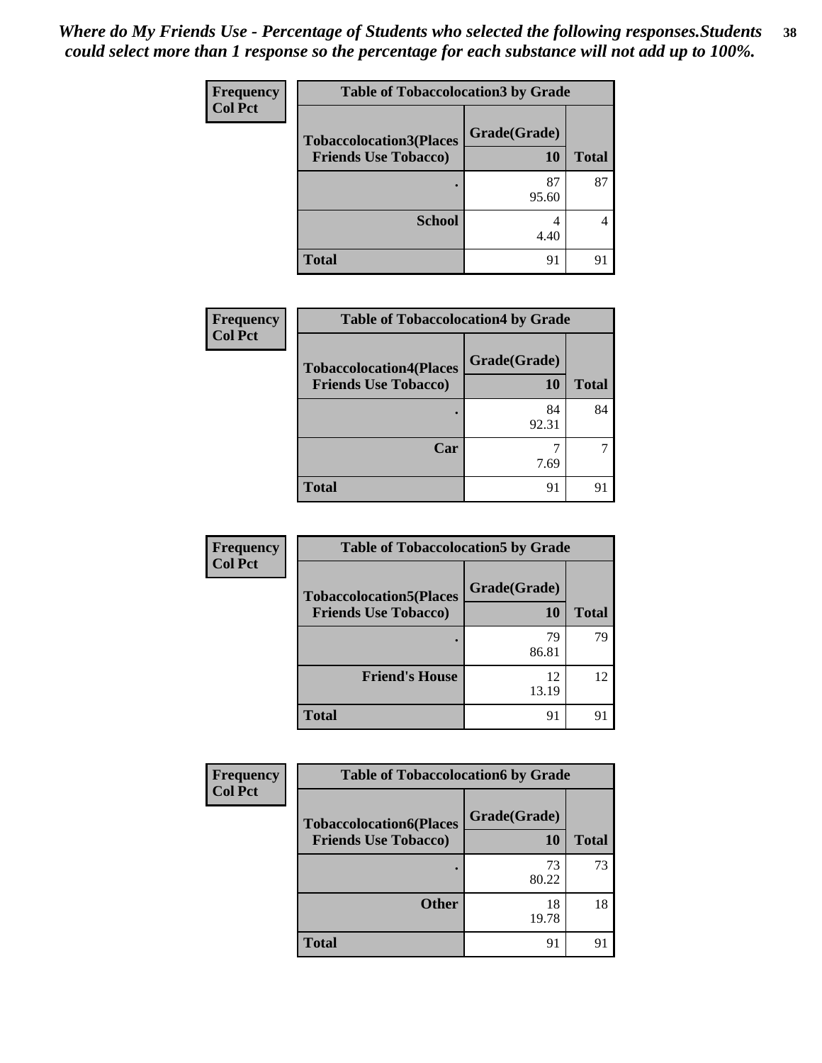*Where do My Friends Use - Percentage of Students who selected the following responses.Students could select more than 1 response so the percentage for each substance will not add up to 100%.*

**Frequency**
**Col Pct**

| Table of Tobaccolocation3 by Grade | | |
|---|---|---|
| **Tobaccolocation3(Places Friends Use Tobacco)** | **Grade(Grade) 10** | **Total** |
| **.** | 87<br>95.60 | 87 |
| **School** | 4<br>4.40 | 4 |
| **Total** | 91 | 91 |

**Frequency**
**Col Pct**

| Table of Tobaccolocation4 by Grade | | |
|---|---|---|
| **Tobaccolocation4(Places Friends Use Tobacco)** | **Grade(Grade) 10** | **Total** |
| **.** | 84<br>92.31 | 84 |
| **Car** | 7<br>7.69 | 7 |
| **Total** | 91 | 91 |

**Frequency**
**Col Pct**

| Table of Tobaccolocation5 by Grade | | |
|---|---|---|
| **Tobaccolocation5(Places Friends Use Tobacco)** | **Grade(Grade) 10** | **Total** |
| **.** | 79<br>86.81 | 79 |
| **Friend's House** | 12<br>13.19 | 12 |
| **Total** | 91 | 91 |

**Frequency**
**Col Pct**

| Table of Tobaccolocation6 by Grade | | |
|---|---|---|
| **Tobaccolocation6(Places Friends Use Tobacco)** | **Grade(Grade) 10** | **Total** |
| **.** | 73<br>80.22 | 73 |
| **Other** | 18<br>19.78 | 18 |
| **Total** | 91 | 91 |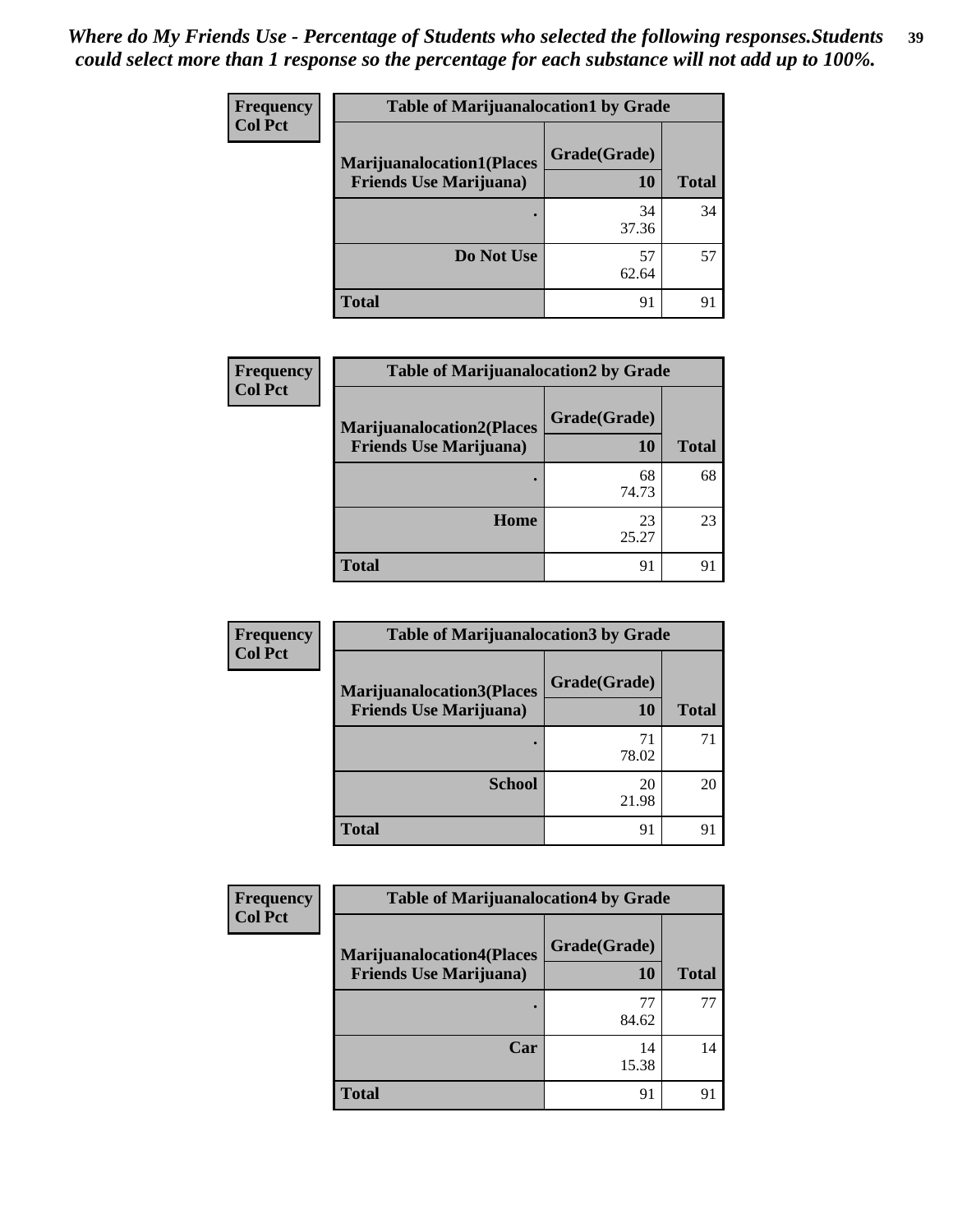*Where do My Friends Use - Percentage of Students who selected the following responses.Students could select more than 1 response so the percentage for each substance will not add up to 100%.*

**Frequency**
**Col Pct**

| Table of Marijuanalocation1 by Grade | | |
|---|---|---|
| **Marijuanalocation1(Places Friends Use Marijuana)** | **Grade(Grade)** **10** | **Total** |
| **.** | 34<br>37.36 | 34 |
| **Do Not Use** | 57<br>62.64 | 57 |
| **Total** | 91 | 91 |

**Frequency**
**Col Pct**

| Table of Marijuanalocation2 by Grade | | |
|---|---|---|
| **Marijuanalocation2(Places Friends Use Marijuana)** | **Grade(Grade)** **10** | **Total** |
| **.** | 68<br>74.73 | 68 |
| **Home** | 23<br>25.27 | 23 |
| **Total** | 91 | 91 |

**Frequency**
**Col Pct**

| Table of Marijuanalocation3 by Grade | | |
|---|---|---|
| **Marijuanalocation3(Places Friends Use Marijuana)** | **Grade(Grade)** **10** | **Total** |
| **.** | 71<br>78.02 | 71 |
| **School** | 20<br>21.98 | 20 |
| **Total** | 91 | 91 |

**Frequency**
**Col Pct**

| Table of Marijuanalocation4 by Grade | | |
|---|---|---|
| **Marijuanalocation4(Places Friends Use Marijuana)** | **Grade(Grade)** **10** | **Total** |
| **.** | 77<br>84.62 | 77 |
| **Car** | 14<br>15.38 | 14 |
| **Total** | 91 | 91 |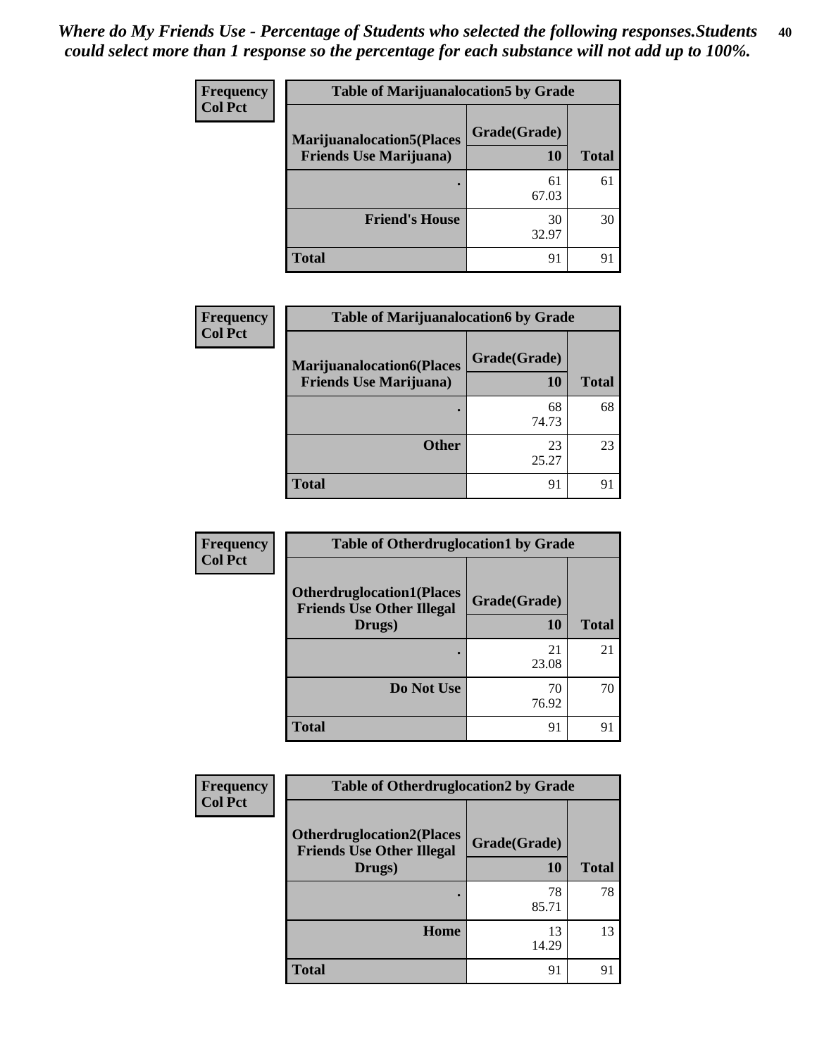*Where do My Friends Use - Percentage of Students who selected the following responses.Students could select more than 1 response so the percentage for each substance will not add up to 100%.*

**Frequency**
**Col Pct**

| Table of Marijuanalocation5 by Grade | | |
|---|---|---|
| **Marijuanalocation5(Places Friends Use Marijuana)** | **Grade(Grade)** | |
| | **10** | **Total** |
| **.** | 61<br>67.03 | 61 |
| **Friend's House** | 30<br>32.97 | 30 |
| **Total** | 91 | 91 |

**Frequency**
**Col Pct**

| Table of Marijuanalocation6 by Grade | | |
|---|---|---|
| **Marijuanalocation6(Places Friends Use Marijuana)** | **Grade(Grade)** | |
| | **10** | **Total** |
| **.** | 68<br>74.73 | 68 |
| **Other** | 23<br>25.27 | 23 |
| **Total** | 91 | 91 |

**Frequency**
**Col Pct**

| Table of Otherdruglocation1 by Grade | | |
|---|---|---|
| **Otherdruglocation1(Places Friends Use Other Illegal Drugs)** | **Grade(Grade)** | |
| | **10** | **Total** |
| **.** | 21<br>23.08 | 21 |
| **Do Not Use** | 70<br>76.92 | 70 |
| **Total** | 91 | 91 |

**Frequency**
**Col Pct**

| Table of Otherdruglocation2 by Grade | | |
|---|---|---|
| **Otherdruglocation2(Places Friends Use Other Illegal Drugs)** | **Grade(Grade)** | |
| | **10** | **Total** |
| **.** | 78<br>85.71 | 78 |
| **Home** | 13<br>14.29 | 13 |
| **Total** | 91 | 91 |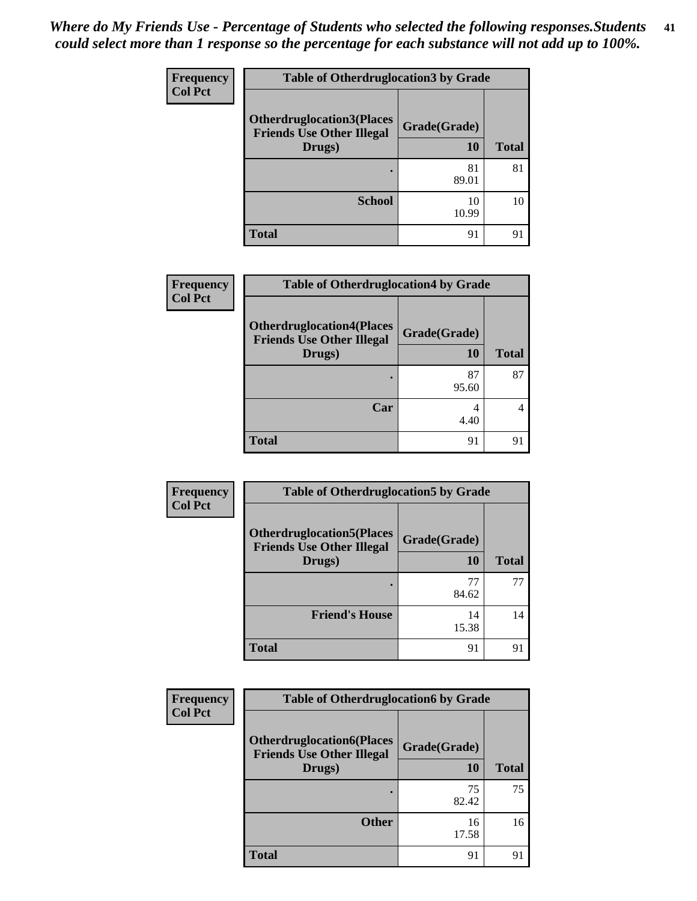*Where do My Friends Use - Percentage of Students who selected the following responses.Students could select more than 1 response so the percentage for each substance will not add up to 100%.*

**Frequency / Col Pct**

**Table of Otherdruglocation3 by Grade**

| Otherdruglocation3(Places Friends Use Other Illegal Drugs) | Grade(Grade) 10 | Total |
|---|---|---|
| . | 81<br>89.01 | 81 |
| School | 10<br>10.99 | 10 |
| Total | 91 | 91 |

**Frequency / Col Pct**

**Table of Otherdruglocation4 by Grade**

| Otherdruglocation4(Places Friends Use Other Illegal Drugs) | Grade(Grade) 10 | Total |
|---|---|---|
| . | 87<br>95.60 | 87 |
| Car | 4<br>4.40 | 4 |
| Total | 91 | 91 |

**Frequency / Col Pct**

**Table of Otherdruglocation5 by Grade**

| Otherdruglocation5(Places Friends Use Other Illegal Drugs) | Grade(Grade) 10 | Total |
|---|---|---|
| . | 77<br>84.62 | 77 |
| Friend's House | 14<br>15.38 | 14 |
| Total | 91 | 91 |

**Frequency / Col Pct**

**Table of Otherdruglocation6 by Grade**

| Otherdruglocation6(Places Friends Use Other Illegal Drugs) | Grade(Grade) 10 | Total |
|---|---|---|
| . | 75<br>82.42 | 75 |
| Other | 16<br>17.58 | 16 |
| Total | 91 | 91 |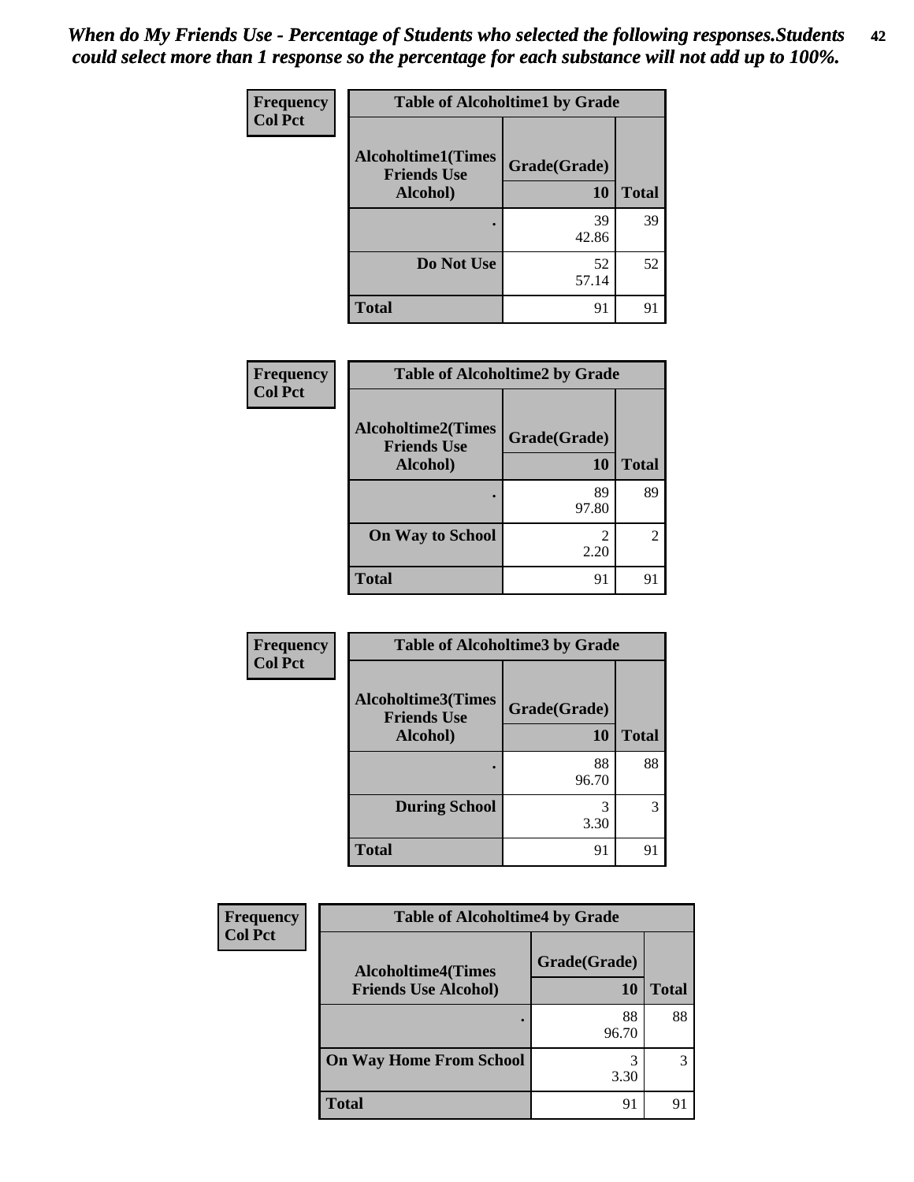*When do My Friends Use - Percentage of Students who selected the following responses.Students could select more than 1 response so the percentage for each substance will not add up to 100%.*

**Frequency**
**Col Pct**

| Table of Alcoholtime1 by Grade | | |
|---|---|---|
| Alcoholtime1(Times Friends Use Alcohol) | Grade(Grade) 10 | Total |
| . | 39<br>42.86 | 39 |
| Do Not Use | 52<br>57.14 | 52 |
| Total | 91 | 91 |

**Frequency**
**Col Pct**

| Table of Alcoholtime2 by Grade | | |
|---|---|---|
| Alcoholtime2(Times Friends Use Alcohol) | Grade(Grade) 10 | Total |
| . | 89<br>97.80 | 89 |
| On Way to School | 2<br>2.20 | 2 |
| Total | 91 | 91 |

**Frequency**
**Col Pct**

| Table of Alcoholtime3 by Grade | | |
|---|---|---|
| Alcoholtime3(Times Friends Use Alcohol) | Grade(Grade) 10 | Total |
| . | 88<br>96.70 | 88 |
| During School | 3<br>3.30 | 3 |
| Total | 91 | 91 |

**Frequency**
**Col Pct**

| Table of Alcoholtime4 by Grade | | |
|---|---|---|
| Alcoholtime4(Times Friends Use Alcohol) | Grade(Grade) 10 | Total |
| . | 88<br>96.70 | 88 |
| On Way Home From School | 3<br>3.30 | 3 |
| Total | 91 | 91 |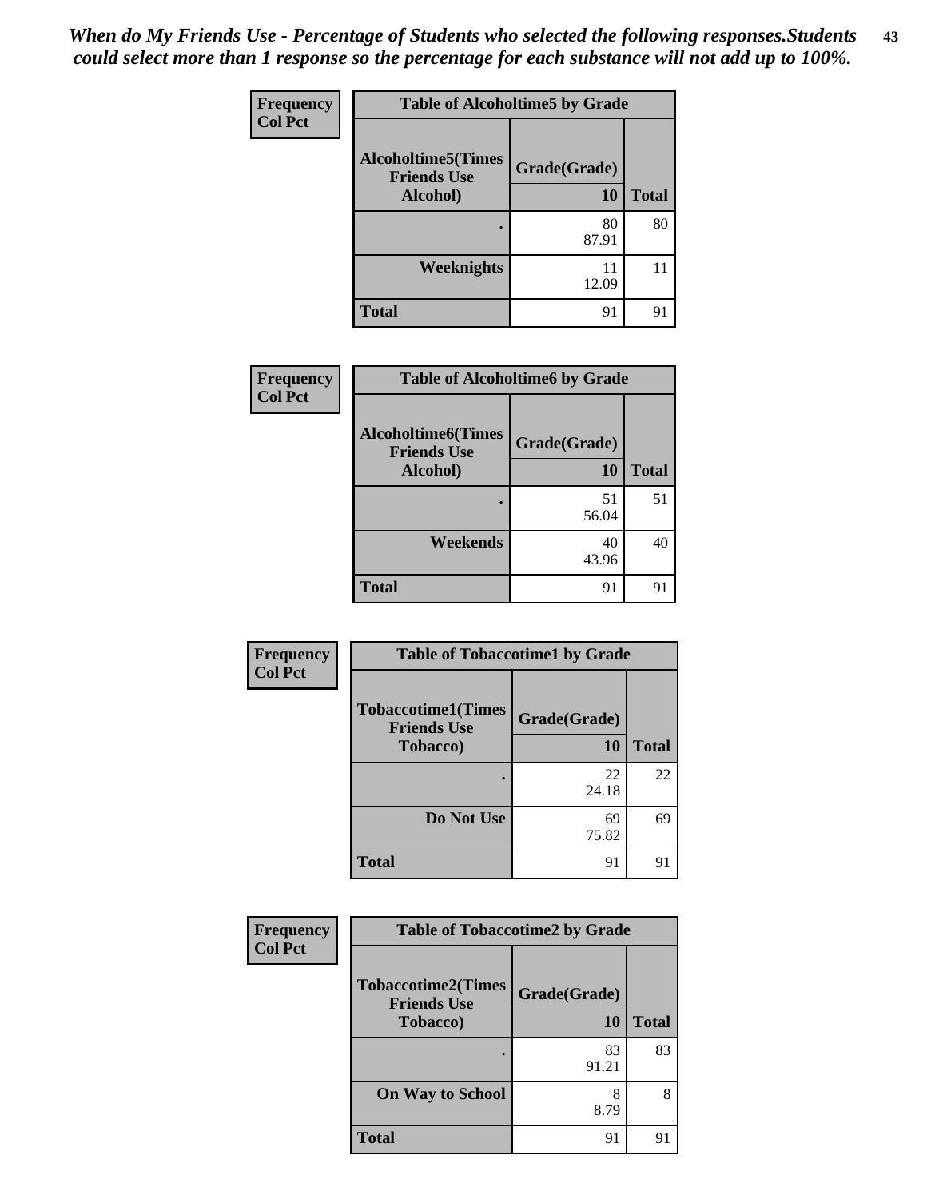*When do My Friends Use - Percentage of Students who selected the following responses.Students could select more than 1 response so the percentage for each substance will not add up to 100%.*

**Frequency**
**Col Pct**

| Table of Alcoholtime5 by Grade | | |
|---|---|---|
| **Alcoholtime5(Times Friends Use Alcohol)** | **Grade(Grade)** | |
| | **10** | **Total** |
| **.** | 80<br>87.91 | 80 |
| **Weeknights** | 11<br>12.09 | 11 |
| **Total** | 91 | 91 |

**Frequency**
**Col Pct**

| Table of Alcoholtime6 by Grade | | |
|---|---|---|
| **Alcoholtime6(Times Friends Use Alcohol)** | **Grade(Grade)** | |
| | **10** | **Total** |
| **.** | 51<br>56.04 | 51 |
| **Weekends** | 40<br>43.96 | 40 |
| **Total** | 91 | 91 |

**Frequency**
**Col Pct**

| Table of Tobaccotime1 by Grade | | |
|---|---|---|
| **Tobaccotime1(Times Friends Use Tobacco)** | **Grade(Grade)** | |
| | **10** | **Total** |
| **.** | 22<br>24.18 | 22 |
| **Do Not Use** | 69<br>75.82 | 69 |
| **Total** | 91 | 91 |

**Frequency**
**Col Pct**

| Table of Tobaccotime2 by Grade | | |
|---|---|---|
| **Tobaccotime2(Times Friends Use Tobacco)** | **Grade(Grade)** | |
| | **10** | **Total** |
| **.** | 83<br>91.21 | 83 |
| **On Way to School** | 8<br>8.79 | 8 |
| **Total** | 91 | 91 |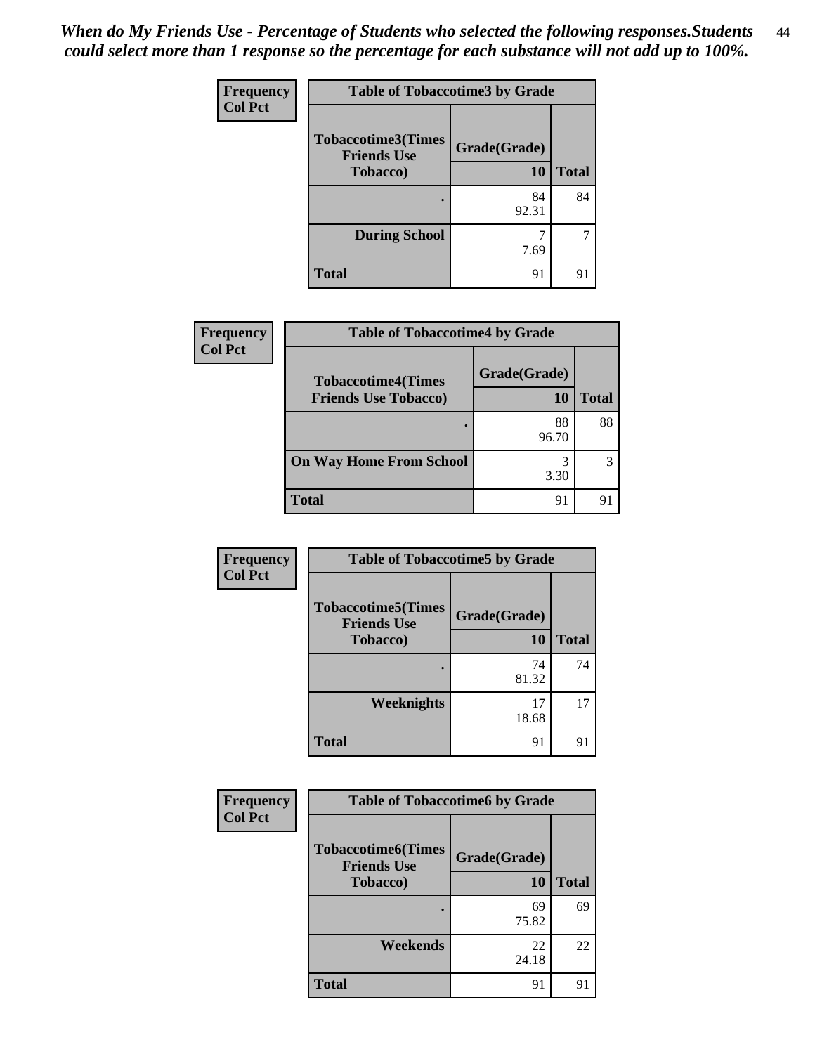*When do My Friends Use - Percentage of Students who selected the following responses.Students could select more than 1 response so the percentage for each substance will not add up to 100%.*

**Frequency**
**Col Pct**

| Table of Tobaccotime3 by Grade | | |
|---|---|---|
| **Tobaccotime3(Times Friends Use Tobacco)** | **Grade(Grade)** | |
| | **10** | **Total** |
| . | 84<br>92.31 | 84 |
| **During School** | 7<br>7.69 | 7 |
| **Total** | 91 | 91 |

**Frequency**
**Col Pct**

| Table of Tobaccotime4 by Grade | | |
|---|---|---|
| **Tobaccotime4(Times Friends Use Tobacco)** | **Grade(Grade)** | |
| | **10** | **Total** |
| . | 88<br>96.70 | 88 |
| **On Way Home From School** | 3<br>3.30 | 3 |
| **Total** | 91 | 91 |

**Frequency**
**Col Pct**

| Table of Tobaccotime5 by Grade | | |
|---|---|---|
| **Tobaccotime5(Times Friends Use Tobacco)** | **Grade(Grade)** | |
| | **10** | **Total** |
| . | 74<br>81.32 | 74 |
| **Weeknights** | 17<br>18.68 | 17 |
| **Total** | 91 | 91 |

**Frequency**
**Col Pct**

| Table of Tobaccotime6 by Grade | | |
|---|---|---|
| **Tobaccotime6(Times Friends Use Tobacco)** | **Grade(Grade)** | |
| | **10** | **Total** |
| . | 69<br>75.82 | 69 |
| **Weekends** | 22<br>24.18 | 22 |
| **Total** | 91 | 91 |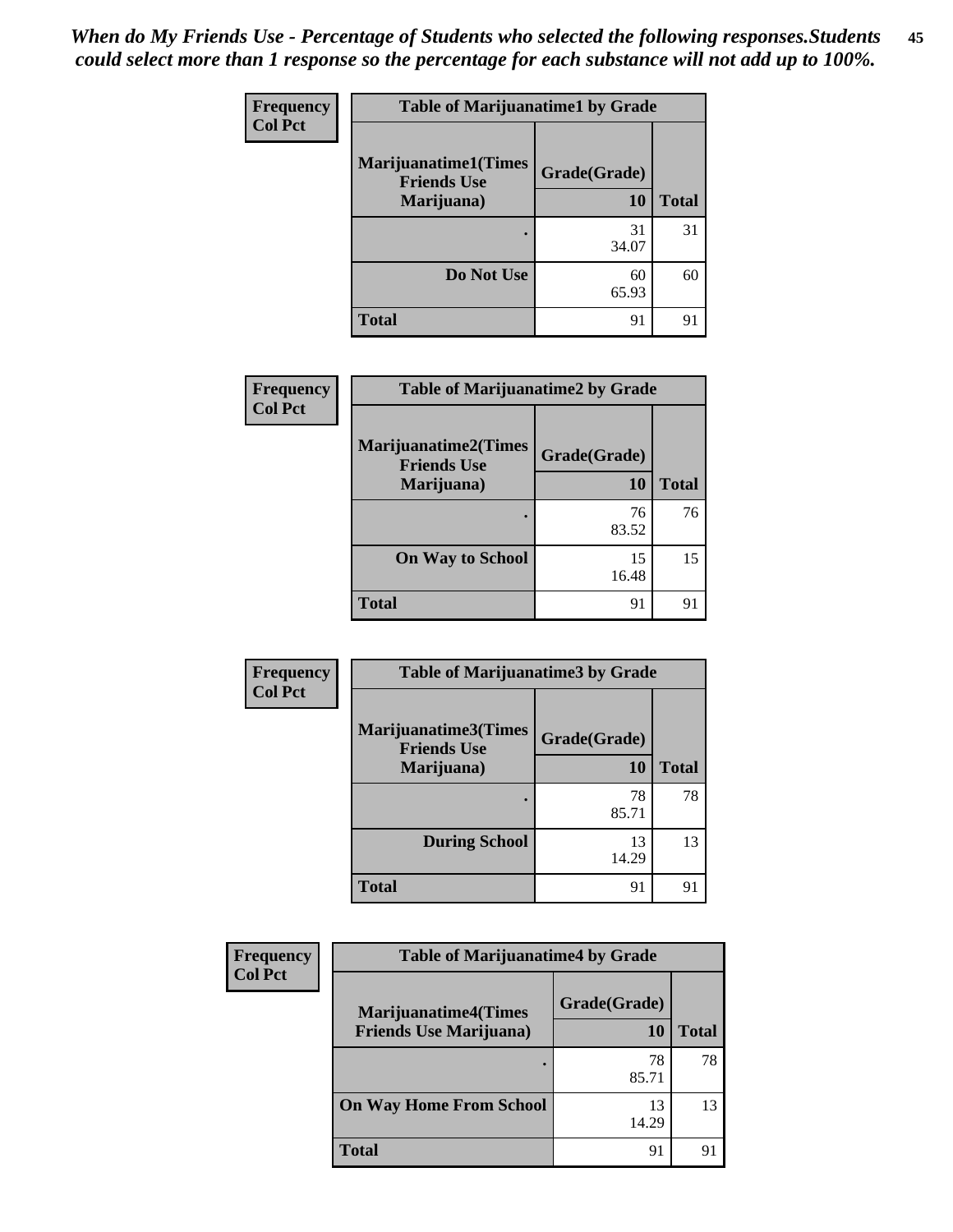*When do My Friends Use - Percentage of Students who selected the following responses.Students could select more than 1 response so the percentage for each substance will not add up to 100%.*

**Frequency**
**Col Pct**

| Table of Marijuanatime1 by Grade | | |
|---|---|---|
| **Marijuanatime1(Times Friends Use Marijuana)** | **Grade(Grade)** | |
| | **10** | **Total** |
| **.** | 31<br>34.07 | 31 |
| **Do Not Use** | 60<br>65.93 | 60 |
| **Total** | 91 | 91 |

**Frequency**
**Col Pct**

| Table of Marijuanatime2 by Grade | | |
|---|---|---|
| **Marijuanatime2(Times Friends Use Marijuana)** | **Grade(Grade)** | |
| | **10** | **Total** |
| **.** | 76<br>83.52 | 76 |
| **On Way to School** | 15<br>16.48 | 15 |
| **Total** | 91 | 91 |

**Frequency**
**Col Pct**

| Table of Marijuanatime3 by Grade | | |
|---|---|---|
| **Marijuanatime3(Times Friends Use Marijuana)** | **Grade(Grade)** | |
| | **10** | **Total** |
| **.** | 78<br>85.71 | 78 |
| **During School** | 13<br>14.29 | 13 |
| **Total** | 91 | 91 |

**Frequency**
**Col Pct**

| Table of Marijuanatime4 by Grade | | |
|---|---|---|
| **Marijuanatime4(Times Friends Use Marijuana)** | **Grade(Grade)** | |
| | **10** | **Total** |
| **.** | 78<br>85.71 | 78 |
| **On Way Home From School** | 13<br>14.29 | 13 |
| **Total** | 91 | 91 |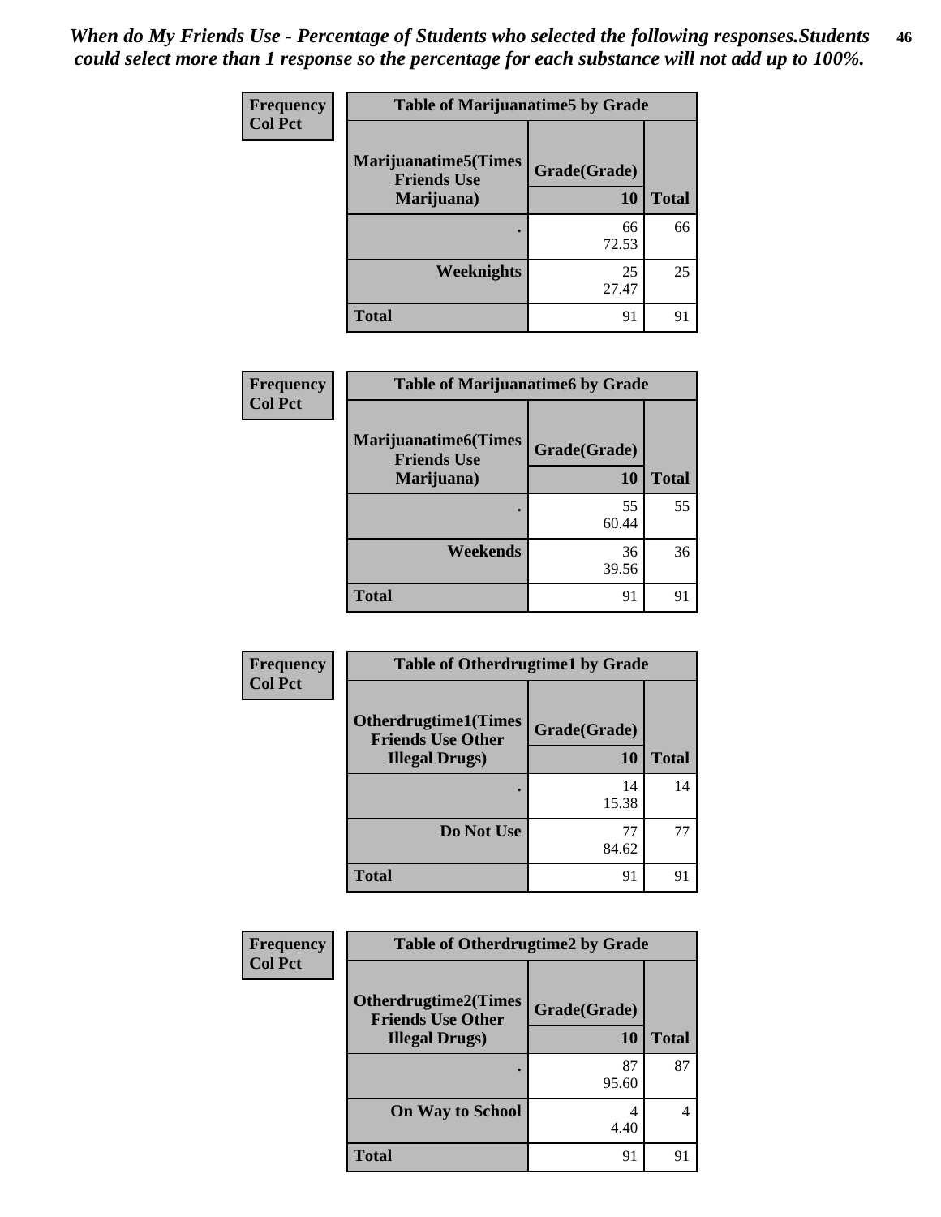*When do My Friends Use - Percentage of Students who selected the following responses.Students could select more than 1 response so the percentage for each substance will not add up to 100%.*

| Frequency Col Pct | Table of Marijuanatime5 by Grade | |
|---|---|---|
| Marijuanatime5(Times Friends Use Marijuana) | Grade(Grade) 10 | Total |
| . | 66 72.53 | 66 |
| Weeknights | 25 27.47 | 25 |
| Total | 91 | 91 |

| Frequency Col Pct | Table of Marijuanatime6 by Grade | |
|---|---|---|
| Marijuanatime6(Times Friends Use Marijuana) | Grade(Grade) 10 | Total |
| . | 55 60.44 | 55 |
| Weekends | 36 39.56 | 36 |
| Total | 91 | 91 |

| Frequency Col Pct | Table of Otherdrugtime1 by Grade | |
|---|---|---|
| Otherdrugtime1(Times Friends Use Other Illegal Drugs) | Grade(Grade) 10 | Total |
| . | 14 15.38 | 14 |
| Do Not Use | 77 84.62 | 77 |
| Total | 91 | 91 |

| Frequency Col Pct | Table of Otherdrugtime2 by Grade | |
|---|---|---|
| Otherdrugtime2(Times Friends Use Other Illegal Drugs) | Grade(Grade) 10 | Total |
| . | 87 95.60 | 87 |
| On Way to School | 4 4.40 | 4 |
| Total | 91 | 91 |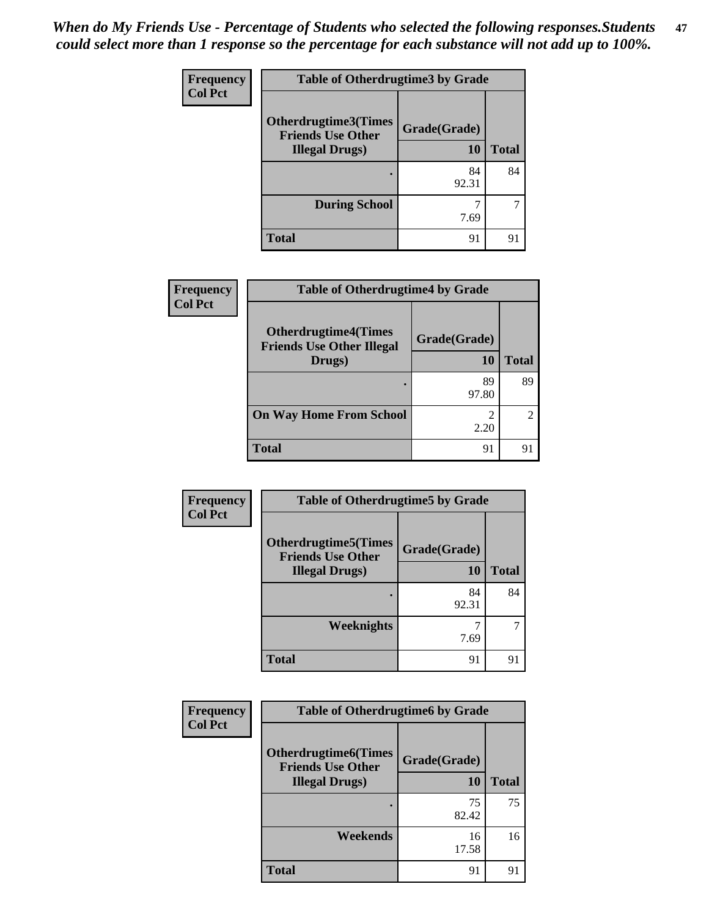*When do My Friends Use - Percentage of Students who selected the following responses.Students could select more than 1 response so the percentage for each substance will not add up to 100%.*

**Frequency**
**Col Pct**

| Table of Otherdrugtime3 by Grade | | |
|---|---|---|
| **Otherdrugtime3(Times Friends Use Other Illegal Drugs)** | **Grade(Grade)** | |
| | **10** | **Total** |
| **.** | 84<br>92.31 | 84 |
| **During School** | 7<br>7.69 | 7 |
| **Total** | 91 | 91 |

**Frequency**
**Col Pct**

| Table of Otherdrugtime4 by Grade | | |
|---|---|---|
| **Otherdrugtime4(Times Friends Use Other Illegal Drugs)** | **Grade(Grade)** | |
| | **10** | **Total** |
| **.** | 89<br>97.80 | 89 |
| **On Way Home From School** | 2<br>2.20 | 2 |
| **Total** | 91 | 91 |

**Frequency**
**Col Pct**

| Table of Otherdrugtime5 by Grade | | |
|---|---|---|
| **Otherdrugtime5(Times Friends Use Other Illegal Drugs)** | **Grade(Grade)** | |
| | **10** | **Total** |
| **.** | 84<br>92.31 | 84 |
| **Weeknights** | 7<br>7.69 | 7 |
| **Total** | 91 | 91 |

**Frequency**
**Col Pct**

| Table of Otherdrugtime6 by Grade | | |
|---|---|---|
| **Otherdrugtime6(Times Friends Use Other Illegal Drugs)** | **Grade(Grade)** | |
| | **10** | **Total** |
| **.** | 75<br>82.42 | 75 |
| **Weekends** | 16<br>17.58 | 16 |
| **Total** | 91 | 91 |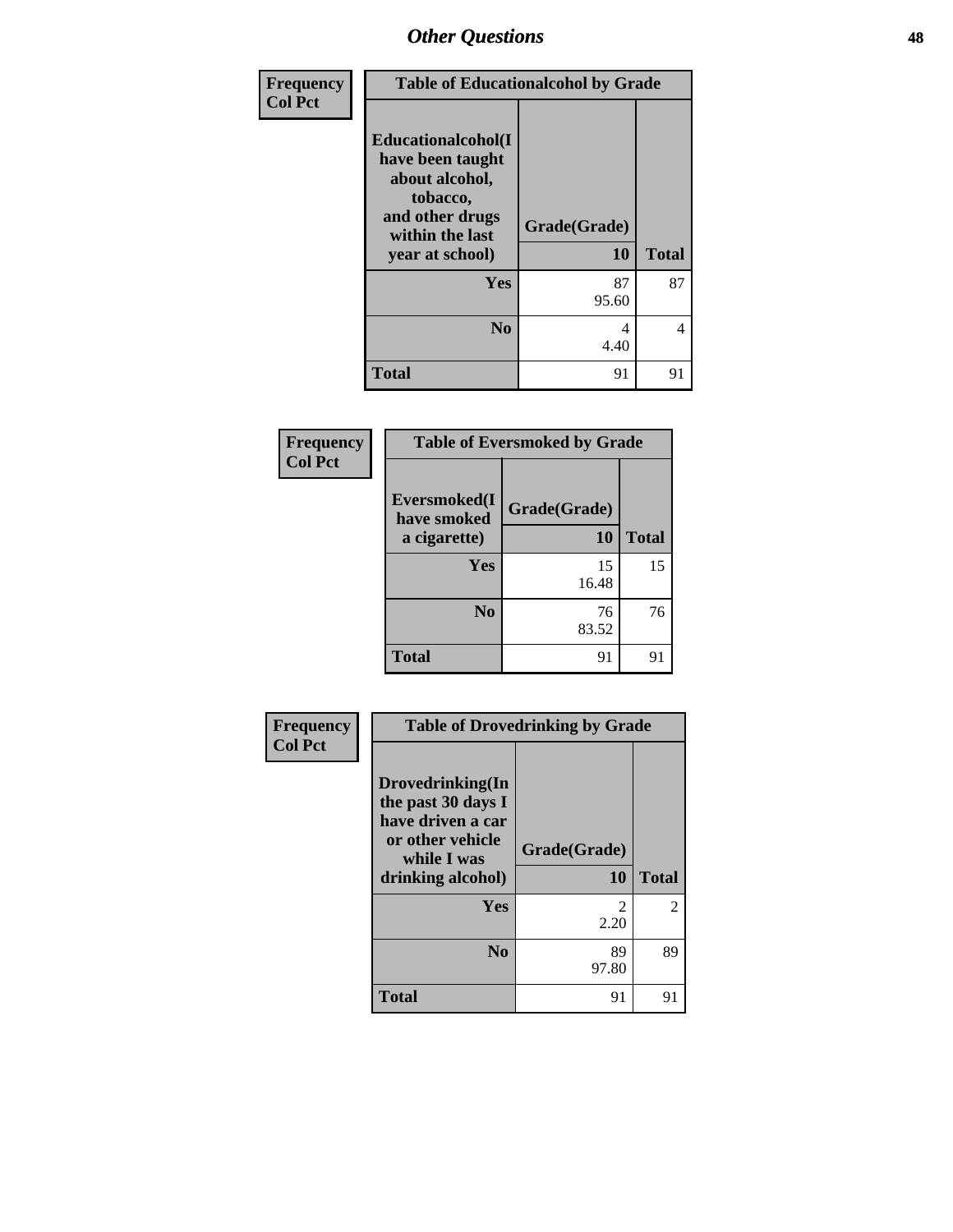## Other Questions

| Frequency Col Pct | Table of Educationalcohol by Grade | |
|---|---|---|
| Educationalcohol(I have been taught about alcohol, tobacco, and other drugs within the last year at school) | Grade(Grade) 10 | Total |
| Yes | 87 95.60 | 87 |
| No | 4 4.40 | 4 |
| Total | 91 | 91 |

| Frequency Col Pct | Table of Eversmoked by Grade | |
|---|---|---|
| Eversmoked(I have smoked a cigarette) | Grade(Grade) 10 | Total |
| Yes | 15 16.48 | 15 |
| No | 76 83.52 | 76 |
| Total | 91 | 91 |

| Frequency Col Pct | Table of Drovedrinking by Grade | |
|---|---|---|
| Drovedrinking(In the past 30 days I have driven a car or other vehicle while I was drinking alcohol) | Grade(Grade) 10 | Total |
| Yes | 2 2.20 | 2 |
| No | 89 97.80 | 89 |
| Total | 91 | 91 |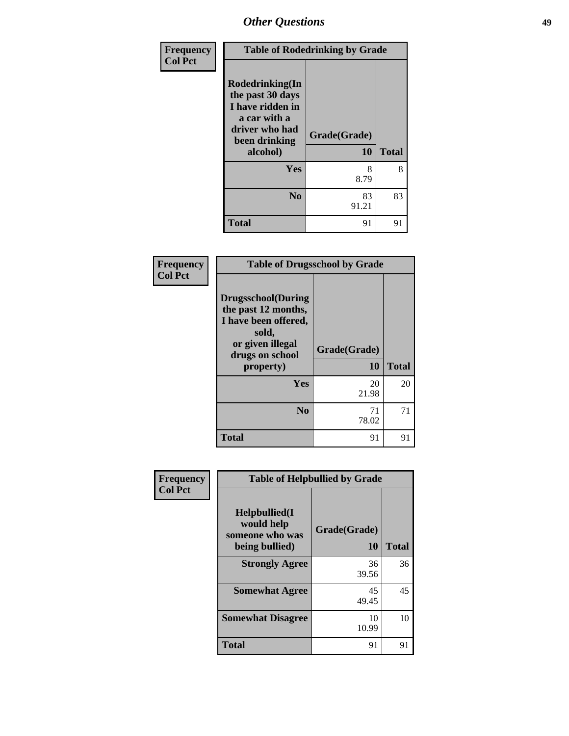## Other Questions

**Frequency**
**Col Pct**

| Table of Rodedrinking by Grade | | |
|---|---|---|
| **Rodedrinking(In the past 30 days I have ridden in a car with a driver who had been drinking alcohol)** | **Grade(Grade)** | |
| | **10** | **Total** |
| **Yes** | 8<br>8.79 | 8 |
| **No** | 83<br>91.21 | 83 |
| **Total** | 91 | 91 |

**Frequency**
**Col Pct**

| Table of Drugsschool by Grade | | |
|---|---|---|
| **Drugsschool(During the past 12 months, I have been offered, sold, or given illegal drugs on school property)** | **Grade(Grade)** | |
| | **10** | **Total** |
| **Yes** | 20<br>21.98 | 20 |
| **No** | 71<br>78.02 | 71 |
| **Total** | 91 | 91 |

**Frequency**
**Col Pct**

| Table of Helpbullied by Grade | | |
|---|---|---|
| **Helpbullied(I would help someone who was being bullied)** | **Grade(Grade)** | |
| | **10** | **Total** |
| **Strongly Agree** | 36<br>39.56 | 36 |
| **Somewhat Agree** | 45<br>49.45 | 45 |
| **Somewhat Disagree** | 10<br>10.99 | 10 |
| **Total** | 91 | 91 |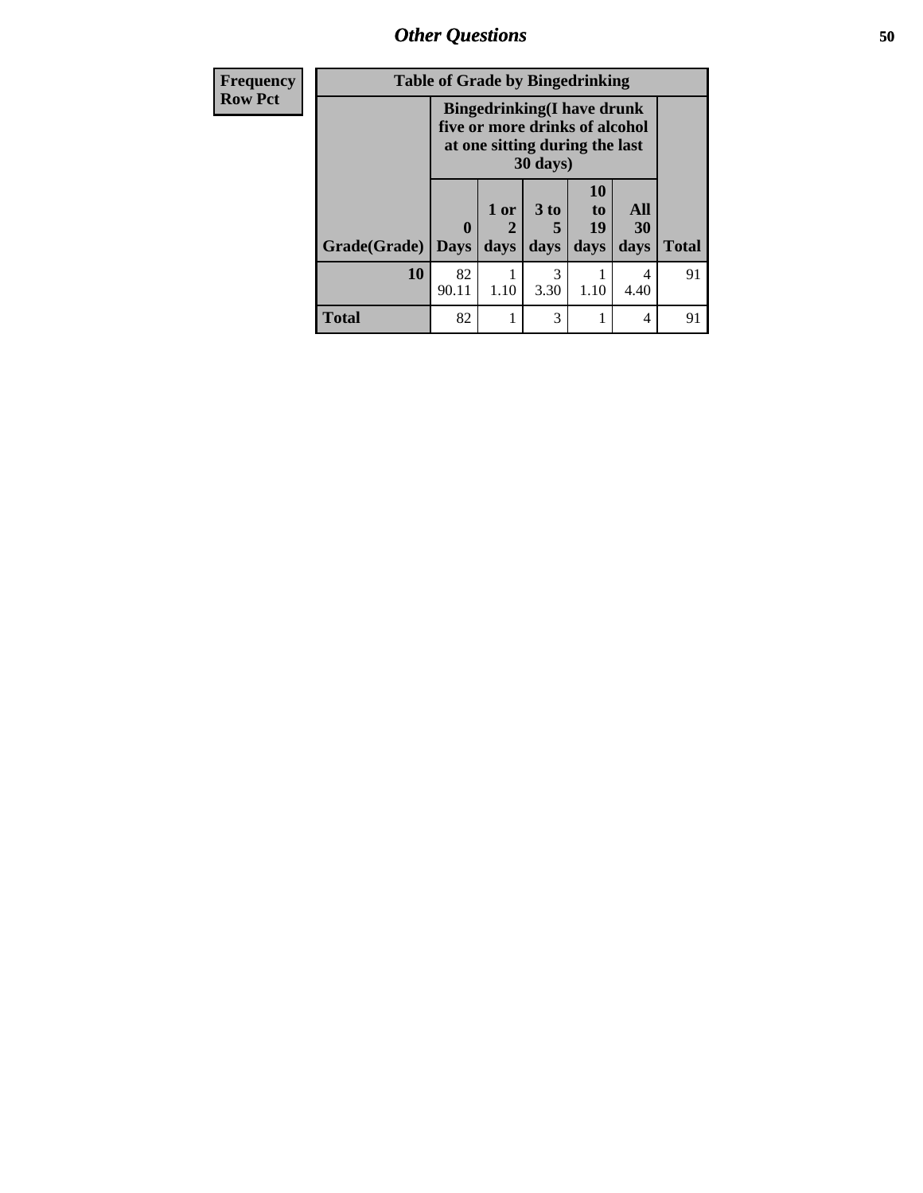## Other Questions

| Frequency Row Pct | Table of Grade by Bingedrinking | | | | | |
|---|---|---|---|---|---|---|
| | Bingedrinking(I have drunk five or more drinks of alcohol at one sitting during the last 30 days) | | | | | |
| Grade(Grade) | 0 Days | 1 or 2 days | 3 to 5 days | 10 to 19 days | All 30 days | Total |
| 10 | 82<br>90.11 | 1<br>1.10 | 3<br>3.30 | 1<br>1.10 | 4<br>4.40 | 91 |
| Total | 82 | 1 | 3 | 1 | 4 | 91 |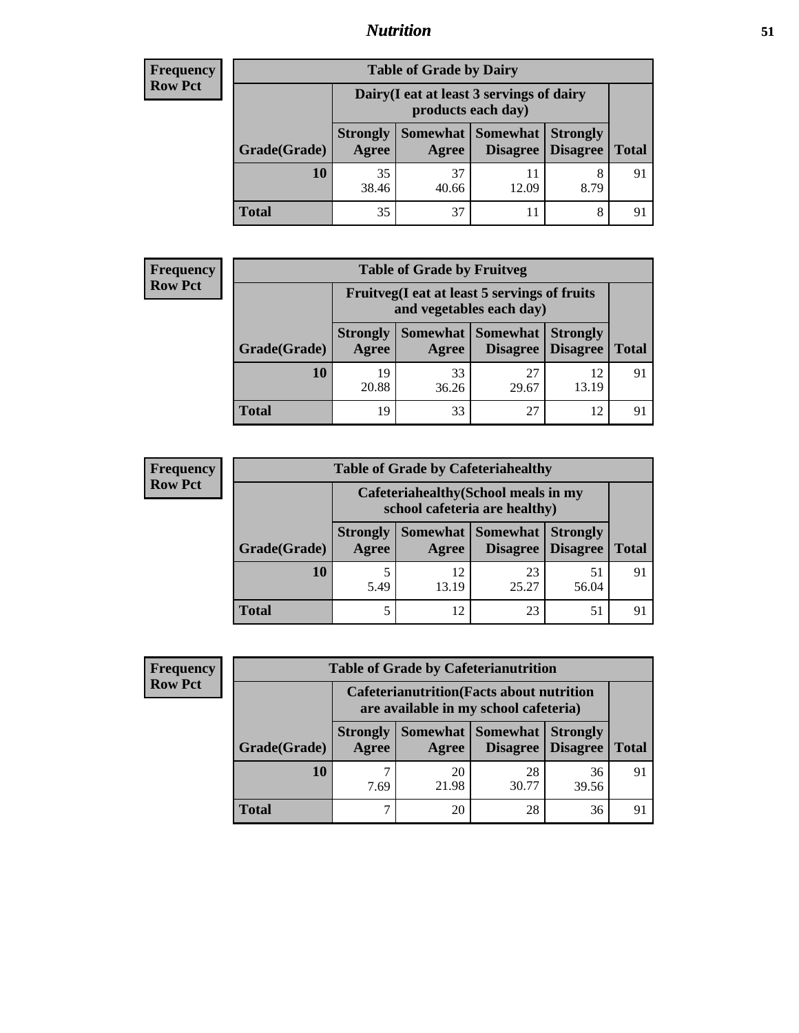| Frequency Row Pct | Table of Grade by Dairy | | | | |
|---|---|---|---|---|---|
| | Dairy(I eat at least 3 servings of dairy products each day) | | | | |
| Grade(Grade) | Strongly Agree | Somewhat Agree | Somewhat Disagree | Strongly Disagree | Total |
| 10 | 35<br>38.46 | 37<br>40.66 | 11<br>12.09 | 8<br>8.79 | 91 |
| Total | 35 | 37 | 11 | 8 | 91 |

| Frequency Row Pct | Table of Grade by Fruitveg | | | | |
|---|---|---|---|---|---|
| | Fruitveg(I eat at least 5 servings of fruits and vegetables each day) | | | | |
| Grade(Grade) | Strongly Agree | Somewhat Agree | Somewhat Disagree | Strongly Disagree | Total |
| 10 | 19<br>20.88 | 33<br>36.26 | 27<br>29.67 | 12<br>13.19 | 91 |
| Total | 19 | 33 | 27 | 12 | 91 |

| Frequency Row Pct | Table of Grade by Cafeteriahealthy | | | | |
|---|---|---|---|---|---|
| | Cafeteriahealthy(School meals in my school cafeteria are healthy) | | | | |
| Grade(Grade) | Strongly Agree | Somewhat Agree | Somewhat Disagree | Strongly Disagree | Total |
| 10 | 5<br>5.49 | 12<br>13.19 | 23<br>25.27 | 51<br>56.04 | 91 |
| Total | 5 | 12 | 23 | 51 | 91 |

| Frequency Row Pct | Table of Grade by Cafeterianutrition | | | | |
|---|---|---|---|---|---|
| | Cafeterianutrition(Facts about nutrition are available in my school cafeteria) | | | | |
| Grade(Grade) | Strongly Agree | Somewhat Agree | Somewhat Disagree | Strongly Disagree | Total |
| 10 | 7<br>7.69 | 20<br>21.98 | 28<br>30.77 | 36<br>39.56 | 91 |
| Total | 7 | 20 | 28 | 36 | 91 |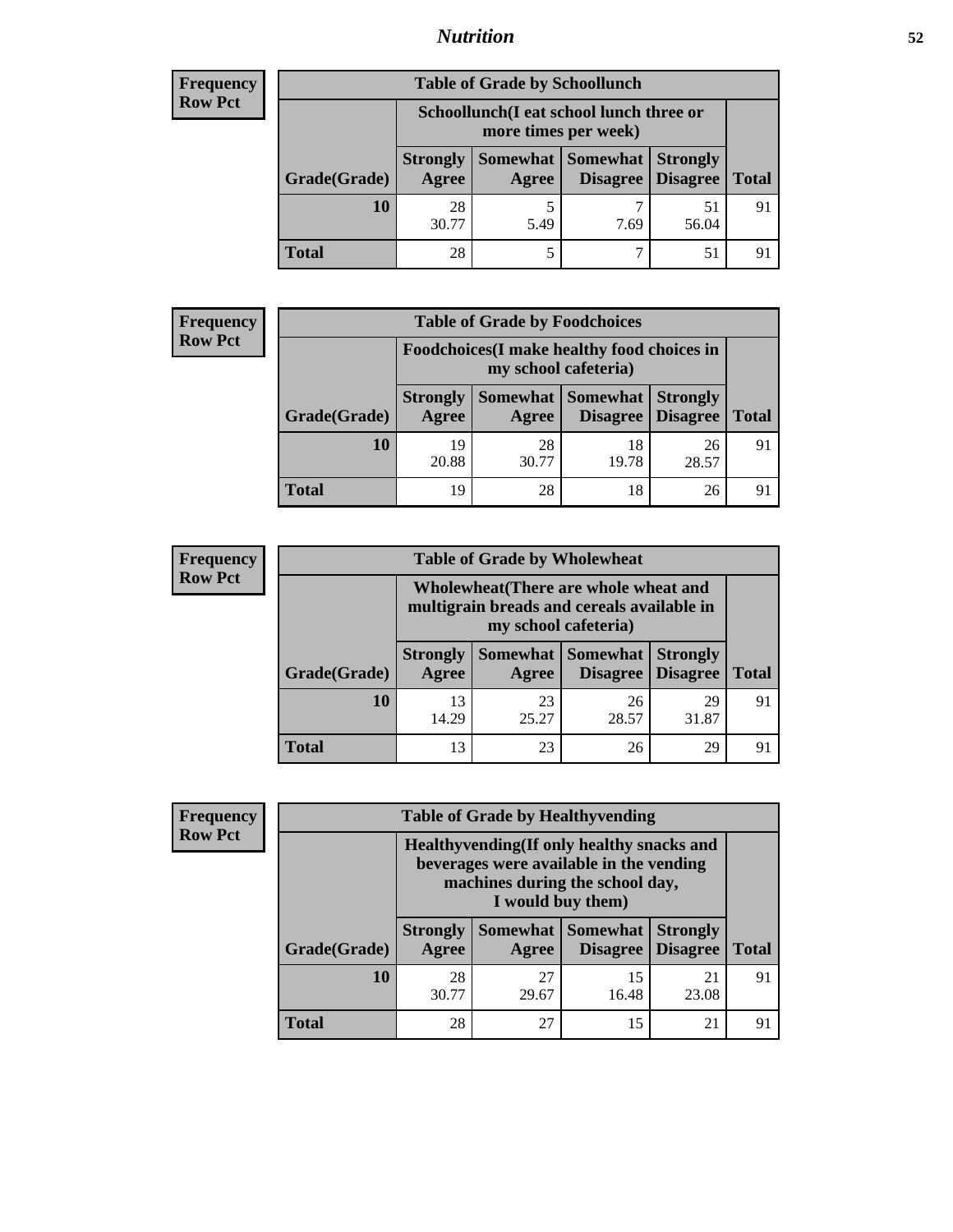| Frequency Row Pct | Table of Grade by Schoollunch | | | | |
|---|---|---|---|---|---|
| | Schoollunch(I eat school lunch three or more times per week) | | | | |
| Grade(Grade) | Strongly Agree | Somewhat Agree | Somewhat Disagree | Strongly Disagree | Total |
| 10 | 28<br>30.77 | 5<br>5.49 | 7<br>7.69 | 51<br>56.04 | 91 |
| Total | 28 | 5 | 7 | 51 | 91 |

| Frequency Row Pct | Table of Grade by Foodchoices | | | | |
|---|---|---|---|---|---|
| | Foodchoices(I make healthy food choices in my school cafeteria) | | | | |
| Grade(Grade) | Strongly Agree | Somewhat Agree | Somewhat Disagree | Strongly Disagree | Total |
| 10 | 19<br>20.88 | 28<br>30.77 | 18<br>19.78 | 26<br>28.57 | 91 |
| Total | 19 | 28 | 18 | 26 | 91 |

| Frequency Row Pct | Table of Grade by Wholewheat | | | | |
|---|---|---|---|---|---|
| | Wholewheat(There are whole wheat and multigrain breads and cereals available in my school cafeteria) | | | | |
| Grade(Grade) | Strongly Agree | Somewhat Agree | Somewhat Disagree | Strongly Disagree | Total |
| 10 | 13<br>14.29 | 23<br>25.27 | 26<br>28.57 | 29<br>31.87 | 91 |
| Total | 13 | 23 | 26 | 29 | 91 |

| Frequency Row Pct | Table of Grade by Healthyvending | | | | |
|---|---|---|---|---|---|
| | Healthyvending(If only healthy snacks and beverages were available in the vending machines during the school day, I would buy them) | | | | |
| Grade(Grade) | Strongly Agree | Somewhat Agree | Somewhat Disagree | Strongly Disagree | Total |
| 10 | 28<br>30.77 | 27<br>29.67 | 15<br>16.48 | 21<br>23.08 | 91 |
| Total | 28 | 27 | 15 | 21 | 91 |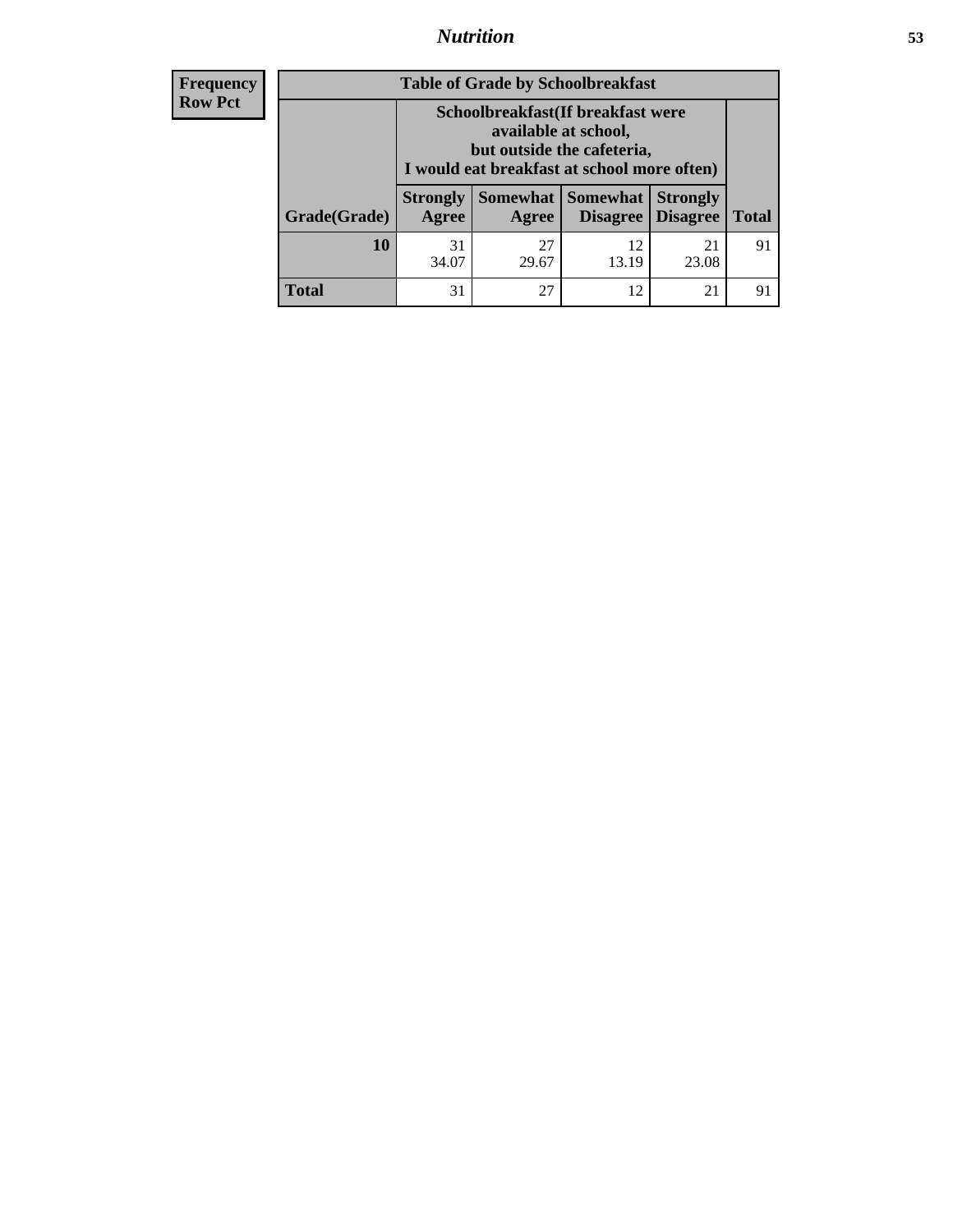| Frequency<br>Row Pct | Table of Grade by Schoolbreakfast | | | | |
|---|---|---|---|---|---|
| | Schoolbreakfast(If breakfast were available at school, but outside the cafeteria, I would eat breakfast at school more often) | | | | |
| Grade(Grade) | Strongly Agree | Somewhat Agree | Somewhat Disagree | Strongly Disagree | Total |
| **10** | 31<br>34.07 | 27<br>29.67 | 12<br>13.19 | 21<br>23.08 | 91 |
| **Total** | 31 | 27 | 12 | 21 | 91 |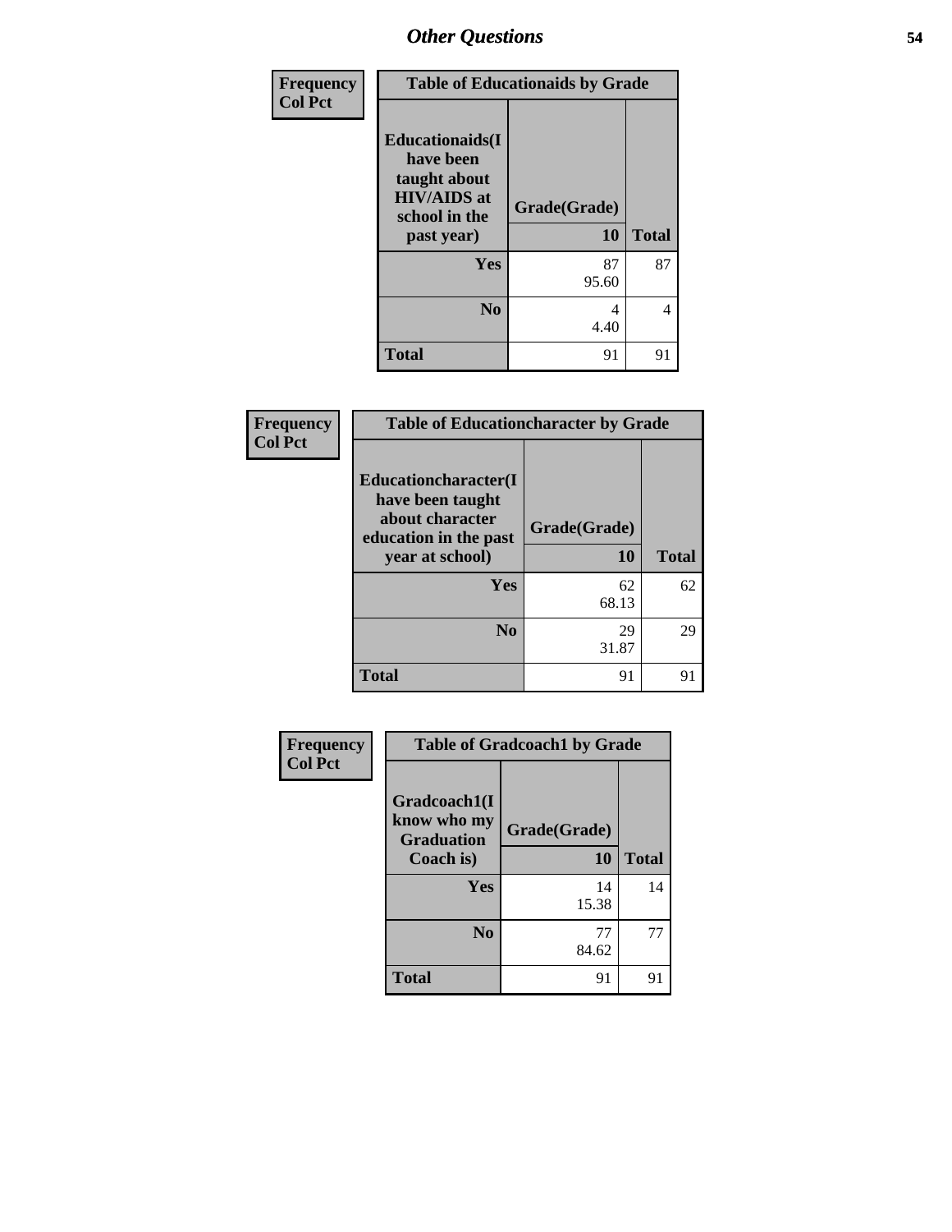# Other Questions

**Frequency**
**Col Pct**

| Table of Educationaids by Grade | | |
|---|---|---|
| **Educationaids(I have been taught about HIV/AIDS at school in the past year)** | **Grade(Grade)** | |
| | **10** | **Total** |
| **Yes** | 87<br>95.60 | 87 |
| **No** | 4<br>4.40 | 4 |
| **Total** | 91 | 91 |

**Frequency**
**Col Pct**

| Table of Educationcharacter by Grade | | |
|---|---|---|
| **Educationcharacter(I have been taught about character education in the past year at school)** | **Grade(Grade)** | |
| | **10** | **Total** |
| **Yes** | 62<br>68.13 | 62 |
| **No** | 29<br>31.87 | 29 |
| **Total** | 91 | 91 |

**Frequency**
**Col Pct**

| Table of Gradcoach1 by Grade | | |
|---|---|---|
| **Gradcoach1(I know who my Graduation Coach is)** | **Grade(Grade)** | |
| | **10** | **Total** |
| **Yes** | 14<br>15.38 | 14 |
| **No** | 77<br>84.62 | 77 |
| **Total** | 91 | 91 |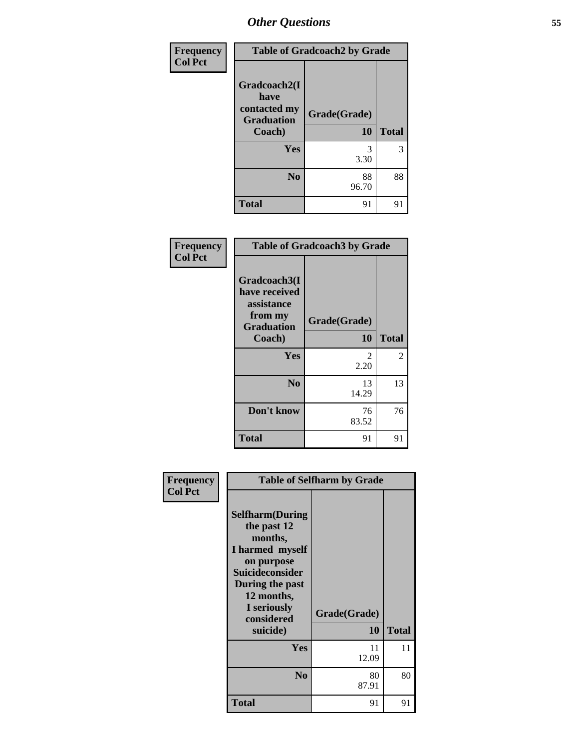| Frequency<br>Col Pct | Table of Gradcoach2 by Grade | |
|---|---|---|
| Gradcoach2(I have contacted my Graduation Coach) | Grade(Grade)<br>10 | Total |
| Yes | 3<br>3.30 | 3 |
| No | 88<br>96.70 | 88 |
| Total | 91 | 91 |

| Frequency<br>Col Pct | Table of Gradcoach3 by Grade | |
|---|---|---|
| Gradcoach3(I have received assistance from my Graduation Coach) | Grade(Grade)<br>10 | Total |
| Yes | 2<br>2.20 | 2 |
| No | 13<br>14.29 | 13 |
| Don't know | 76<br>83.52 | 76 |
| Total | 91 | 91 |

| Frequency<br>Col Pct | Table of Selfharm by Grade | |
|---|---|---|
| Selfharm(During the past 12 months, I harmed myself on purpose Suicideconsider During the past 12 months, I seriously considered suicide) | Grade(Grade)<br>10 | Total |
| Yes | 11<br>12.09 | 11 |
| No | 80<br>87.91 | 80 |
| Total | 91 | 91 |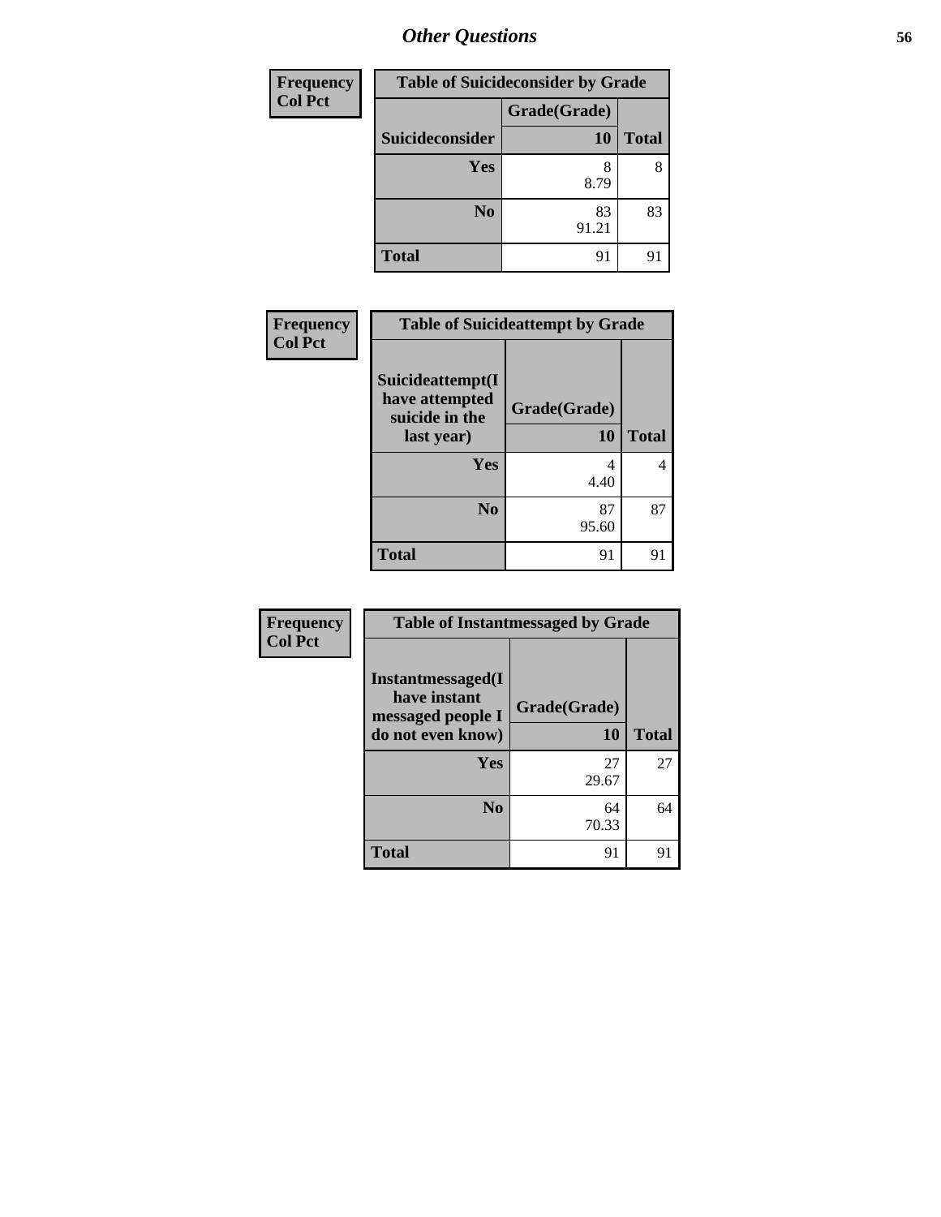# Other Questions

| Frequency Col Pct | Table of Suicideconsider by Grade | |
|---|---|---|
| | Grade(Grade) | |
| Suicideconsider | 10 | Total |
| Yes | 8<br>8.79 | 8 |
| No | 83<br>91.21 | 83 |
| Total | 91 | 91 |

| Frequency Col Pct | Table of Suicideattempt by Grade | |
|---|---|---|
| Suicideattempt(I have attempted suicide in the last year) | Grade(Grade)<br>10 | Total |
| Yes | 4<br>4.40 | 4 |
| No | 87<br>95.60 | 87 |
| Total | 91 | 91 |

| Frequency Col Pct | Table of Instantmessaged by Grade | |
|---|---|---|
| Instantmessaged(I have instant messaged people I do not even know) | Grade(Grade)<br>10 | Total |
| Yes | 27<br>29.67 | 27 |
| No | 64<br>70.33 | 64 |
| Total | 91 | 91 |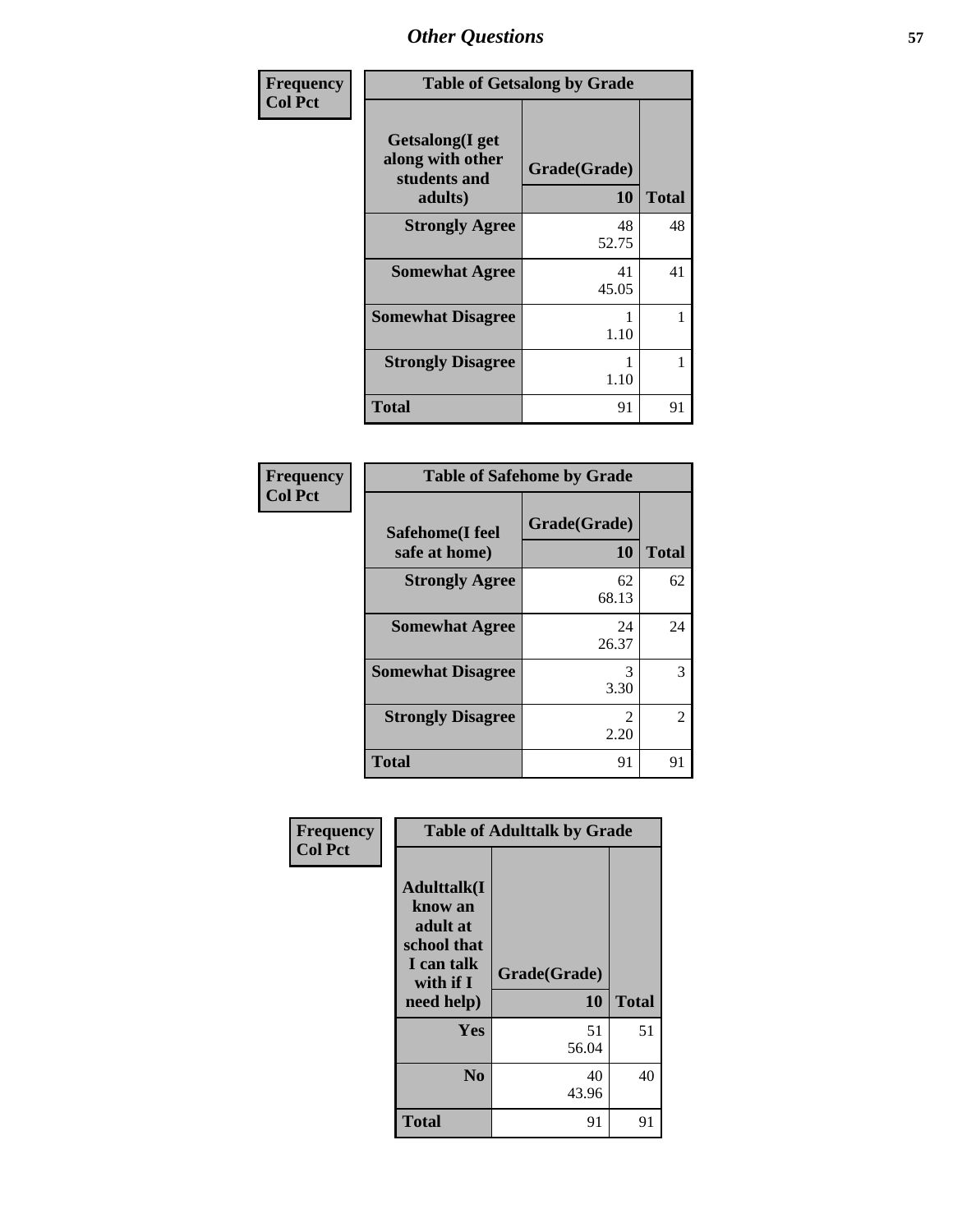## Other Questions

**Frequency**
**Col Pct**

| Table of Getsalong by Grade | | |
|---|---|---|
| **Getsalong(I get along with other students and adults)** | **Grade(Grade)** | |
| | **10** | **Total** |
| **Strongly Agree** | 48<br>52.75 | 48 |
| **Somewhat Agree** | 41<br>45.05 | 41 |
| **Somewhat Disagree** | 1<br>1.10 | 1 |
| **Strongly Disagree** | 1<br>1.10 | 1 |
| **Total** | 91 | 91 |

**Frequency**
**Col Pct**

| Table of Safehome by Grade | | |
|---|---|---|
| **Safehome(I feel safe at home)** | **Grade(Grade)** | |
| | **10** | **Total** |
| **Strongly Agree** | 62<br>68.13 | 62 |
| **Somewhat Agree** | 24<br>26.37 | 24 |
| **Somewhat Disagree** | 3<br>3.30 | 3 |
| **Strongly Disagree** | 2<br>2.20 | 2 |
| **Total** | 91 | 91 |

**Frequency**
**Col Pct**

| Table of Adulttalk by Grade | | |
|---|---|---|
| **Adulttalk(I know an adult at school that I can talk with if I need help)** | **Grade(Grade)** | |
| | **10** | **Total** |
| **Yes** | 51<br>56.04 | 51 |
| **No** | 40<br>43.96 | 40 |
| **Total** | 91 | 91 |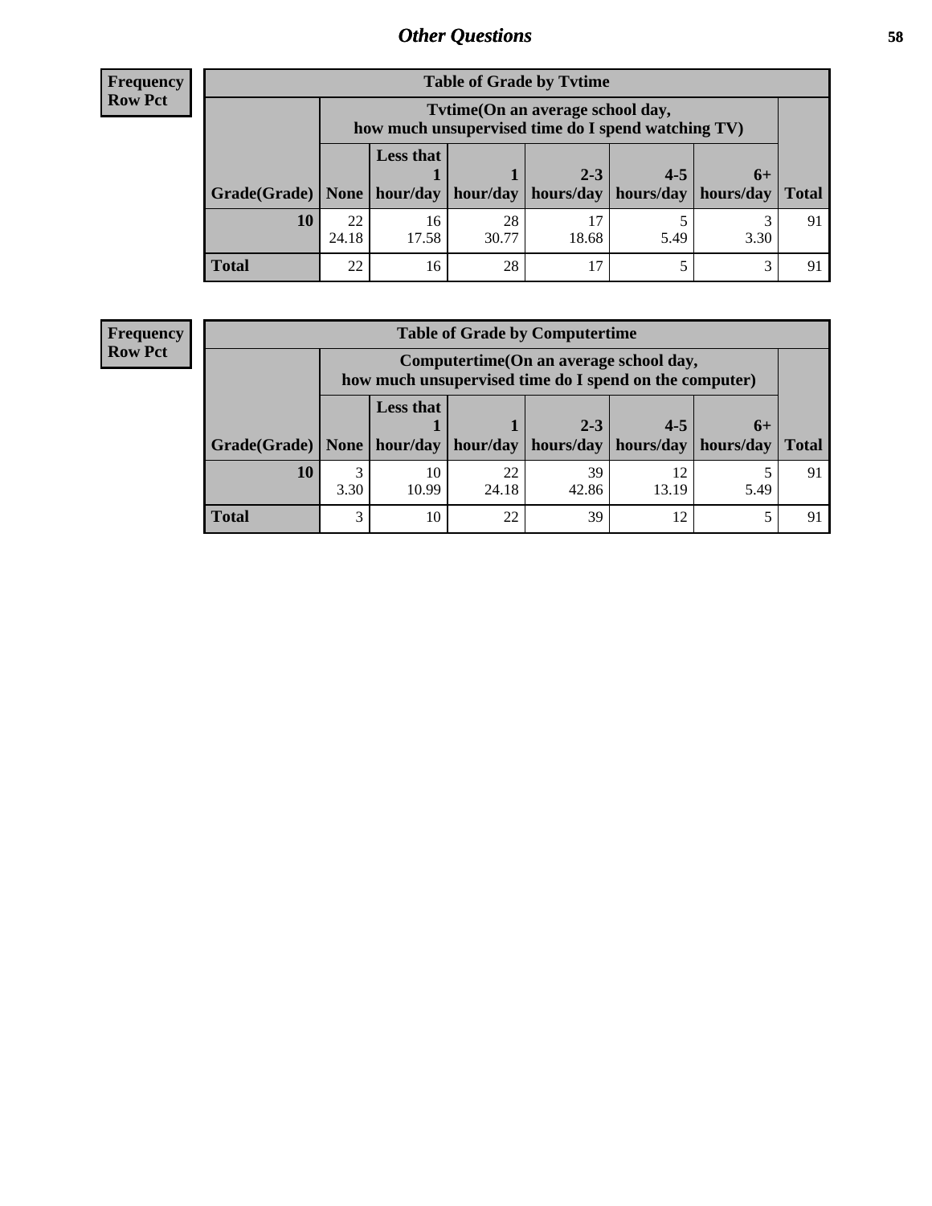## Other Questions

**Frequency**
**Row Pct**

| Table of Grade by Tvtime | | | | | | | |
|---|---|---|---|---|---|---|---|
| | Tvtime(On an average school day, how much unsupervised time do I spend watching TV) | | | | | | |
| Grade(Grade) | None | Less that 1 hour/day | 1 hour/day | 2-3 hours/day | 4-5 hours/day | 6+ hours/day | Total |
| **10** | 22<br>24.18 | 16<br>17.58 | 28<br>30.77 | 17<br>18.68 | 5<br>5.49 | 3<br>3.30 | 91 |
| **Total** | 22 | 16 | 28 | 17 | 5 | 3 | 91 |

**Frequency**
**Row Pct**

| Table of Grade by Computertime | | | | | | | |
|---|---|---|---|---|---|---|---|
| | Computertime(On an average school day, how much unsupervised time do I spend on the computer) | | | | | | |
| Grade(Grade) | None | Less that 1 hour/day | 1 hour/day | 2-3 hours/day | 4-5 hours/day | 6+ hours/day | Total |
| **10** | 3<br>3.30 | 10<br>10.99 | 22<br>24.18 | 39<br>42.86 | 12<br>13.19 | 5<br>5.49 | 91 |
| **Total** | 3 | 10 | 22 | 39 | 12 | 5 | 91 |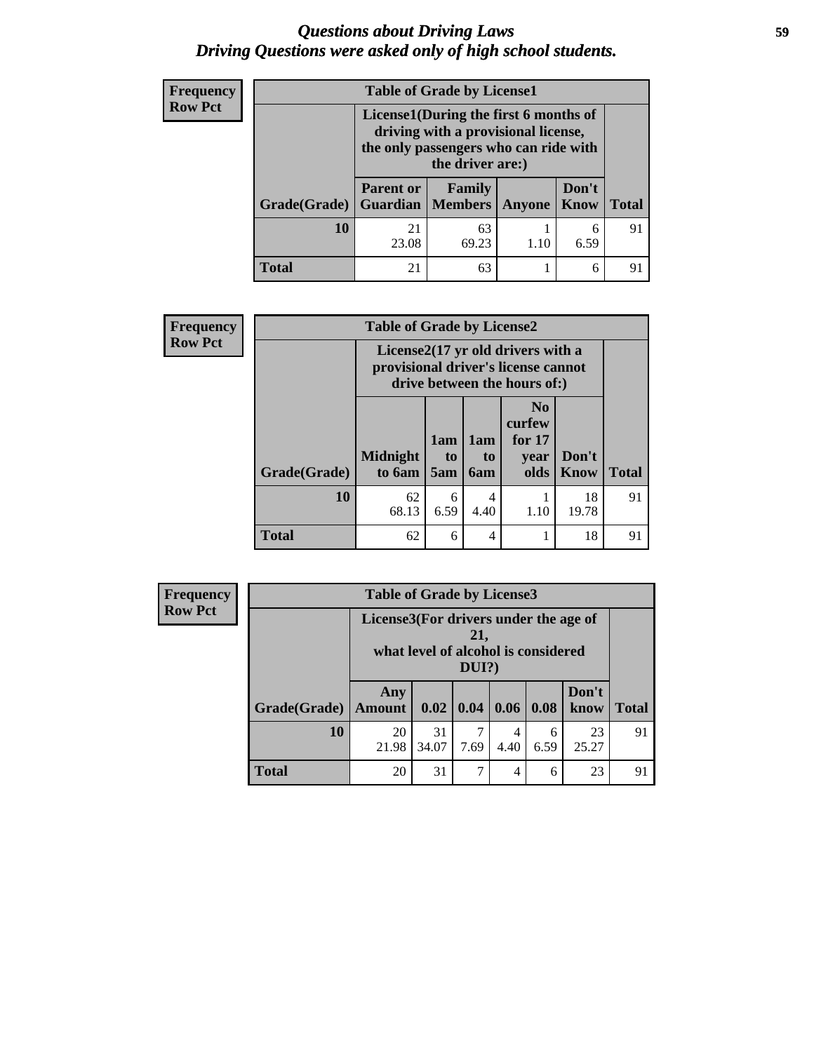# *Questions about Driving Laws*
# *Driving Questions were asked only of high school students.*

**Frequency**
**Row Pct**

| Table of Grade by License1 | | | | | |
|---|---|---|---|---|---|
| | License1(During the first 6 months of driving with a provisional license, the only passengers who can ride with the driver are:) | | | | |
| Grade(Grade) | Parent or Guardian | Family Members | Anyone | Don't Know | Total |
| 10 | 21<br>23.08 | 63<br>69.23 | 1<br>1.10 | 6<br>6.59 | 91 |
| Total | 21 | 63 | 1 | 6 | 91 |

**Frequency**
**Row Pct**

| Table of Grade by License2 | | | | | | |
|---|---|---|---|---|---|---|
| | License2(17 yr old drivers with a provisional driver's license cannot drive between the hours of:) | | | | | |
| Grade(Grade) | Midnight to 6am | 1am to 5am | 1am to 6am | No curfew for 17 year olds | Don't Know | Total |
| 10 | 62<br>68.13 | 6<br>6.59 | 4<br>4.40 | 1<br>1.10 | 18<br>19.78 | 91 |
| Total | 62 | 6 | 4 | 1 | 18 | 91 |

**Frequency**
**Row Pct**

| Table of Grade by License3 | | | | | | | |
|---|---|---|---|---|---|---|---|
| | License3(For drivers under the age of 21, what level of alcohol is considered DUI?) | | | | | | |
| Grade(Grade) | Any Amount | 0.02 | 0.04 | 0.06 | 0.08 | Don't know | Total |
| 10 | 20<br>21.98 | 31<br>34.07 | 7<br>7.69 | 4<br>4.40 | 6<br>6.59 | 23<br>25.27 | 91 |
| Total | 20 | 31 | 7 | 4 | 6 | 23 | 91 |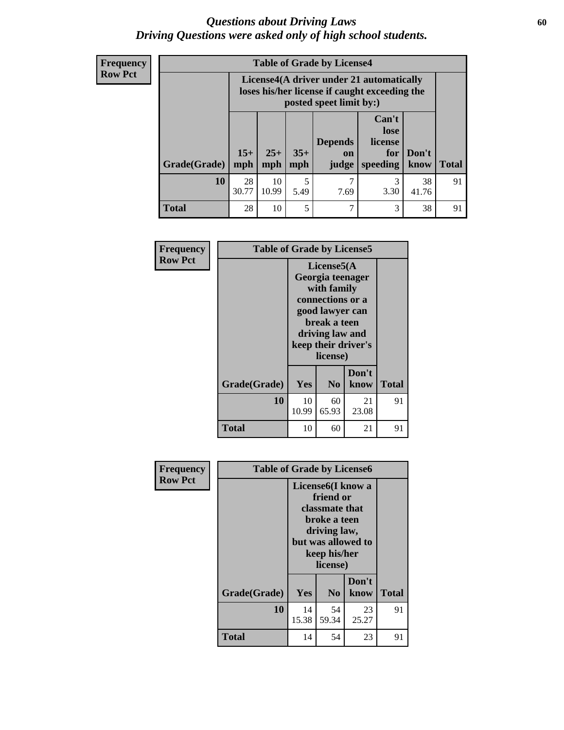# *Questions about Driving Laws*
## *Driving Questions were asked only of high school students.*

**Frequency**
**Row Pct**

| Table of Grade by License4 | | | | | | | |
|---|---|---|---|---|---|---|---|
| | License4(A driver under 21 automatically loses his/her license if caught exceeding the posted speet limit by:) | | | | | | |
| Grade(Grade) | 15+ mph | 25+ mph | 35+ mph | Depends on judge | Can't lose license for speeding | Don't know | Total |
| **10** | 28<br>30.77 | 10<br>10.99 | 5<br>5.49 | 7<br>7.69 | 3<br>3.30 | 38<br>41.76 | 91 |
| **Total** | 28 | 10 | 5 | 7 | 3 | 38 | 91 |

**Frequency**
**Row Pct**

| Table of Grade by License5 | | | | |
|---|---|---|---|---|
| | License5(A Georgia teenager with family connections or a good lawyer can break a teen driving law and keep their driver's license) | | | |
| Grade(Grade) | Yes | No | Don't know | Total |
| **10** | 10<br>10.99 | 60<br>65.93 | 21<br>23.08 | 91 |
| **Total** | 10 | 60 | 21 | 91 |

**Frequency**
**Row Pct**

| Table of Grade by License6 | | | | |
|---|---|---|---|---|
| | License6(I know a friend or classmate that broke a teen driving law, but was allowed to keep his/her license) | | | |
| Grade(Grade) | Yes | No | Don't know | Total |
| **10** | 14<br>15.38 | 54<br>59.34 | 23<br>25.27 | 91 |
| **Total** | 14 | 54 | 23 | 91 |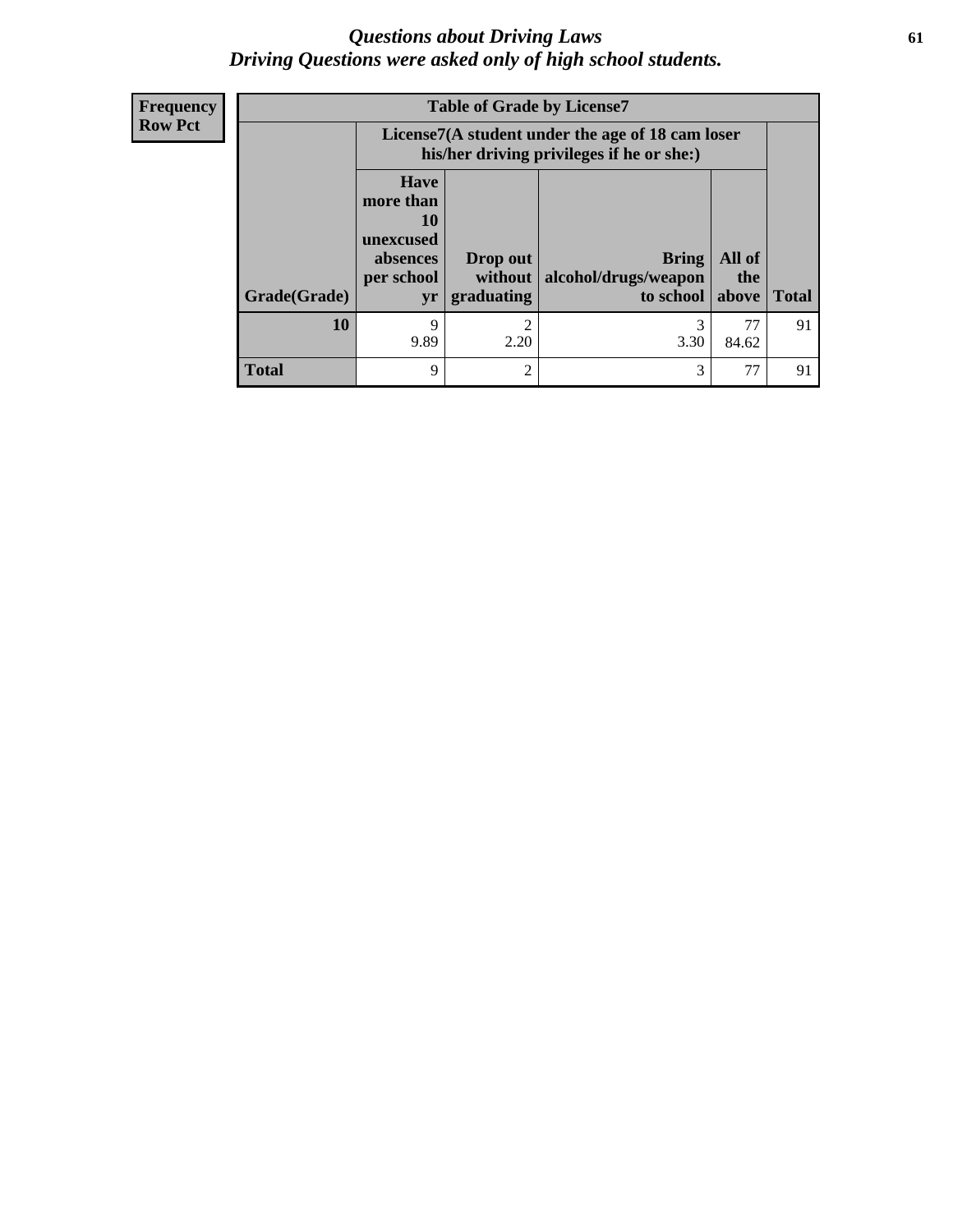# *Questions about Driving Laws*
## *Driving Questions were asked only of high school students.*

**Frequency**
**Row Pct**

| Table of Grade by License7 | | | | | |
|---|---|---|---|---|---|
| | License7(A student under the age of 18 cam loser his/her driving privileges if he or she:) | | | | |
| Grade(Grade) | Have more than 10 unexcused absences per school yr | Drop out without graduating | Bring alcohol/drugs/weapon to school | All of the above | Total |
| **10** | 9<br>9.89 | 2<br>2.20 | 3<br>3.30 | 77<br>84.62 | 91 |
| **Total** | 9 | 2 | 3 | 77 | 91 |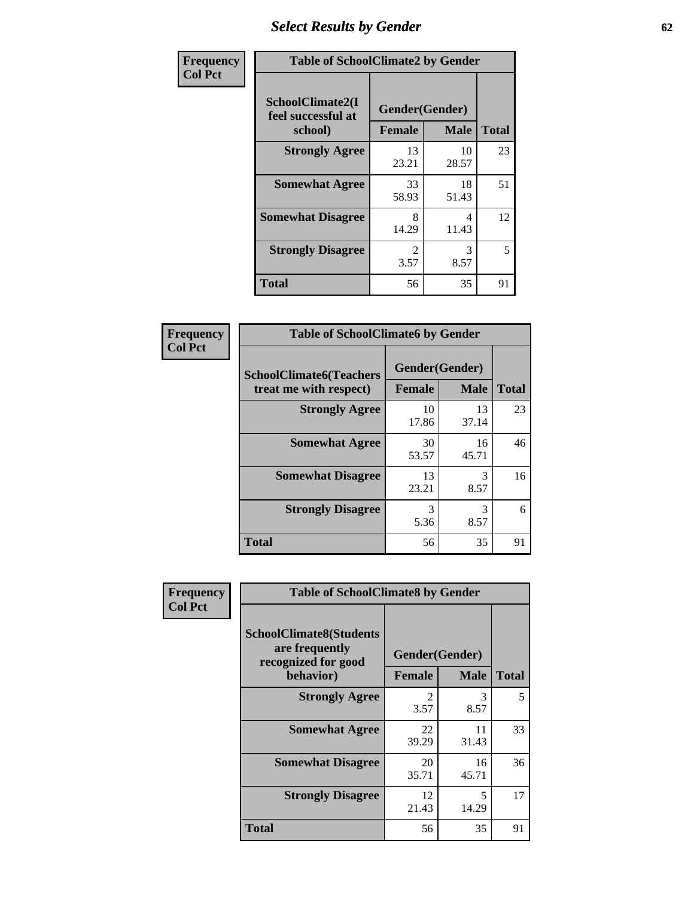# Select Results by Gender

**Frequency Col Pct**

| Table of SchoolClimate2 by Gender | | | |
|---|---|---|---|
| SchoolClimate2(I feel successful at school) | Gender(Gender) | | |
| | Female | Male | Total |
| **Strongly Agree** | 13<br>23.21 | 10<br>28.57 | 23 |
| **Somewhat Agree** | 33<br>58.93 | 18<br>51.43 | 51 |
| **Somewhat Disagree** | 8<br>14.29 | 4<br>11.43 | 12 |
| **Strongly Disagree** | 2<br>3.57 | 3<br>8.57 | 5 |
| **Total** | 56 | 35 | 91 |

**Frequency Col Pct**

| Table of SchoolClimate6 by Gender | | | |
|---|---|---|---|
| SchoolClimate6(Teachers treat me with respect) | Gender(Gender) | | |
| | Female | Male | Total |
| **Strongly Agree** | 10<br>17.86 | 13<br>37.14 | 23 |
| **Somewhat Agree** | 30<br>53.57 | 16<br>45.71 | 46 |
| **Somewhat Disagree** | 13<br>23.21 | 3<br>8.57 | 16 |
| **Strongly Disagree** | 3<br>5.36 | 3<br>8.57 | 6 |
| **Total** | 56 | 35 | 91 |

**Frequency Col Pct**

| Table of SchoolClimate8 by Gender | | | |
|---|---|---|---|
| SchoolClimate8(Students are frequently recognized for good behavior) | Gender(Gender) | | |
| | Female | Male | Total |
| **Strongly Agree** | 2<br>3.57 | 3<br>8.57 | 5 |
| **Somewhat Agree** | 22<br>39.29 | 11<br>31.43 | 33 |
| **Somewhat Disagree** | 20<br>35.71 | 16<br>45.71 | 36 |
| **Strongly Disagree** | 12<br>21.43 | 5<br>14.29 | 17 |
| **Total** | 56 | 35 | 91 |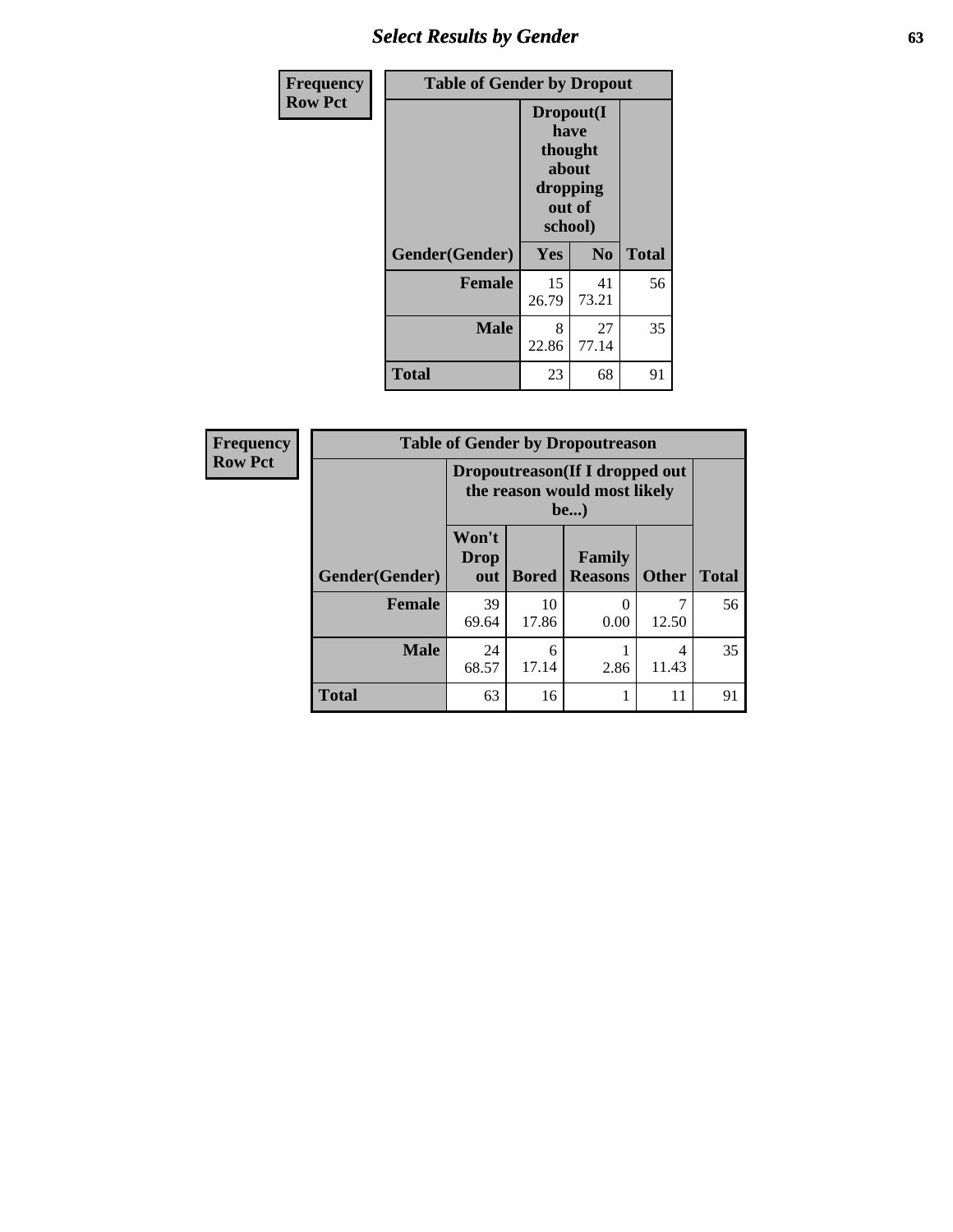## Select Results by Gender

**Frequency**
**Row Pct**

| Table of Gender by Dropout | | | |
|---|---|---|---|
| | Dropout(I have thought about dropping out of school) | | |
| Gender(Gender) | Yes | No | Total |
| **Female** | 15<br>26.79 | 41<br>73.21 | 56 |
| **Male** | 8<br>22.86 | 27<br>77.14 | 35 |
| **Total** | 23 | 68 | 91 |

**Frequency**
**Row Pct**

| Table of Gender by Dropoutreason | | | | | |
|---|---|---|---|---|---|
| | Dropoutreason(If I dropped out the reason would most likely be...) | | | | |
| Gender(Gender) | Won't Drop out | Bored | Family Reasons | Other | Total |
| **Female** | 39<br>69.64 | 10<br>17.86 | 0<br>0.00 | 7<br>12.50 | 56 |
| **Male** | 24<br>68.57 | 6<br>17.14 | 1<br>2.86 | 4<br>11.43 | 35 |
| **Total** | 63 | 16 | 1 | 11 | 91 |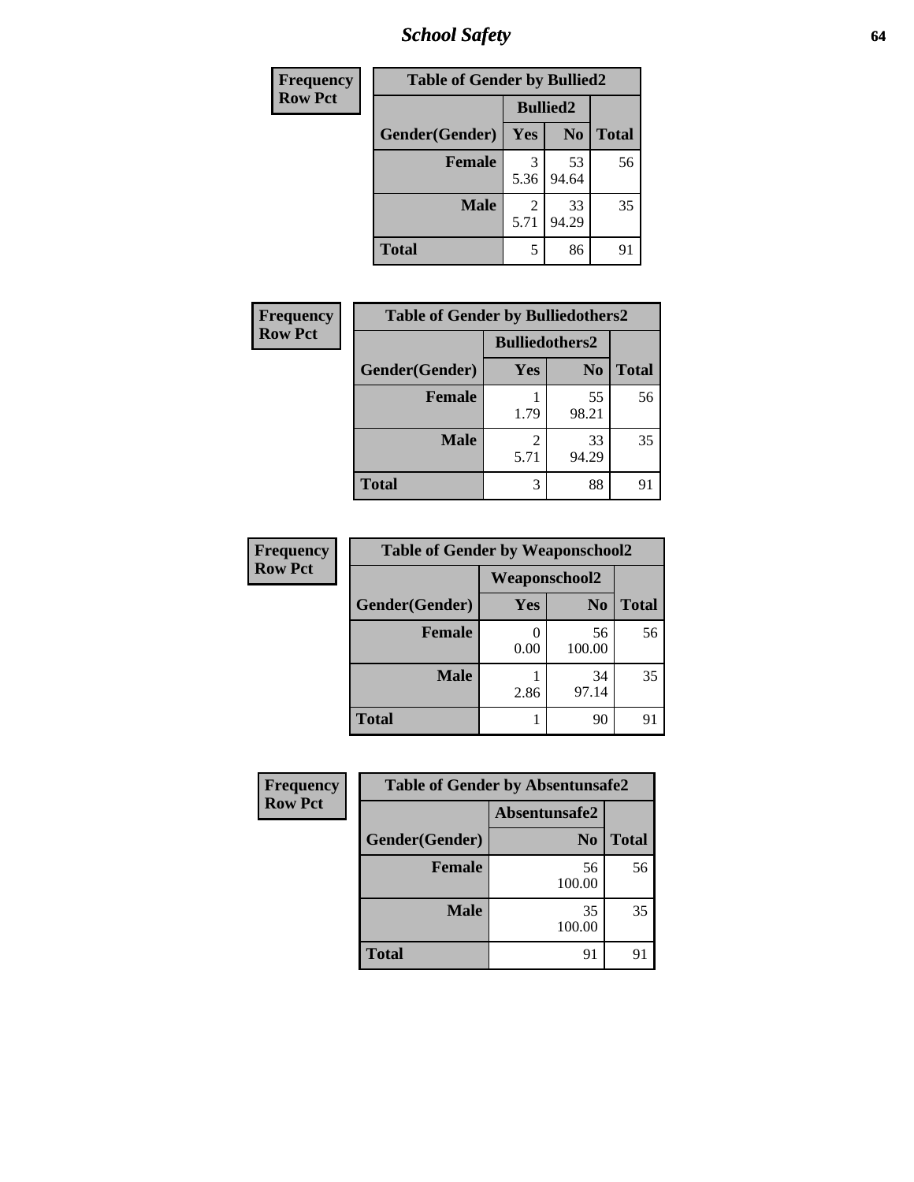# School Safety

| Frequency<br>Row Pct |
|---|

**Table of Gender by Bullied2**

| Gender(Gender) | Bullied2 Yes | Bullied2 No | Total |
|---|---|---|---|
| Female | 3<br>5.36 | 53<br>94.64 | 56 |
| Male | 2<br>5.71 | 33<br>94.29 | 35 |
| Total | 5 | 86 | 91 |

| Frequency<br>Row Pct |
|---|

**Table of Gender by Bulliedothers2**

| Gender(Gender) | Bulliedothers2 Yes | Bulliedothers2 No | Total |
|---|---|---|---|
| Female | 1<br>1.79 | 55<br>98.21 | 56 |
| Male | 2<br>5.71 | 33<br>94.29 | 35 |
| Total | 3 | 88 | 91 |

| Frequency<br>Row Pct |
|---|

**Table of Gender by Weaponschool2**

| Gender(Gender) | Weaponschool2 Yes | Weaponschool2 No | Total |
|---|---|---|---|
| Female | 0<br>0.00 | 56<br>100.00 | 56 |
| Male | 1<br>2.86 | 34<br>97.14 | 35 |
| Total | 1 | 90 | 91 |

| Frequency<br>Row Pct |
|---|

**Table of Gender by Absentunsafe2**

| Gender(Gender) | Absentunsafe2 No | Total |
|---|---|---|
| Female | 56<br>100.00 | 56 |
| Male | 35<br>100.00 | 35 |
| Total | 91 | 91 |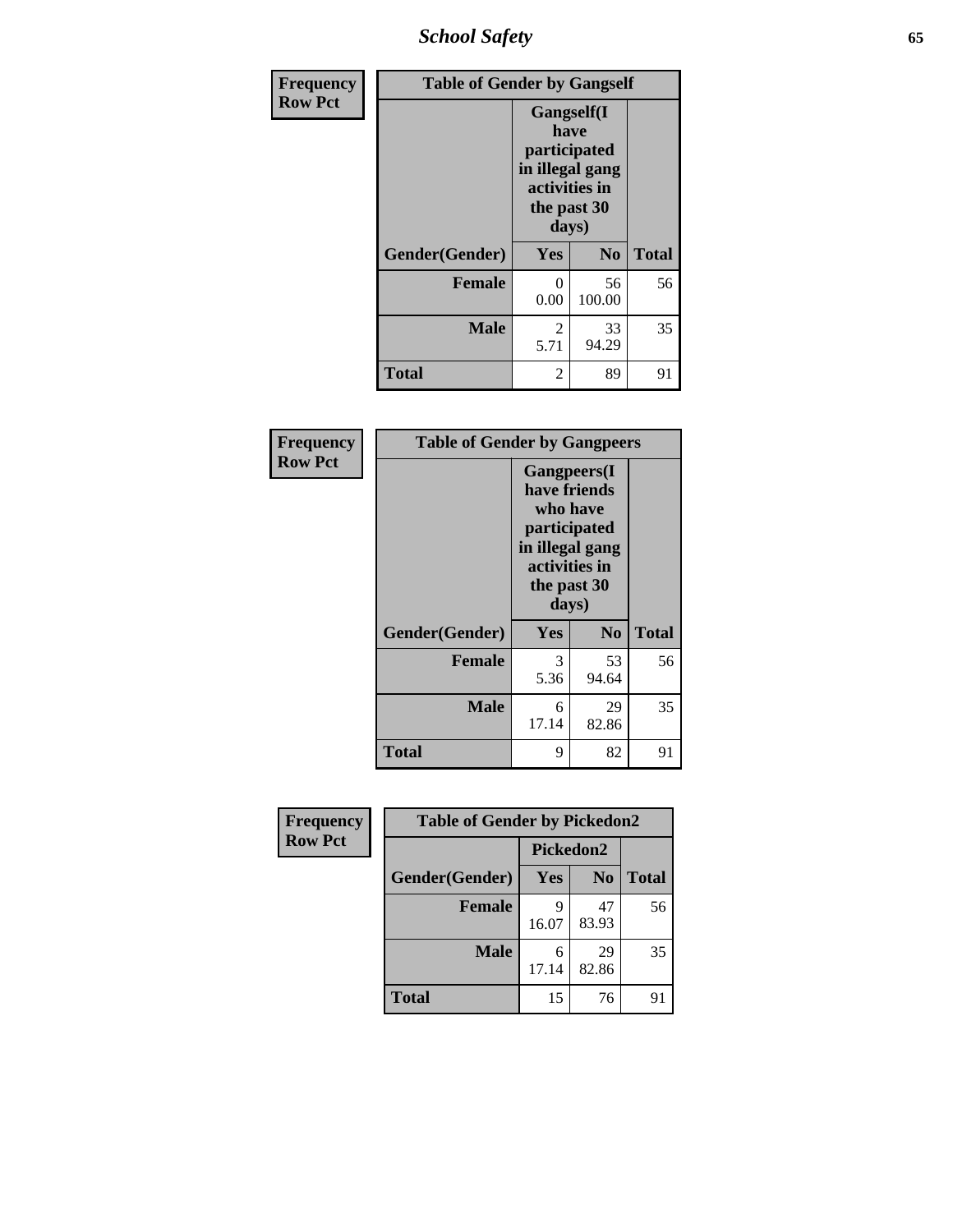| Frequency Row Pct | Table of Gender by Gangself | | |
|---|---|---|---|
| | Gangself(I have participated in illegal gang activities in the past 30 days) | | |
| Gender(Gender) | Yes | No | Total |
| Female | 0<br>0.00 | 56<br>100.00 | 56 |
| Male | 2<br>5.71 | 33<br>94.29 | 35 |
| Total | 2 | 89 | 91 |

| Frequency Row Pct | Table of Gender by Gangpeers | | |
|---|---|---|---|
| | Gangpeers(I have friends who have participated in illegal gang activities in the past 30 days) | | |
| Gender(Gender) | Yes | No | Total |
| Female | 3<br>5.36 | 53<br>94.64 | 56 |
| Male | 6<br>17.14 | 29<br>82.86 | 35 |
| Total | 9 | 82 | 91 |

| Frequency Row Pct | Table of Gender by Pickedon2 | | |
|---|---|---|---|
| | Pickedon2 | | |
| Gender(Gender) | Yes | No | Total |
| Female | 9<br>16.07 | 47<br>83.93 | 56 |
| Male | 6<br>17.14 | 29<br>82.86 | 35 |
| Total | 15 | 76 | 91 |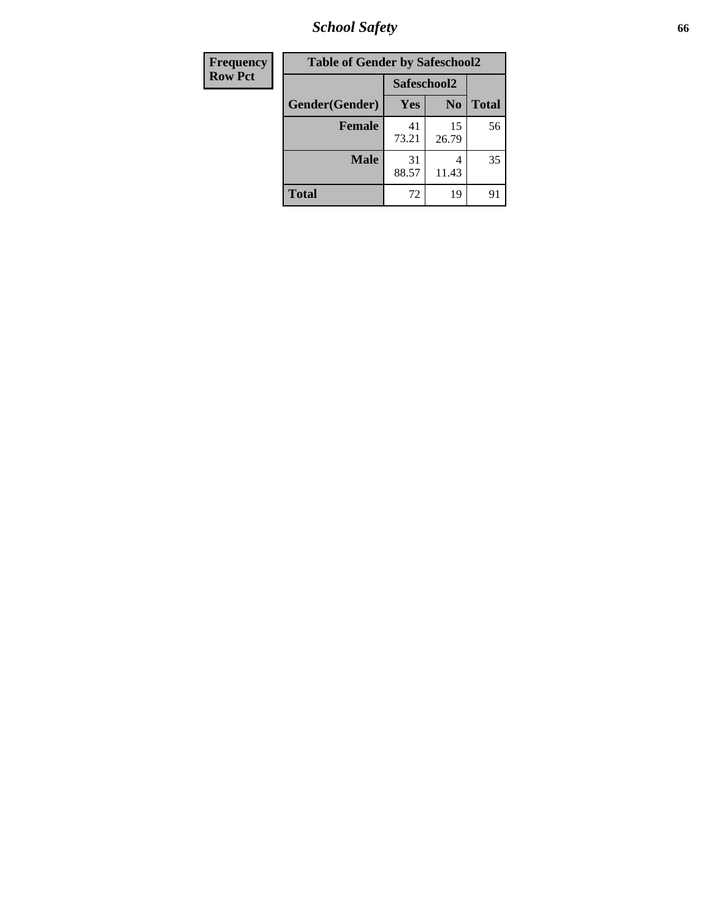| Frequency<br>Row Pct |
|---|

**Table of Gender by Safeschool2**

| Gender(Gender) | Safeschool2 | | Total |
|---|---|---|---|
| | Yes | No | |
| **Female** | 41<br>73.21 | 15<br>26.79 | 56 |
| **Male** | 31<br>88.57 | 4<br>11.43 | 35 |
| **Total** | 72 | 19 | 91 |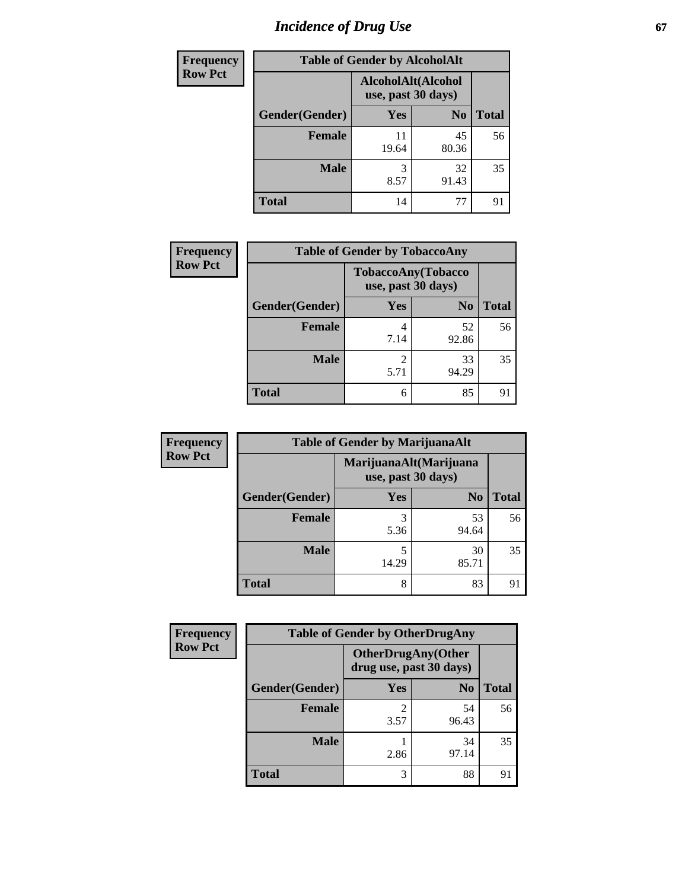# Incidence of Drug Use

| Frequency Row Pct | Table of Gender by AlcoholAlt | | |
|---|---|---|---|
| | AlcoholAlt(Alcohol use, past 30 days) | | |
| Gender(Gender) | Yes | No | Total |
| Female | 11<br>19.64 | 45<br>80.36 | 56 |
| Male | 3<br>8.57 | 32<br>91.43 | 35 |
| Total | 14 | 77 | 91 |

| Frequency Row Pct | Table of Gender by TobaccoAny | | |
|---|---|---|---|
| | TobaccoAny(Tobacco use, past 30 days) | | |
| Gender(Gender) | Yes | No | Total |
| Female | 4<br>7.14 | 52<br>92.86 | 56 |
| Male | 2<br>5.71 | 33<br>94.29 | 35 |
| Total | 6 | 85 | 91 |

| Frequency Row Pct | Table of Gender by MarijuanaAlt | | |
|---|---|---|---|
| | MarijuanaAlt(Marijuana use, past 30 days) | | |
| Gender(Gender) | Yes | No | Total |
| Female | 3<br>5.36 | 53<br>94.64 | 56 |
| Male | 5<br>14.29 | 30<br>85.71 | 35 |
| Total | 8 | 83 | 91 |

| Frequency Row Pct | Table of Gender by OtherDrugAny | | |
|---|---|---|---|
| | OtherDrugAny(Other drug use, past 30 days) | | |
| Gender(Gender) | Yes | No | Total |
| Female | 2<br>3.57 | 54<br>96.43 | 56 |
| Male | 1<br>2.86 | 34<br>97.14 | 35 |
| Total | 3 | 88 | 91 |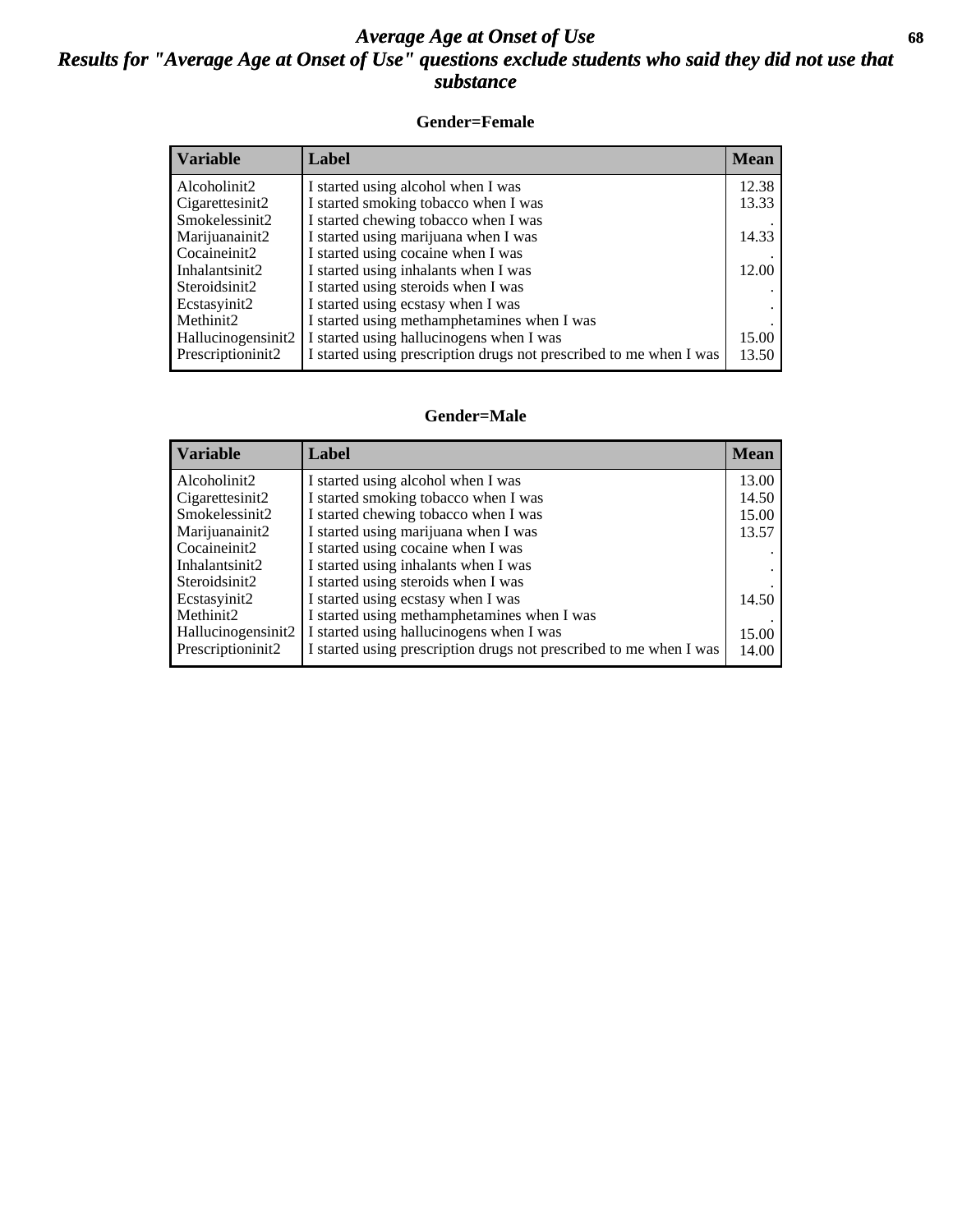# *Average Age at Onset of Use*

## *Results for "Average Age at Onset of Use" questions exclude students who said they did not use that substance*

### Gender=Female

| Variable | Label | Mean |
|---|---|---|
| Alcoholinit2 | I started using alcohol when I was | 12.38 |
| Cigarettesinit2 | I started smoking tobacco when I was | 13.33 |
| Smokelessinit2 | I started chewing tobacco when I was | . |
| Marijuanainit2 | I started using marijuana when I was | 14.33 |
| Cocaineinit2 | I started using cocaine when I was | . |
| Inhalantsinit2 | I started using inhalants when I was | 12.00 |
| Steroidsinit2 | I started using steroids when I was | . |
| Ecstasyinit2 | I started using ecstasy when I was | . |
| Methinit2 | I started using methamphetamines when I was | . |
| Hallucinogensinit2 | I started using hallucinogens when I was | 15.00 |
| Prescriptioninit2 | I started using prescription drugs not prescribed to me when I was | 13.50 |

### Gender=Male

| Variable | Label | Mean |
|---|---|---|
| Alcoholinit2 | I started using alcohol when I was | 13.00 |
| Cigarettesinit2 | I started smoking tobacco when I was | 14.50 |
| Smokelessinit2 | I started chewing tobacco when I was | 15.00 |
| Marijuanainit2 | I started using marijuana when I was | 13.57 |
| Cocaineinit2 | I started using cocaine when I was | . |
| Inhalantsinit2 | I started using inhalants when I was | . |
| Steroidsinit2 | I started using steroids when I was | . |
| Ecstasyinit2 | I started using ecstasy when I was | 14.50 |
| Methinit2 | I started using methamphetamines when I was | . |
| Hallucinogensinit2 | I started using hallucinogens when I was | 15.00 |
| Prescriptioninit2 | I started using prescription drugs not prescribed to me when I was | 14.00 |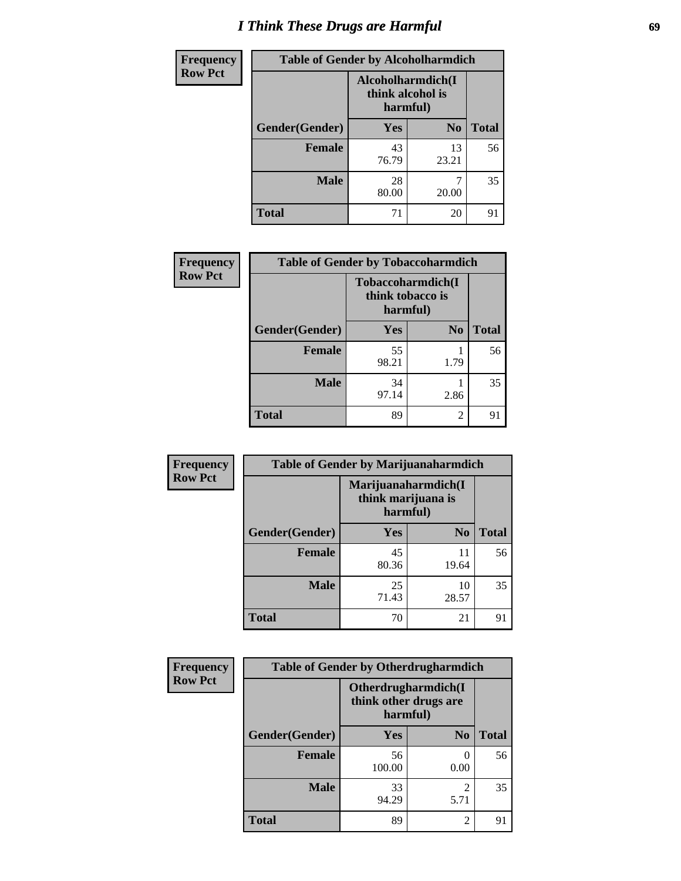# I Think These Drugs are Harmful

**Frequency**
**Row Pct**

| Table of Gender by Alcoholharmdich | | | |
|---|---|---|---|
| | Alcoholharmdich(I think alcohol is harmful) | | |
| Gender(Gender) | Yes | No | Total |
| Female | 43<br>76.79 | 13<br>23.21 | 56 |
| Male | 28<br>80.00 | 7<br>20.00 | 35 |
| Total | 71 | 20 | 91 |

**Frequency**
**Row Pct**

| Table of Gender by Tobaccoharmdich | | | |
|---|---|---|---|
| | Tobaccoharmdich(I think tobacco is harmful) | | |
| Gender(Gender) | Yes | No | Total |
| Female | 55<br>98.21 | 1<br>1.79 | 56 |
| Male | 34<br>97.14 | 1<br>2.86 | 35 |
| Total | 89 | 2 | 91 |

**Frequency**
**Row Pct**

| Table of Gender by Marijuanaharmdich | | | |
|---|---|---|---|
| | Marijuanaharmdich(I think marijuana is harmful) | | |
| Gender(Gender) | Yes | No | Total |
| Female | 45<br>80.36 | 11<br>19.64 | 56 |
| Male | 25<br>71.43 | 10<br>28.57 | 35 |
| Total | 70 | 21 | 91 |

**Frequency**
**Row Pct**

| Table of Gender by Otherdrugharmdich | | | |
|---|---|---|---|
| | Otherdrugharmdich(I think other drugs are harmful) | | |
| Gender(Gender) | Yes | No | Total |
| Female | 56<br>100.00 | 0<br>0.00 | 56 |
| Male | 33<br>94.29 | 2<br>5.71 | 35 |
| Total | 89 | 2 | 91 |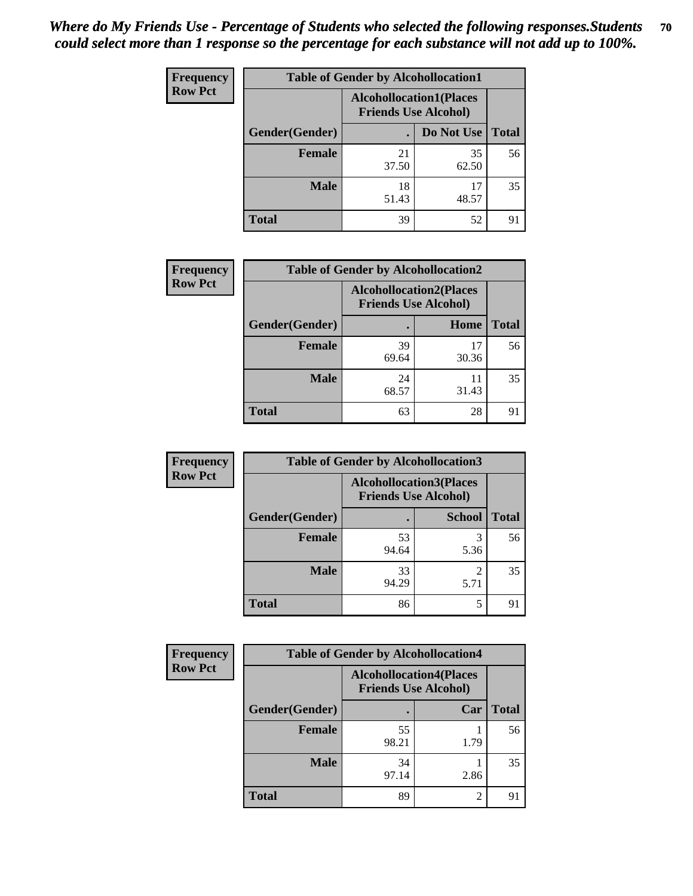*Where do My Friends Use - Percentage of Students who selected the following responses.Students could select more than 1 response so the percentage for each substance will not add up to 100%.*

| Frequency Row Pct | Table of Gender by Alcohollocation1 | | |
|---|---|---|---|
| | Alcohollocation1(Places Friends Use Alcohol) | | |
| Gender(Gender) | . | Do Not Use | Total |
| Female | 21<br>37.50 | 35<br>62.50 | 56 |
| Male | 18<br>51.43 | 17<br>48.57 | 35 |
| Total | 39 | 52 | 91 |

| Frequency Row Pct | Table of Gender by Alcohollocation2 | | |
|---|---|---|---|
| | Alcohollocation2(Places Friends Use Alcohol) | | |
| Gender(Gender) | . | Home | Total |
| Female | 39<br>69.64 | 17<br>30.36 | 56 |
| Male | 24<br>68.57 | 11<br>31.43 | 35 |
| Total | 63 | 28 | 91 |

| Frequency Row Pct | Table of Gender by Alcohollocation3 | | |
|---|---|---|---|
| | Alcohollocation3(Places Friends Use Alcohol) | | |
| Gender(Gender) | . | School | Total |
| Female | 53<br>94.64 | 3<br>5.36 | 56 |
| Male | 33<br>94.29 | 2<br>5.71 | 35 |
| Total | 86 | 5 | 91 |

| Frequency Row Pct | Table of Gender by Alcohollocation4 | | |
|---|---|---|---|
| | Alcohollocation4(Places Friends Use Alcohol) | | |
| Gender(Gender) | . | Car | Total |
| Female | 55<br>98.21 | 1<br>1.79 | 56 |
| Male | 34<br>97.14 | 1<br>2.86 | 35 |
| Total | 89 | 2 | 91 |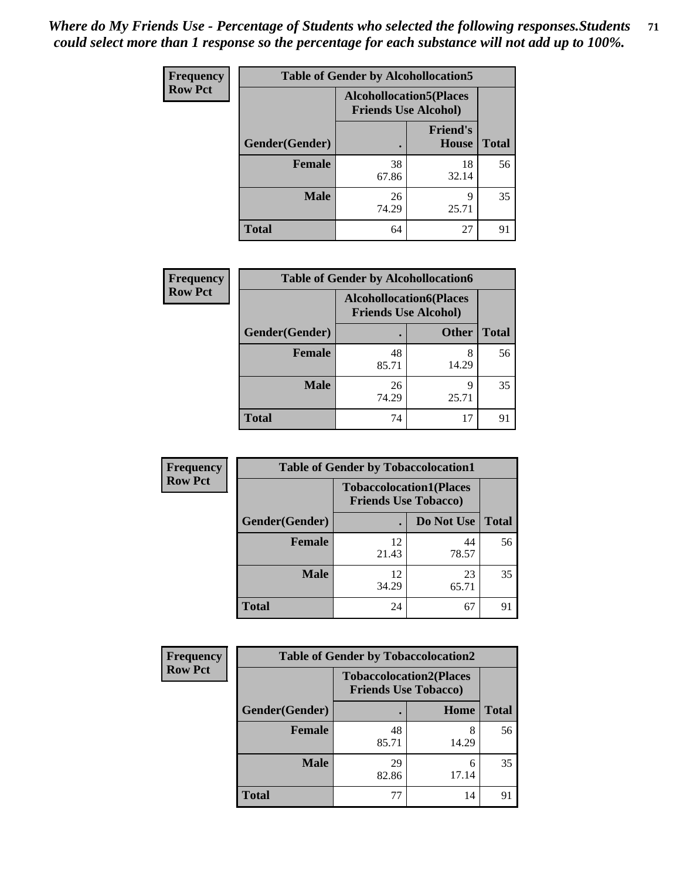*Where do My Friends Use - Percentage of Students who selected the following responses.Students could select more than 1 response so the percentage for each substance will not add up to 100%.*

**Frequency**
**Row Pct**

| Table of Gender by Alcohollocation5 | | | |
|---|---|---|---|
| | Alcohollocation5(Places Friends Use Alcohol) | | |
| Gender(Gender) | . | Friend's House | Total |
| **Female** | 38<br>67.86 | 18<br>32.14 | 56 |
| **Male** | 26<br>74.29 | 9<br>25.71 | 35 |
| **Total** | 64 | 27 | 91 |

**Frequency**
**Row Pct**

| Table of Gender by Alcohollocation6 | | | |
|---|---|---|---|
| | Alcohollocation6(Places Friends Use Alcohol) | | |
| Gender(Gender) | . | Other | Total |
| **Female** | 48<br>85.71 | 8<br>14.29 | 56 |
| **Male** | 26<br>74.29 | 9<br>25.71 | 35 |
| **Total** | 74 | 17 | 91 |

**Frequency**
**Row Pct**

| Table of Gender by Tobaccolocation1 | | | |
|---|---|---|---|
| | Tobaccolocation1(Places Friends Use Tobacco) | | |
| Gender(Gender) | . | Do Not Use | Total |
| **Female** | 12<br>21.43 | 44<br>78.57 | 56 |
| **Male** | 12<br>34.29 | 23<br>65.71 | 35 |
| **Total** | 24 | 67 | 91 |

**Frequency**
**Row Pct**

| Table of Gender by Tobaccolocation2 | | | |
|---|---|---|---|
| | Tobaccolocation2(Places Friends Use Tobacco) | | |
| Gender(Gender) | . | Home | Total |
| **Female** | 48<br>85.71 | 8<br>14.29 | 56 |
| **Male** | 29<br>82.86 | 6<br>17.14 | 35 |
| **Total** | 77 | 14 | 91 |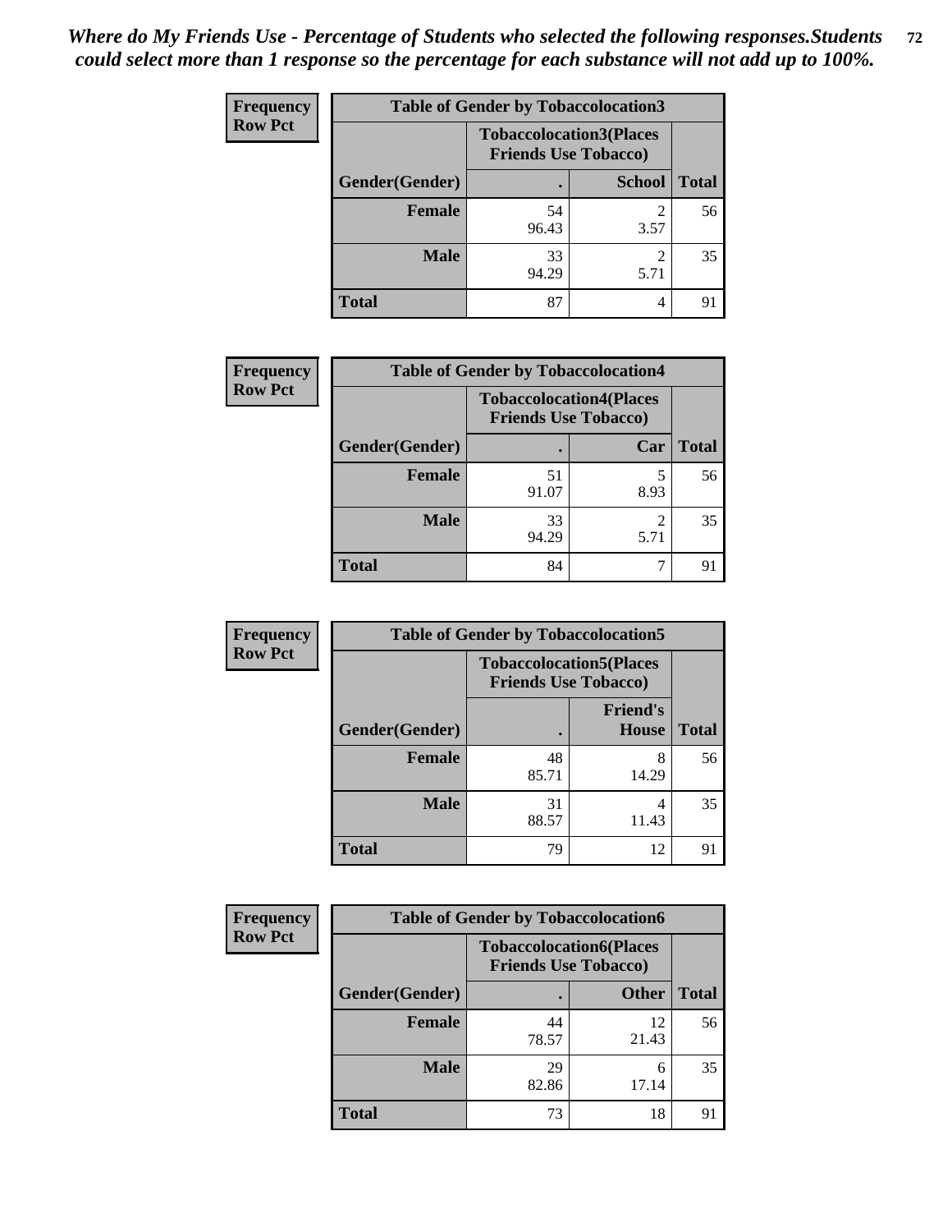*Where do My Friends Use - Percentage of Students who selected the following responses.Students could select more than 1 response so the percentage for each substance will not add up to 100%.*

**Frequency / Row Pct**

| Table of Gender by Tobaccolocation3 | | | |
|---|---|---|---|
| | Tobaccolocation3(Places Friends Use Tobacco) | | |
| Gender(Gender) | . | School | Total |
| Female | 54<br>96.43 | 2<br>3.57 | 56 |
| Male | 33<br>94.29 | 2<br>5.71 | 35 |
| Total | 87 | 4 | 91 |

**Frequency / Row Pct**

| Table of Gender by Tobaccolocation4 | | | |
|---|---|---|---|
| | Tobaccolocation4(Places Friends Use Tobacco) | | |
| Gender(Gender) | . | Car | Total |
| Female | 51<br>91.07 | 5<br>8.93 | 56 |
| Male | 33<br>94.29 | 2<br>5.71 | 35 |
| Total | 84 | 7 | 91 |

**Frequency / Row Pct**

| Table of Gender by Tobaccolocation5 | | | |
|---|---|---|---|
| | Tobaccolocation5(Places Friends Use Tobacco) | | |
| Gender(Gender) | . | Friend's House | Total |
| Female | 48<br>85.71 | 8<br>14.29 | 56 |
| Male | 31<br>88.57 | 4<br>11.43 | 35 |
| Total | 79 | 12 | 91 |

**Frequency / Row Pct**

| Table of Gender by Tobaccolocation6 | | | |
|---|---|---|---|
| | Tobaccolocation6(Places Friends Use Tobacco) | | |
| Gender(Gender) | . | Other | Total |
| Female | 44<br>78.57 | 12<br>21.43 | 56 |
| Male | 29<br>82.86 | 6<br>17.14 | 35 |
| Total | 73 | 18 | 91 |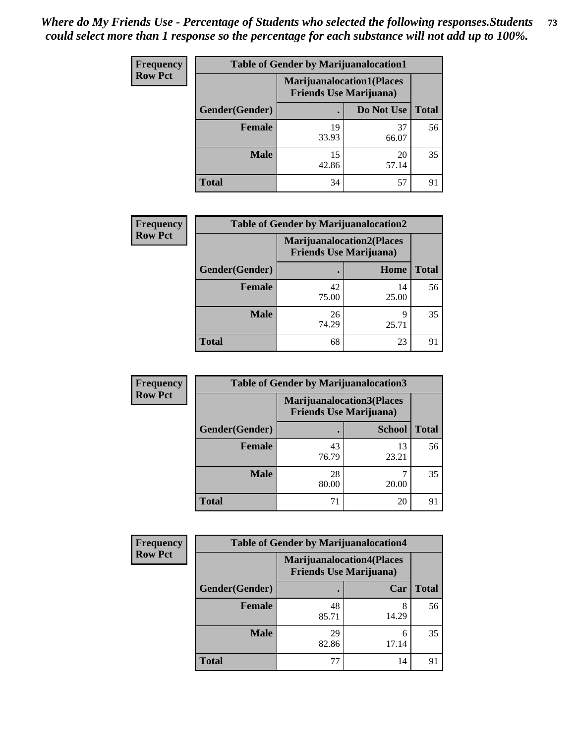*Where do My Friends Use - Percentage of Students who selected the following responses.Students could select more than 1 response so the percentage for each substance will not add up to 100%.*

**Frequency**
**Row Pct**

| Table of Gender by Marijuanalocation1 | | | |
|---|---|---|---|
| | Marijuanalocation1(Places Friends Use Marijuana) | | |
| Gender(Gender) | . | Do Not Use | Total |
| **Female** | 19<br>33.93 | 37<br>66.07 | 56 |
| **Male** | 15<br>42.86 | 20<br>57.14 | 35 |
| **Total** | 34 | 57 | 91 |

**Frequency**
**Row Pct**

| Table of Gender by Marijuanalocation2 | | | |
|---|---|---|---|
| | Marijuanalocation2(Places Friends Use Marijuana) | | |
| Gender(Gender) | . | Home | Total |
| **Female** | 42<br>75.00 | 14<br>25.00 | 56 |
| **Male** | 26<br>74.29 | 9<br>25.71 | 35 |
| **Total** | 68 | 23 | 91 |

**Frequency**
**Row Pct**

| Table of Gender by Marijuanalocation3 | | | |
|---|---|---|---|
| | Marijuanalocation3(Places Friends Use Marijuana) | | |
| Gender(Gender) | . | School | Total |
| **Female** | 43<br>76.79 | 13<br>23.21 | 56 |
| **Male** | 28<br>80.00 | 7<br>20.00 | 35 |
| **Total** | 71 | 20 | 91 |

**Frequency**
**Row Pct**

| Table of Gender by Marijuanalocation4 | | | |
|---|---|---|---|
| | Marijuanalocation4(Places Friends Use Marijuana) | | |
| Gender(Gender) | . | Car | Total |
| **Female** | 48<br>85.71 | 8<br>14.29 | 56 |
| **Male** | 29<br>82.86 | 6<br>17.14 | 35 |
| **Total** | 77 | 14 | 91 |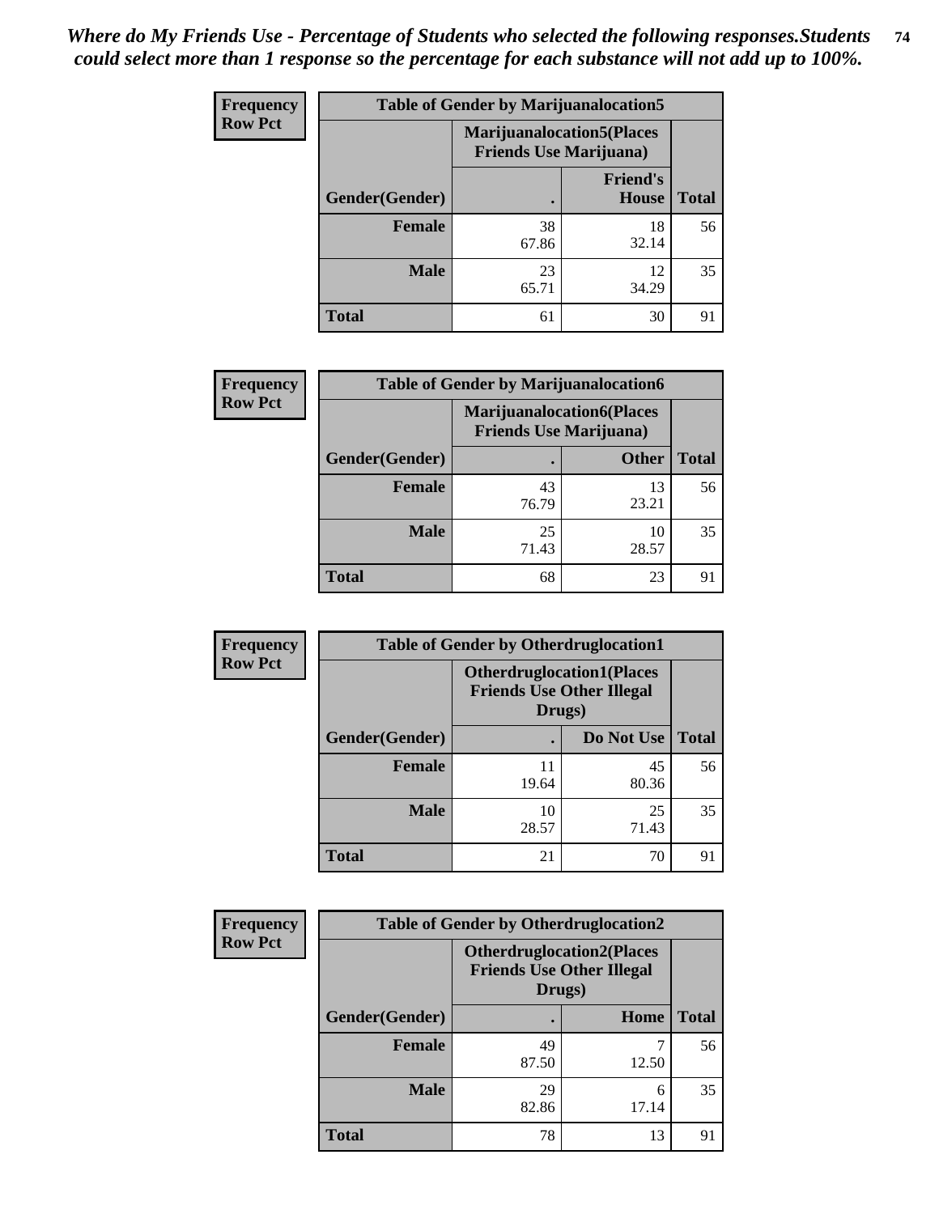*Where do My Friends Use - Percentage of Students who selected the following responses.Students could select more than 1 response so the percentage for each substance will not add up to 100%.*

**Frequency Row Pct**

| Table of Gender by Marijuanalocation5 | | | |
|---|---|---|---|
| | Marijuanalocation5(Places Friends Use Marijuana) | | |
| Gender(Gender) | . | Friend's House | Total |
| Female | 38<br>67.86 | 18<br>32.14 | 56 |
| Male | 23<br>65.71 | 12<br>34.29 | 35 |
| Total | 61 | 30 | 91 |

**Frequency Row Pct**

| Table of Gender by Marijuanalocation6 | | | |
|---|---|---|---|
| | Marijuanalocation6(Places Friends Use Marijuana) | | |
| Gender(Gender) | . | Other | Total |
| Female | 43<br>76.79 | 13<br>23.21 | 56 |
| Male | 25<br>71.43 | 10<br>28.57 | 35 |
| Total | 68 | 23 | 91 |

**Frequency Row Pct**

| Table of Gender by Otherdruglocation1 | | | |
|---|---|---|---|
| | Otherdruglocation1(Places Friends Use Other Illegal Drugs) | | |
| Gender(Gender) | . | Do Not Use | Total |
| Female | 11<br>19.64 | 45<br>80.36 | 56 |
| Male | 10<br>28.57 | 25<br>71.43 | 35 |
| Total | 21 | 70 | 91 |

**Frequency Row Pct**

| Table of Gender by Otherdruglocation2 | | | |
|---|---|---|---|
| | Otherdruglocation2(Places Friends Use Other Illegal Drugs) | | |
| Gender(Gender) | . | Home | Total |
| Female | 49<br>87.50 | 7<br>12.50 | 56 |
| Male | 29<br>82.86 | 6<br>17.14 | 35 |
| Total | 78 | 13 | 91 |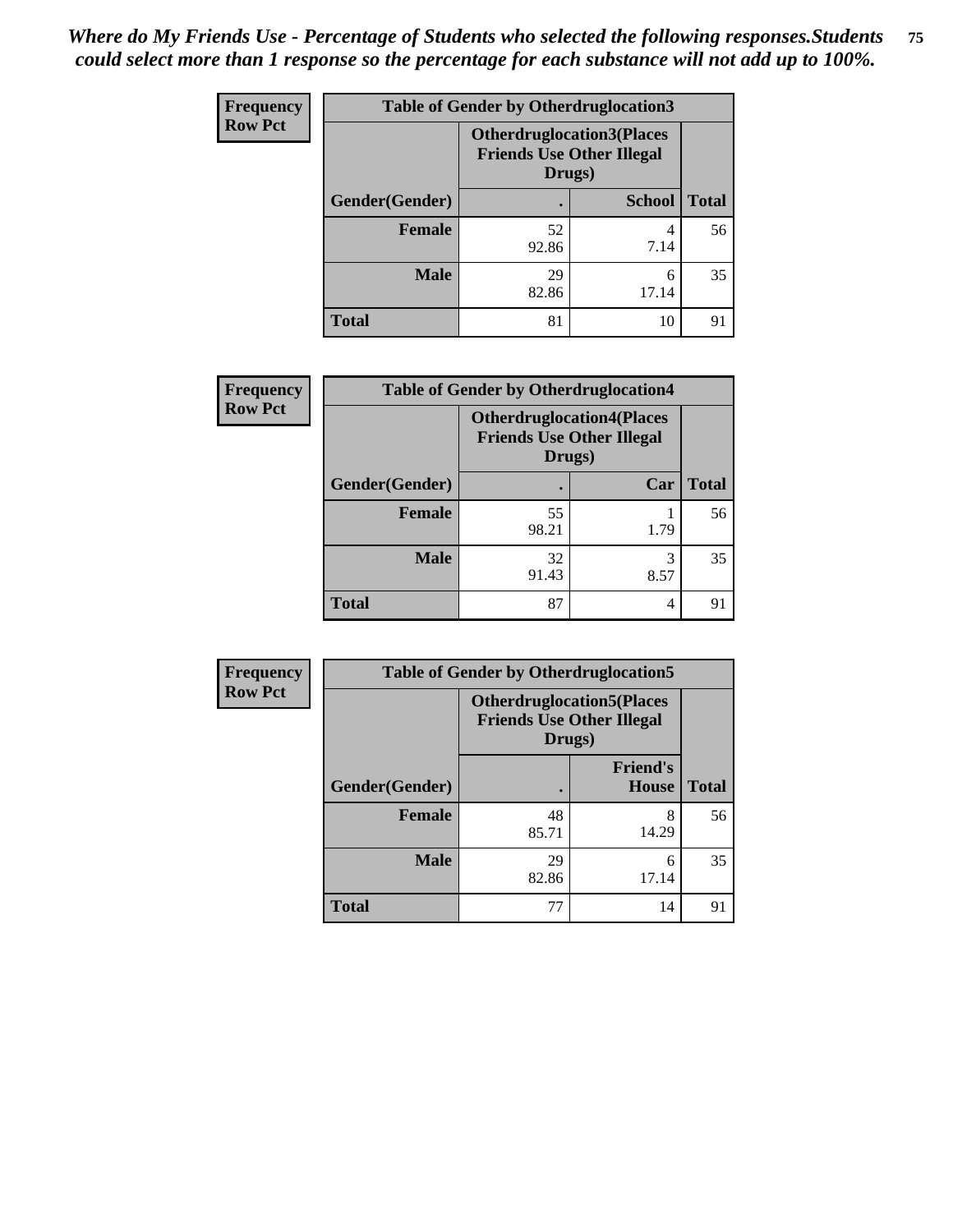*Where do My Friends Use - Percentage of Students who selected the following responses.Students could select more than 1 response so the percentage for each substance will not add up to 100%.*

**Frequency**
**Row Pct**

| Table of Gender by Otherdruglocation3 | | | |
|---|---|---|---|
| | Otherdruglocation3(Places Friends Use Other Illegal Drugs) | | |
| Gender(Gender) | . | School | Total |
| Female | 52<br>92.86 | 4<br>7.14 | 56 |
| Male | 29<br>82.86 | 6<br>17.14 | 35 |
| Total | 81 | 10 | 91 |

**Frequency**
**Row Pct**

| Table of Gender by Otherdruglocation4 | | | |
|---|---|---|---|
| | Otherdruglocation4(Places Friends Use Other Illegal Drugs) | | |
| Gender(Gender) | . | Car | Total |
| Female | 55<br>98.21 | 1<br>1.79 | 56 |
| Male | 32<br>91.43 | 3<br>8.57 | 35 |
| Total | 87 | 4 | 91 |

**Frequency**
**Row Pct**

| Table of Gender by Otherdruglocation5 | | | |
|---|---|---|---|
| | Otherdruglocation5(Places Friends Use Other Illegal Drugs) | | |
| Gender(Gender) | . | Friend's House | Total |
| Female | 48<br>85.71 | 8<br>14.29 | 56 |
| Male | 29<br>82.86 | 6<br>17.14 | 35 |
| Total | 77 | 14 | 91 |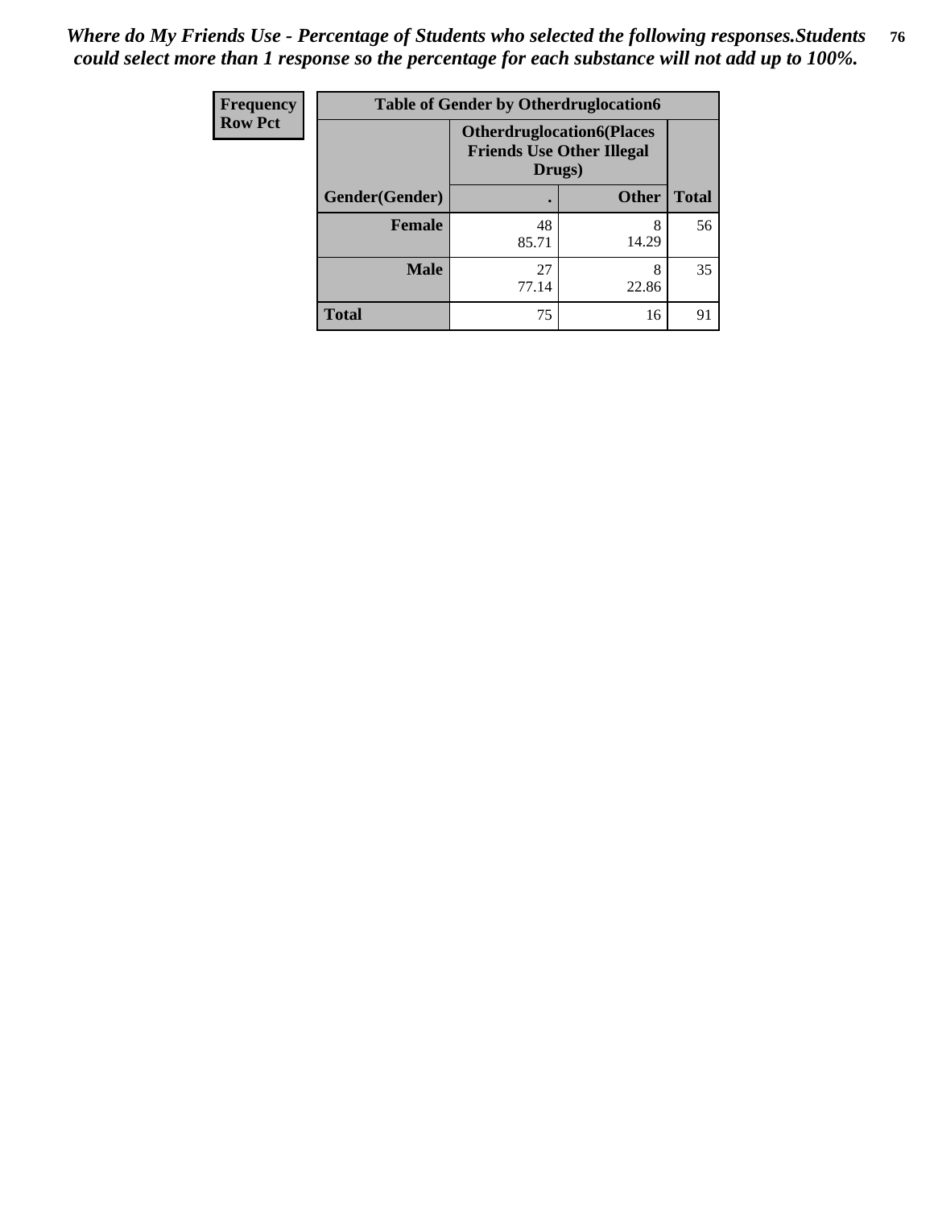*Where do My Friends Use - Percentage of Students who selected the following responses.Students could select more than 1 response so the percentage for each substance will not add up to 100%.*

| Frequency Row Pct | Table of Gender by Otherdruglocation6 | | |
|---|---|---|---|
| | Otherdruglocation6(Places Friends Use Other Illegal Drugs) | | |
| Gender(Gender) | . | Other | Total |
| Female | 48<br>85.71 | 8<br>14.29 | 56 |
| Male | 27<br>77.14 | 8<br>22.86 | 35 |
| Total | 75 | 16 | 91 |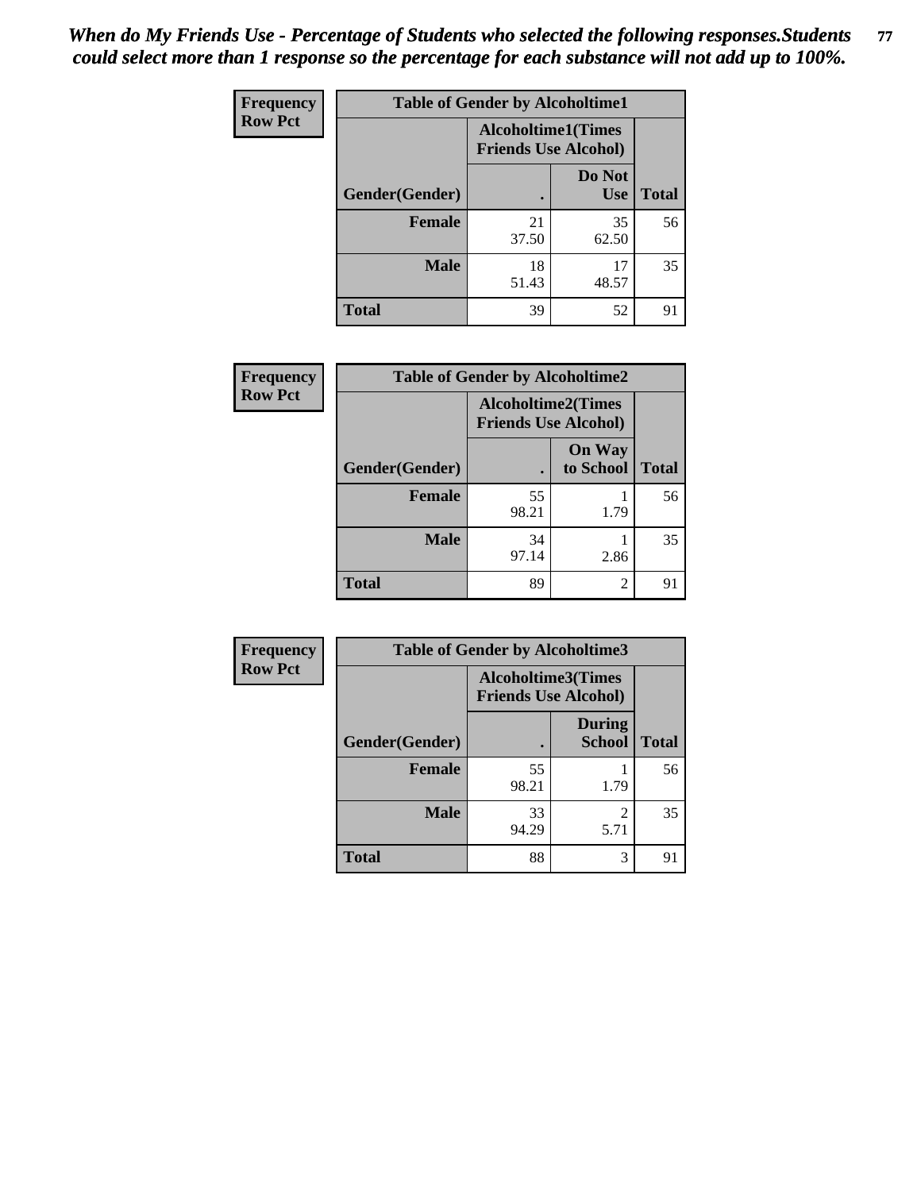*When do My Friends Use - Percentage of Students who selected the following responses.Students could select more than 1 response so the percentage for each substance will not add up to 100%.*

**Frequency**
**Row Pct**

| Table of Gender by Alcoholtime1 | | | |
|---|---|---|---|
| | Alcoholtime1(Times Friends Use Alcohol) | | |
| Gender(Gender) | . | Do Not Use | Total |
| **Female** | 21<br>37.50 | 35<br>62.50 | 56 |
| **Male** | 18<br>51.43 | 17<br>48.57 | 35 |
| **Total** | 39 | 52 | 91 |

**Frequency**
**Row Pct**

| Table of Gender by Alcoholtime2 | | | |
|---|---|---|---|
| | Alcoholtime2(Times Friends Use Alcohol) | | |
| Gender(Gender) | . | On Way to School | Total |
| **Female** | 55<br>98.21 | 1<br>1.79 | 56 |
| **Male** | 34<br>97.14 | 1<br>2.86 | 35 |
| **Total** | 89 | 2 | 91 |

**Frequency**
**Row Pct**

| Table of Gender by Alcoholtime3 | | | |
|---|---|---|---|
| | Alcoholtime3(Times Friends Use Alcohol) | | |
| Gender(Gender) | . | During School | Total |
| **Female** | 55<br>98.21 | 1<br>1.79 | 56 |
| **Male** | 33<br>94.29 | 2<br>5.71 | 35 |
| **Total** | 88 | 3 | 91 |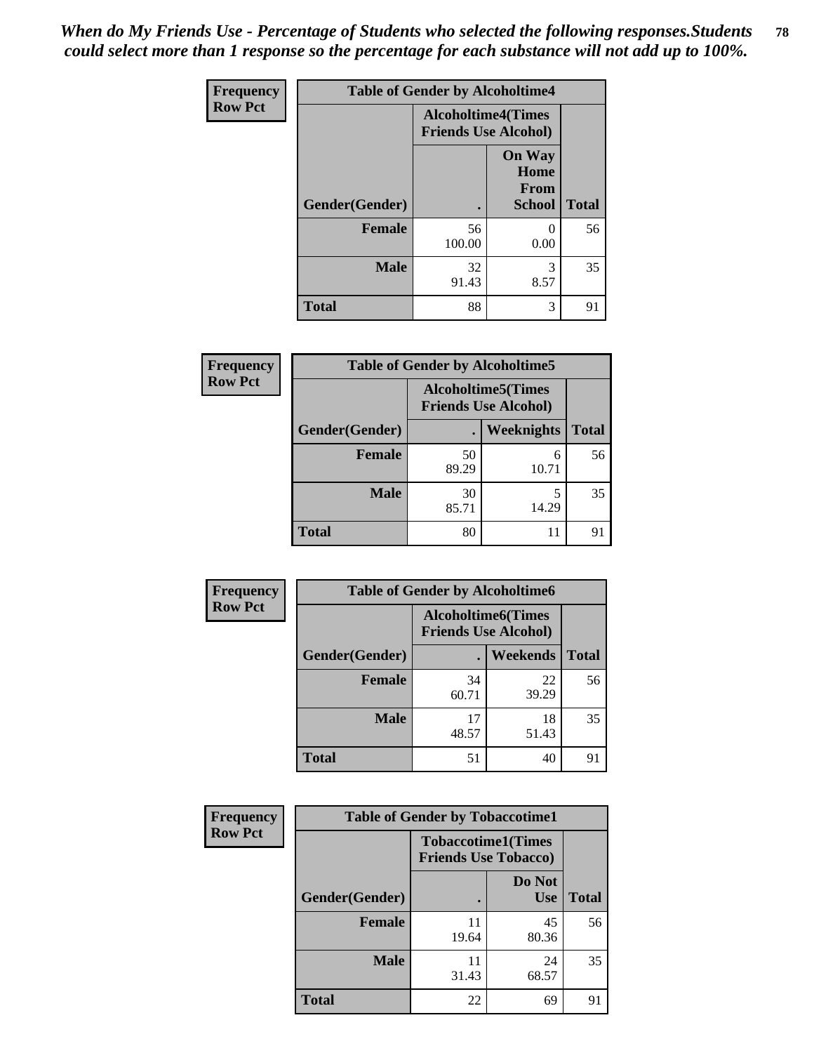*When do My Friends Use - Percentage of Students who selected the following responses.Students could select more than 1 response so the percentage for each substance will not add up to 100%.*

**Frequency / Row Pct**

| Table of Gender by Alcoholtime4 | | | |
|---|---|---|---|
| | Alcoholtime4(Times Friends Use Alcohol) | | |
| Gender(Gender) | . | On Way Home From School | Total |
| **Female** | 56<br>100.00 | 0<br>0.00 | 56 |
| **Male** | 32<br>91.43 | 3<br>8.57 | 35 |
| **Total** | 88 | 3 | 91 |

**Frequency / Row Pct**

| Table of Gender by Alcoholtime5 | | | |
|---|---|---|---|
| | Alcoholtime5(Times Friends Use Alcohol) | | |
| Gender(Gender) | . | Weeknights | Total |
| **Female** | 50<br>89.29 | 6<br>10.71 | 56 |
| **Male** | 30<br>85.71 | 5<br>14.29 | 35 |
| **Total** | 80 | 11 | 91 |

**Frequency / Row Pct**

| Table of Gender by Alcoholtime6 | | | |
|---|---|---|---|
| | Alcoholtime6(Times Friends Use Alcohol) | | |
| Gender(Gender) | . | Weekends | Total |
| **Female** | 34<br>60.71 | 22<br>39.29 | 56 |
| **Male** | 17<br>48.57 | 18<br>51.43 | 35 |
| **Total** | 51 | 40 | 91 |

**Frequency / Row Pct**

| Table of Gender by Tobaccotime1 | | | |
|---|---|---|---|
| | Tobaccotime1(Times Friends Use Tobacco) | | |
| Gender(Gender) | . | Do Not Use | Total |
| **Female** | 11<br>19.64 | 45<br>80.36 | 56 |
| **Male** | 11<br>31.43 | 24<br>68.57 | 35 |
| **Total** | 22 | 69 | 91 |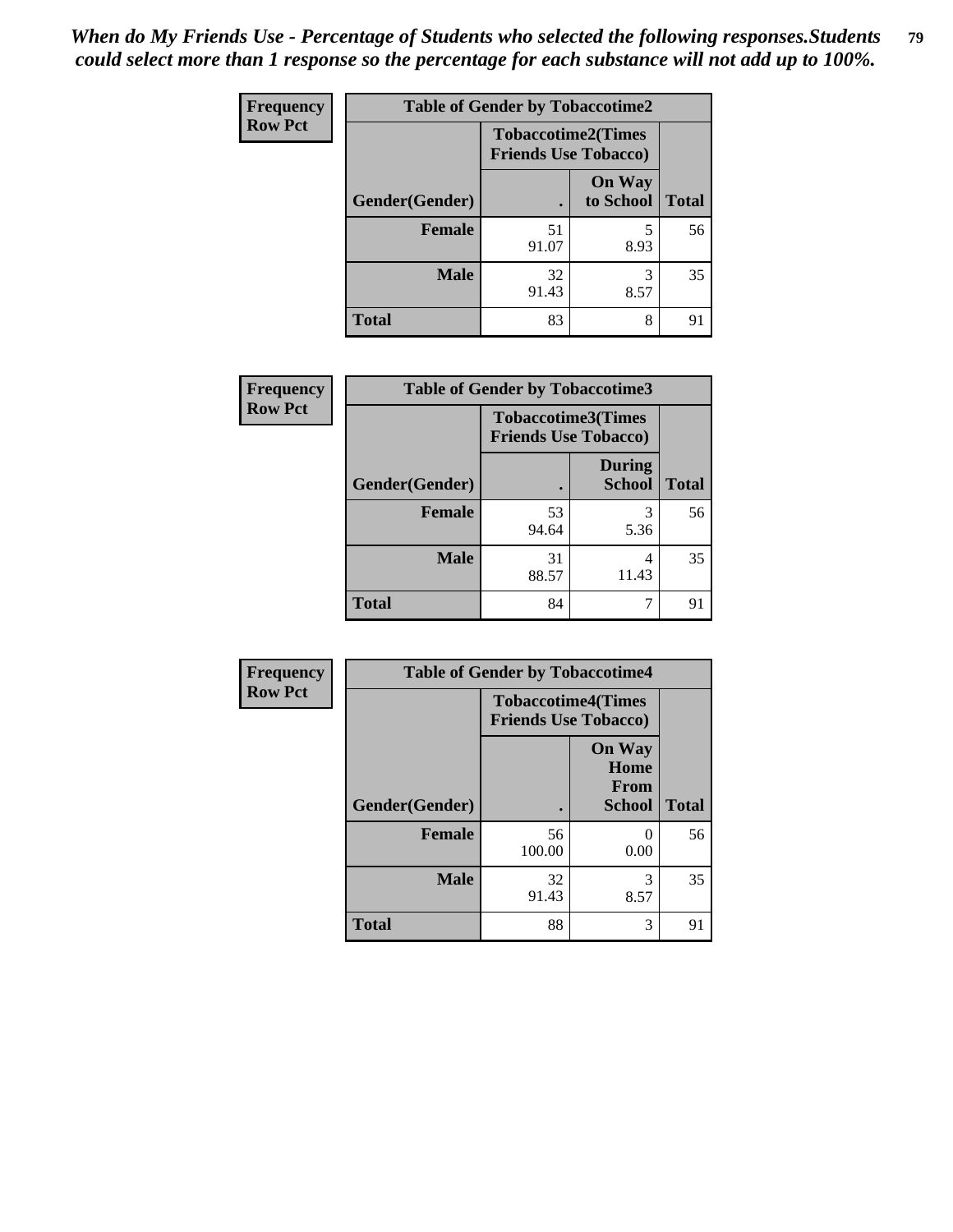*When do My Friends Use - Percentage of Students who selected the following responses.Students could select more than 1 response so the percentage for each substance will not add up to 100%.*

**Frequency**
**Row Pct**

| Table of Gender by Tobaccotime2 | | | |
|---|---|---|---|
| | Tobaccotime2(Times Friends Use Tobacco) | | |
| Gender(Gender) | . | On Way to School | Total |
| **Female** | 51<br>91.07 | 5<br>8.93 | 56 |
| **Male** | 32<br>91.43 | 3<br>8.57 | 35 |
| **Total** | 83 | 8 | 91 |

**Frequency**
**Row Pct**

| Table of Gender by Tobaccotime3 | | | |
|---|---|---|---|
| | Tobaccotime3(Times Friends Use Tobacco) | | |
| Gender(Gender) | . | During School | Total |
| **Female** | 53<br>94.64 | 3<br>5.36 | 56 |
| **Male** | 31<br>88.57 | 4<br>11.43 | 35 |
| **Total** | 84 | 7 | 91 |

**Frequency**
**Row Pct**

| Table of Gender by Tobaccotime4 | | | |
|---|---|---|---|
| | Tobaccotime4(Times Friends Use Tobacco) | | |
| Gender(Gender) | . | On Way Home From School | Total |
| **Female** | 56<br>100.00 | 0<br>0.00 | 56 |
| **Male** | 32<br>91.43 | 3<br>8.57 | 35 |
| **Total** | 88 | 3 | 91 |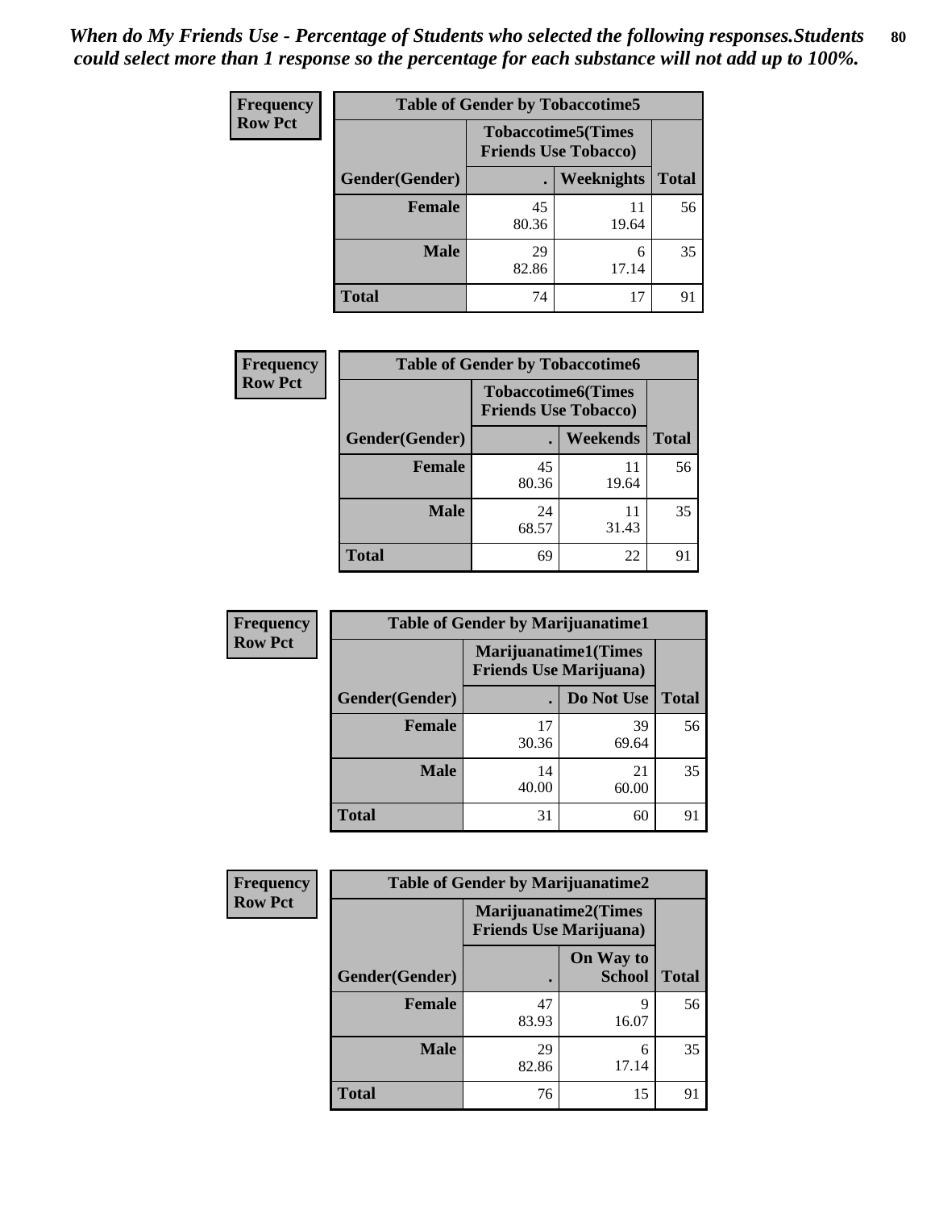*When do My Friends Use - Percentage of Students who selected the following responses.Students could select more than 1 response so the percentage for each substance will not add up to 100%.*

**Frequency**
**Row Pct**

| Table of Gender by Tobaccotime5 | | | |
|---|---|---|---|
| | Tobaccotime5(Times Friends Use Tobacco) | | |
| Gender(Gender) | . | Weeknights | Total |
| Female | 45<br>80.36 | 11<br>19.64 | 56 |
| Male | 29<br>82.86 | 6<br>17.14 | 35 |
| Total | 74 | 17 | 91 |

**Frequency**
**Row Pct**

| Table of Gender by Tobaccotime6 | | | |
|---|---|---|---|
| | Tobaccotime6(Times Friends Use Tobacco) | | |
| Gender(Gender) | . | Weekends | Total |
| Female | 45<br>80.36 | 11<br>19.64 | 56 |
| Male | 24<br>68.57 | 11<br>31.43 | 35 |
| Total | 69 | 22 | 91 |

**Frequency**
**Row Pct**

| Table of Gender by Marijuanatime1 | | | |
|---|---|---|---|
| | Marijuanatime1(Times Friends Use Marijuana) | | |
| Gender(Gender) | . | Do Not Use | Total |
| Female | 17<br>30.36 | 39<br>69.64 | 56 |
| Male | 14<br>40.00 | 21<br>60.00 | 35 |
| Total | 31 | 60 | 91 |

**Frequency**
**Row Pct**

| Table of Gender by Marijuanatime2 | | | |
|---|---|---|---|
| | Marijuanatime2(Times Friends Use Marijuana) | | |
| Gender(Gender) | . | On Way to School | Total |
| Female | 47<br>83.93 | 9<br>16.07 | 56 |
| Male | 29<br>82.86 | 6<br>17.14 | 35 |
| Total | 76 | 15 | 91 |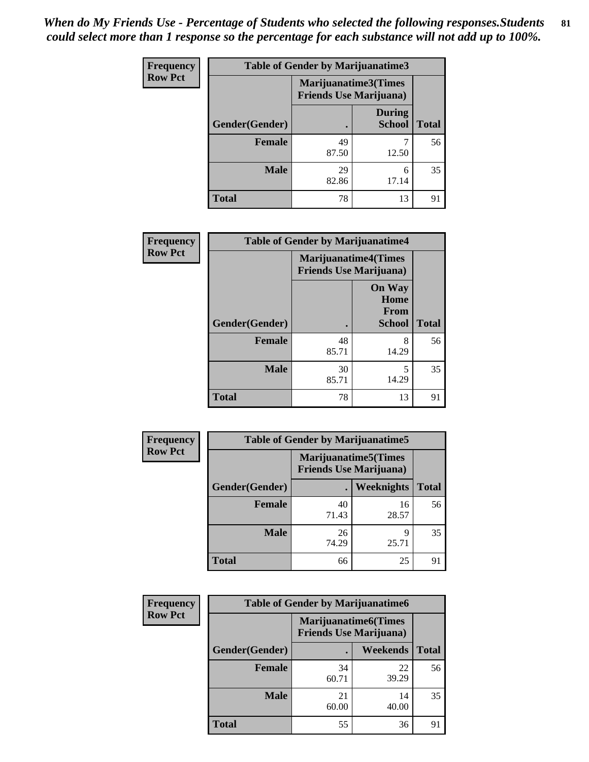*When do My Friends Use - Percentage of Students who selected the following responses.Students could select more than 1 response so the percentage for each substance will not add up to 100%.*

**Frequency**
**Row Pct**

| Table of Gender by Marijuanatime3 | | | |
|---|---|---|---|
| | Marijuanatime3(Times Friends Use Marijuana) | | |
| Gender(Gender) | . | During School | Total |
| **Female** | 49<br>87.50 | 7<br>12.50 | 56 |
| **Male** | 29<br>82.86 | 6<br>17.14 | 35 |
| **Total** | 78 | 13 | 91 |

**Frequency**
**Row Pct**

| Table of Gender by Marijuanatime4 | | | |
|---|---|---|---|
| | Marijuanatime4(Times Friends Use Marijuana) | | |
| Gender(Gender) | . | On Way Home From School | Total |
| **Female** | 48<br>85.71 | 8<br>14.29 | 56 |
| **Male** | 30<br>85.71 | 5<br>14.29 | 35 |
| **Total** | 78 | 13 | 91 |

**Frequency**
**Row Pct**

| Table of Gender by Marijuanatime5 | | | |
|---|---|---|---|
| | Marijuanatime5(Times Friends Use Marijuana) | | |
| Gender(Gender) | . | Weeknights | Total |
| **Female** | 40<br>71.43 | 16<br>28.57 | 56 |
| **Male** | 26<br>74.29 | 9<br>25.71 | 35 |
| **Total** | 66 | 25 | 91 |

**Frequency**
**Row Pct**

| Table of Gender by Marijuanatime6 | | | |
|---|---|---|---|
| | Marijuanatime6(Times Friends Use Marijuana) | | |
| Gender(Gender) | . | Weekends | Total |
| **Female** | 34<br>60.71 | 22<br>39.29 | 56 |
| **Male** | 21<br>60.00 | 14<br>40.00 | 35 |
| **Total** | 55 | 36 | 91 |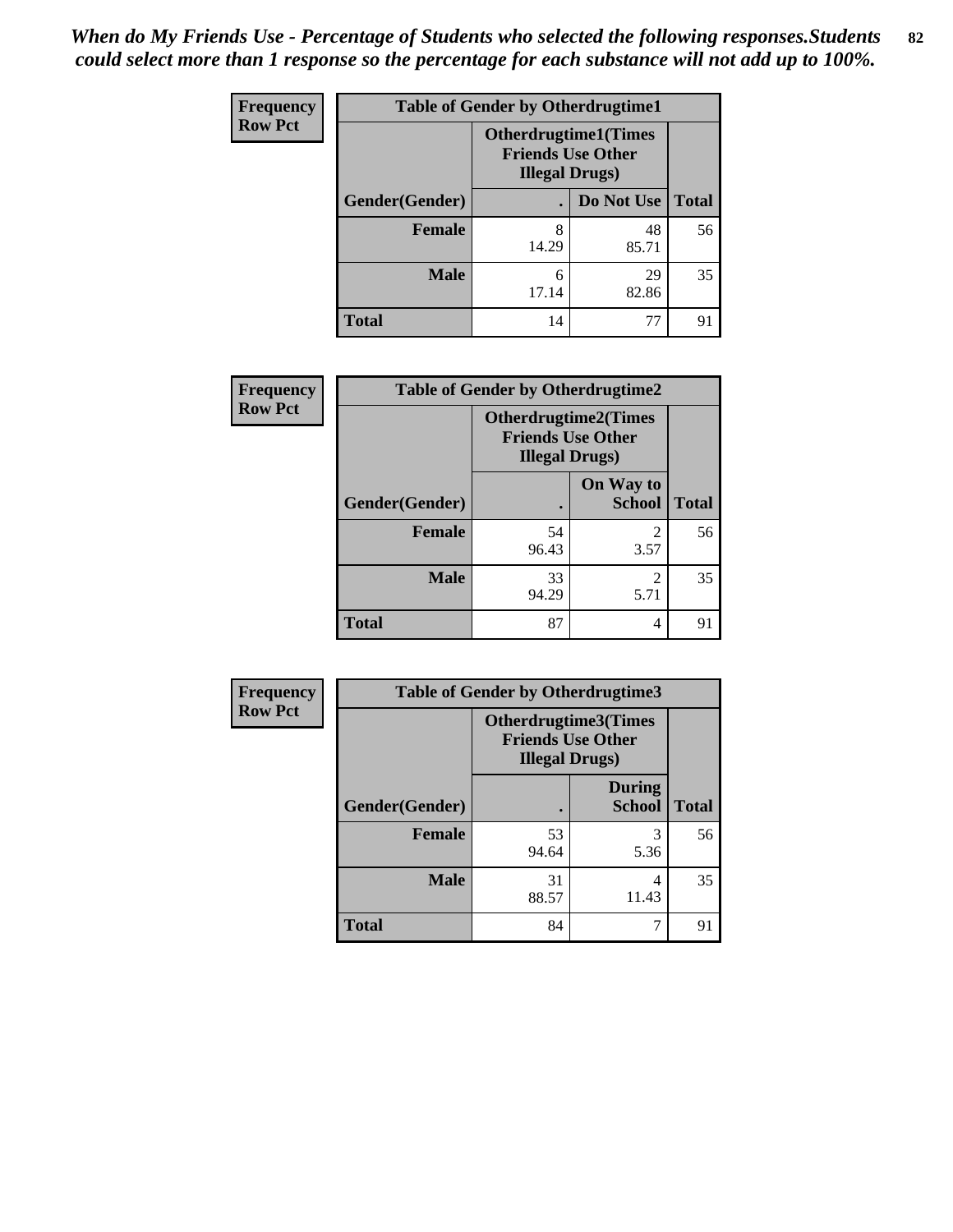*When do My Friends Use - Percentage of Students who selected the following responses.Students could select more than 1 response so the percentage for each substance will not add up to 100%.*

**Frequency**
**Row Pct**

| Table of Gender by Otherdrugtime1 | | | |
|---|---|---|---|
| | Otherdrugtime1(Times Friends Use Other Illegal Drugs) | | |
| Gender(Gender) | . | Do Not Use | Total |
| Female | 8<br>14.29 | 48<br>85.71 | 56 |
| Male | 6<br>17.14 | 29<br>82.86 | 35 |
| Total | 14 | 77 | 91 |

**Frequency**
**Row Pct**

| Table of Gender by Otherdrugtime2 | | | |
|---|---|---|---|
| | Otherdrugtime2(Times Friends Use Other Illegal Drugs) | | |
| Gender(Gender) | . | On Way to School | Total |
| Female | 54<br>96.43 | 2<br>3.57 | 56 |
| Male | 33<br>94.29 | 2<br>5.71 | 35 |
| Total | 87 | 4 | 91 |

**Frequency**
**Row Pct**

| Table of Gender by Otherdrugtime3 | | | |
|---|---|---|---|
| | Otherdrugtime3(Times Friends Use Other Illegal Drugs) | | |
| Gender(Gender) | . | During School | Total |
| Female | 53<br>94.64 | 3<br>5.36 | 56 |
| Male | 31<br>88.57 | 4<br>11.43 | 35 |
| Total | 84 | 7 | 91 |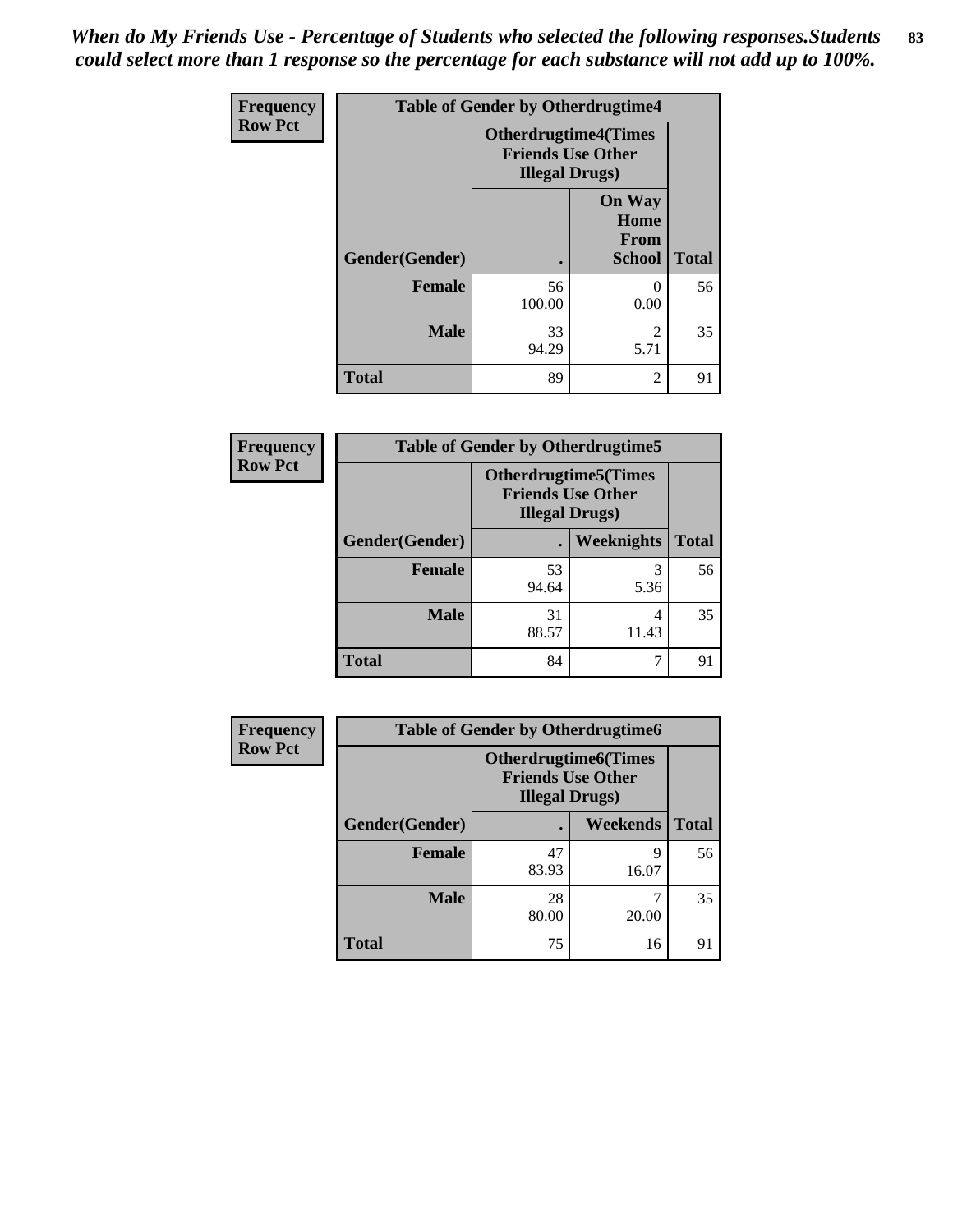*When do My Friends Use - Percentage of Students who selected the following responses.Students could select more than 1 response so the percentage for each substance will not add up to 100%.*

| Frequency<br>Row Pct | Table of Gender by Otherdrugtime4 | | |
|---|---|---|---|
| | Otherdrugtime4(Times Friends Use Other Illegal Drugs) | | |
| Gender(Gender) | . | On Way Home From School | Total |
| Female | 56<br>100.00 | 0<br>0.00 | 56 |
| Male | 33<br>94.29 | 2<br>5.71 | 35 |
| Total | 89 | 2 | 91 |

| Frequency<br>Row Pct | Table of Gender by Otherdrugtime5 | | |
|---|---|---|---|
| | Otherdrugtime5(Times Friends Use Other Illegal Drugs) | | |
| Gender(Gender) | . | Weeknights | Total |
| Female | 53<br>94.64 | 3<br>5.36 | 56 |
| Male | 31<br>88.57 | 4<br>11.43 | 35 |
| Total | 84 | 7 | 91 |

| Frequency<br>Row Pct | Table of Gender by Otherdrugtime6 | | |
|---|---|---|---|
| | Otherdrugtime6(Times Friends Use Other Illegal Drugs) | | |
| Gender(Gender) | . | Weekends | Total |
| Female | 47<br>83.93 | 9<br>16.07 | 56 |
| Male | 28<br>80.00 | 7<br>20.00 | 35 |
| Total | 75 | 16 | 91 |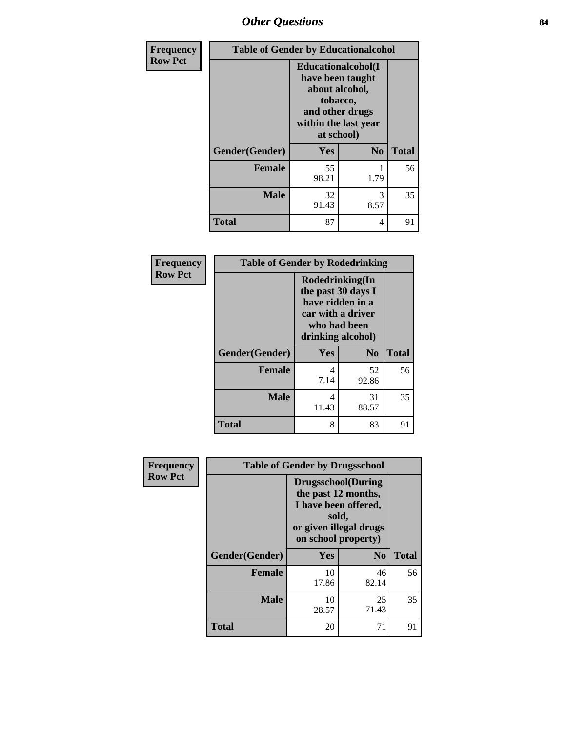## Other Questions

**Frequency**
**Row Pct**

| Table of Gender by Educationalcohol | | | |
|---|---|---|---|
| | Educationalcohol(I have been taught about alcohol, tobacco, and other drugs within the last year at school) | | |
| Gender(Gender) | Yes | No | Total |
| Female | 55<br>98.21 | 1<br>1.79 | 56 |
| Male | 32<br>91.43 | 3<br>8.57 | 35 |
| Total | 87 | 4 | 91 |

**Frequency**
**Row Pct**

| Table of Gender by Rodedrinking | | | |
|---|---|---|---|
| | Rodedrinking(In the past 30 days I have ridden in a car with a driver who had been drinking alcohol) | | |
| Gender(Gender) | Yes | No | Total |
| Female | 4<br>7.14 | 52<br>92.86 | 56 |
| Male | 4<br>11.43 | 31<br>88.57 | 35 |
| Total | 8 | 83 | 91 |

**Frequency**
**Row Pct**

| Table of Gender by Drugsschool | | | |
|---|---|---|---|
| | Drugsschool(During the past 12 months, I have been offered, sold, or given illegal drugs on school property) | | |
| Gender(Gender) | Yes | No | Total |
| Female | 10<br>17.86 | 46<br>82.14 | 56 |
| Male | 10<br>28.57 | 25<br>71.43 | 35 |
| Total | 20 | 71 | 91 |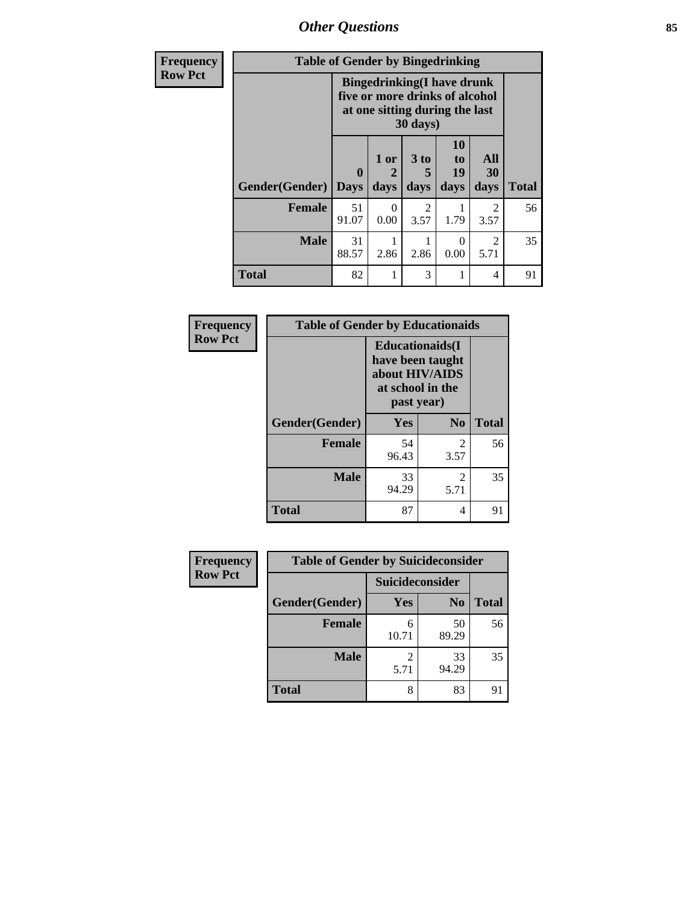# Other Questions

| Frequency<br>Row Pct | Table of Gender by Bingedrinking | | | | | |
|---|---|---|---|---|---|---|
| | Bingedrinking(I have drunk five or more drinks of alcohol at one sitting during the last 30 days) | | | | | |
| Gender(Gender) | 0 Days | 1 or 2 days | 3 to 5 days | 10 to 19 days | All 30 days | Total |
| **Female** | 51<br>91.07 | 0<br>0.00 | 2<br>3.57 | 1<br>1.79 | 2<br>3.57 | 56 |
| **Male** | 31<br>88.57 | 1<br>2.86 | 1<br>2.86 | 0<br>0.00 | 2<br>5.71 | 35 |
| **Total** | 82 | 1 | 3 | 1 | 4 | 91 |

| Frequency<br>Row Pct | Table of Gender by Educationaids | | |
|---|---|---|---|
| | Educationaids(I have been taught about HIV/AIDS at school in the past year) | | |
| Gender(Gender) | Yes | No | Total |
| **Female** | 54<br>96.43 | 2<br>3.57 | 56 |
| **Male** | 33<br>94.29 | 2<br>5.71 | 35 |
| **Total** | 87 | 4 | 91 |

| Frequency<br>Row Pct | Table of Gender by Suicideconsider | | |
|---|---|---|---|
| | Suicideconsider | | |
| Gender(Gender) | Yes | No | Total |
| **Female** | 6<br>10.71 | 50<br>89.29 | 56 |
| **Male** | 2<br>5.71 | 33<br>94.29 | 35 |
| **Total** | 8 | 83 | 91 |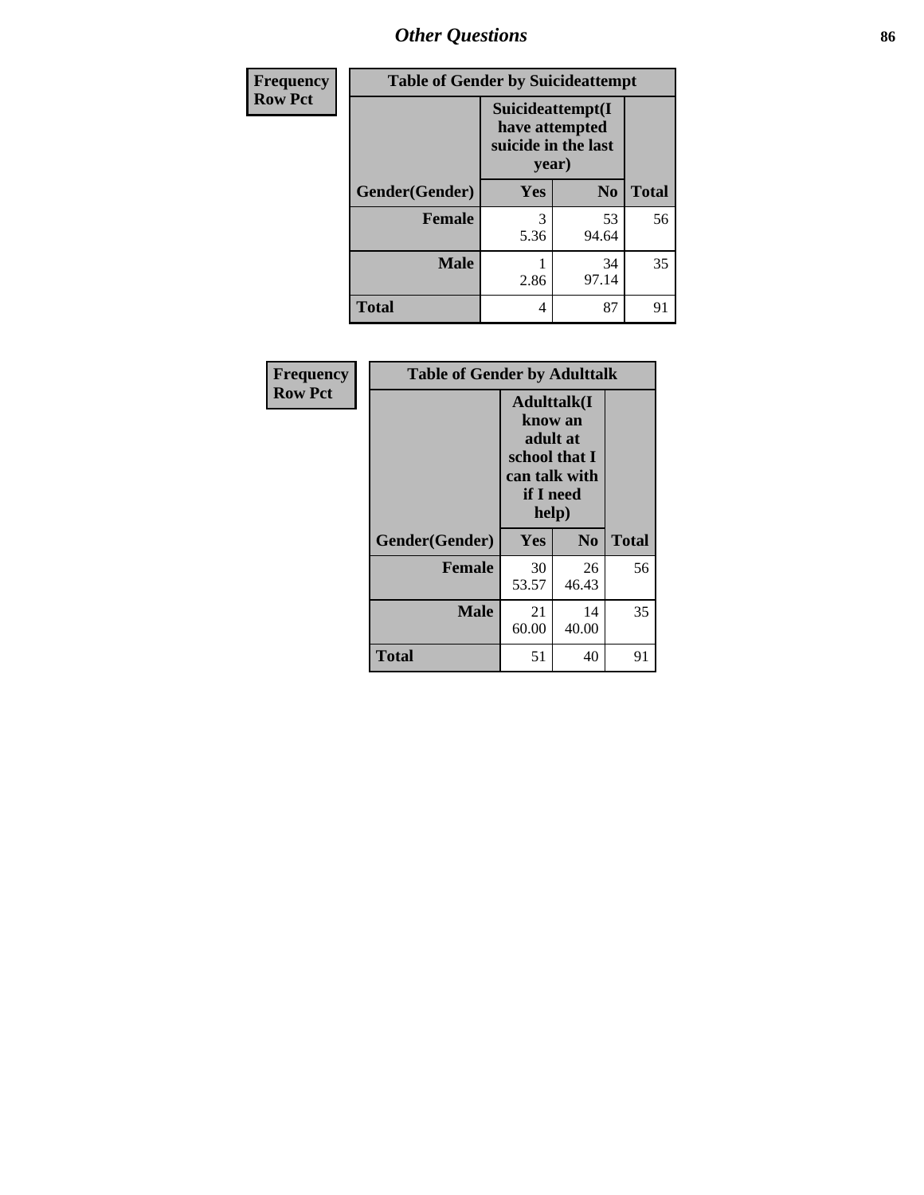## Other Questions

| Frequency Row Pct | Table of Gender by Suicideattempt | | |
|---|---|---|---|
| | Suicideattempt(I have attempted suicide in the last year) | | |
| Gender(Gender) | Yes | No | Total |
| Female | 3<br>5.36 | 53<br>94.64 | 56 |
| Male | 1<br>2.86 | 34<br>97.14 | 35 |
| Total | 4 | 87 | 91 |

| Frequency Row Pct | Table of Gender by Adulttalk | | |
|---|---|---|---|
| | Adulttalk(I know an adult at school that I can talk with if I need help) | | |
| Gender(Gender) | Yes | No | Total |
| Female | 30<br>53.57 | 26<br>46.43 | 56 |
| Male | 21<br>60.00 | 14<br>40.00 | 35 |
| Total | 51 | 40 | 91 |